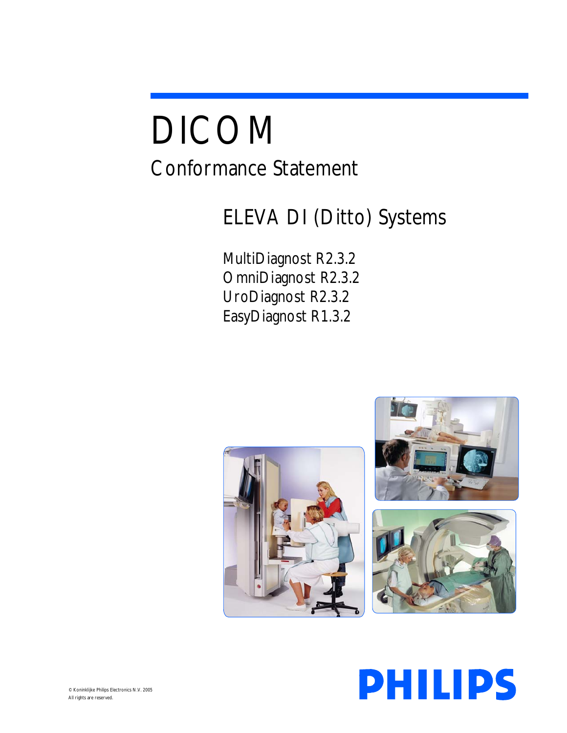# DICOM

## Conformance Statement

### ELEVA DI (Ditto) Systems

MultiDiagnost R2.3.2
OmniDiagnost R2.3.2
UroDiagnost R2.3.2
EasyDiagnost R1.3.2

© Koninklijke Philips Electronics N.V. 2005
All rights are reserved.

PHILIPS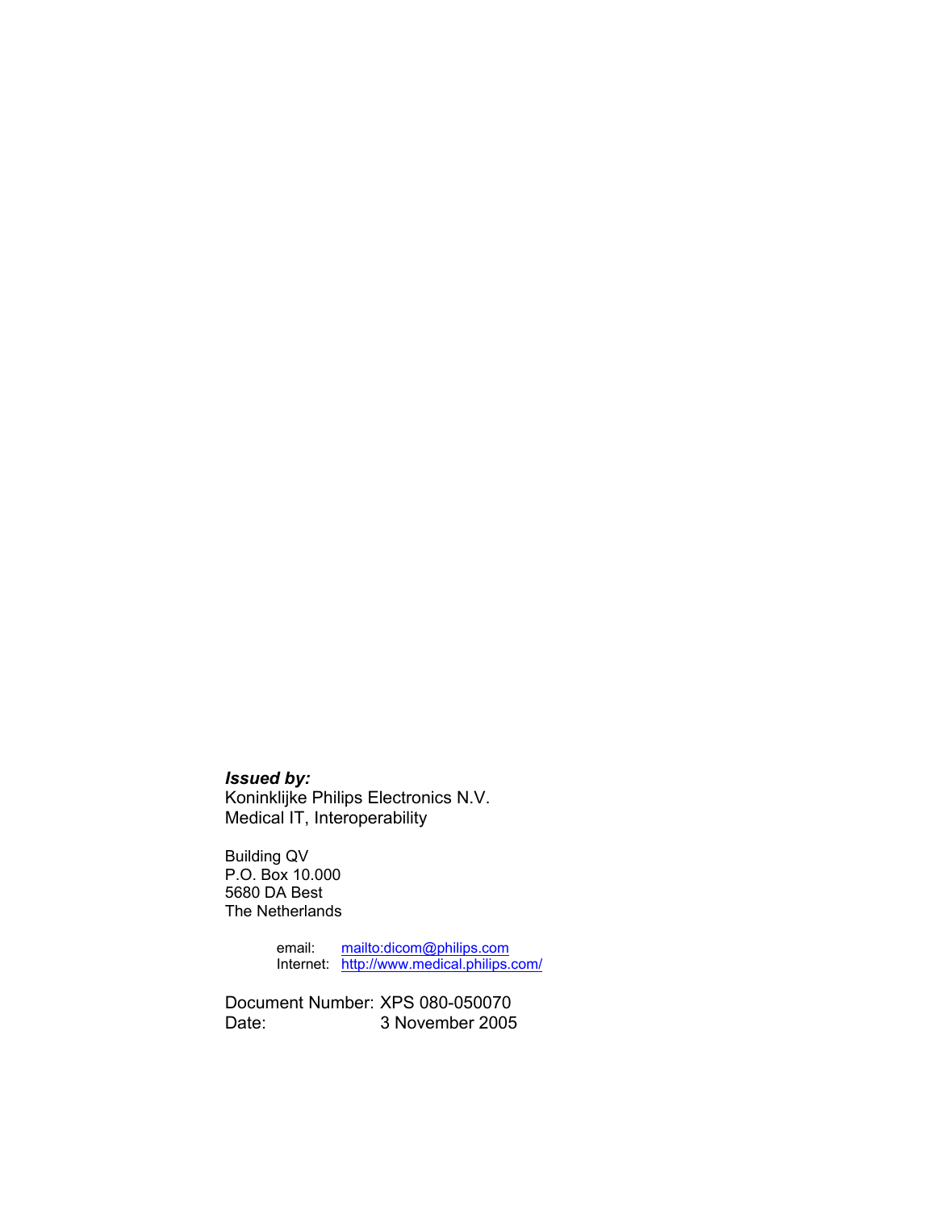***Issued by:***
Koninklijke Philips Electronics N.V.
Medical IT, Interoperability

Building QV
P.O. Box 10.000
5680 DA Best
The Netherlands

email: mailto:dicom@philips.com
Internet: http://www.medical.philips.com/

Document Number: XPS 080-050070
Date: 3 November 2005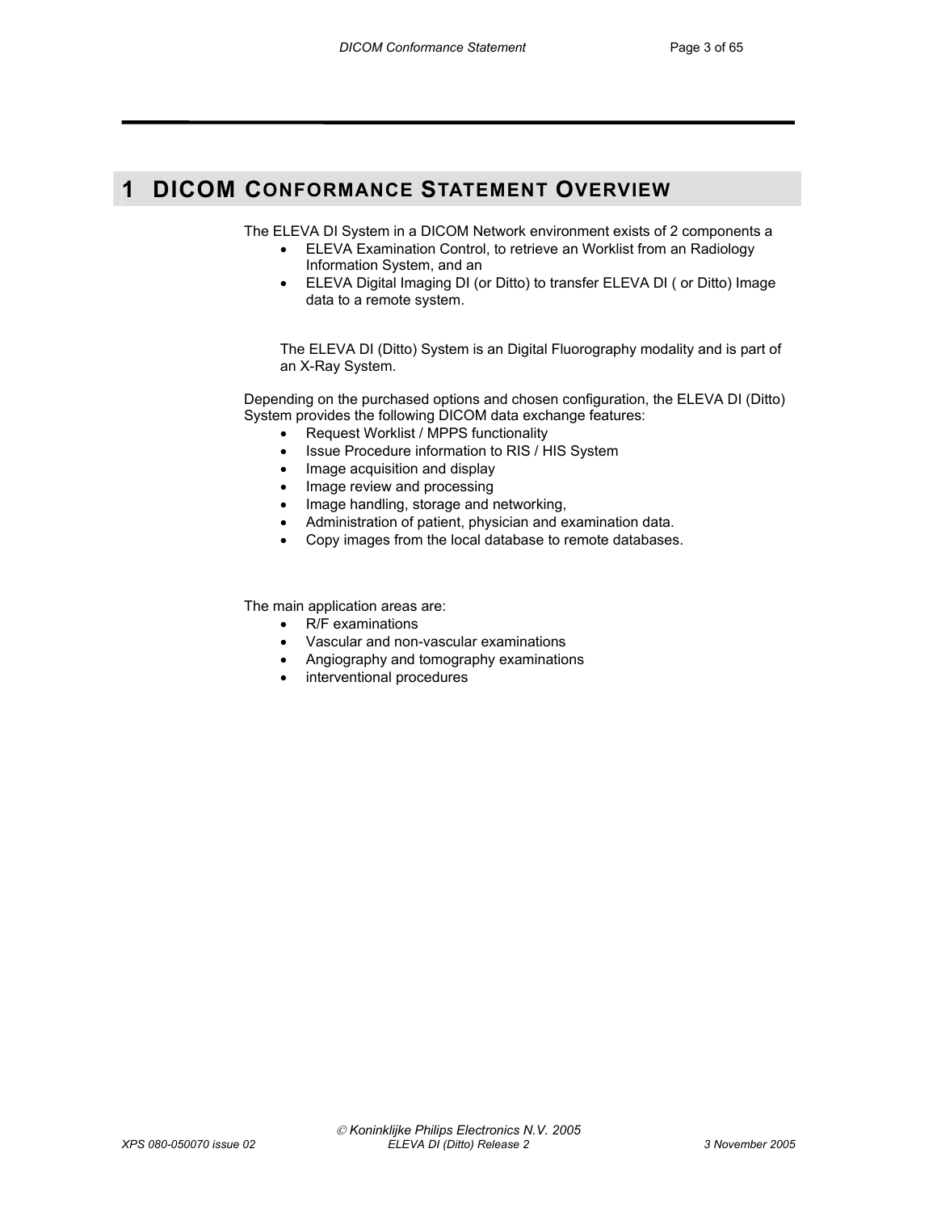# 1 DICOM CONFORMANCE STATEMENT OVERVIEW

The ELEVA DI System in a DICOM Network environment exists of 2 components a

- ELEVA Examination Control, to retrieve an Worklist from an Radiology Information System, and an
- ELEVA Digital Imaging DI (or Ditto) to transfer ELEVA DI ( or Ditto) Image data to a remote system.

The ELEVA DI (Ditto) System is an Digital Fluorography modality and is part of an X-Ray System.

Depending on the purchased options and chosen configuration, the ELEVA DI (Ditto) System provides the following DICOM data exchange features:

- Request Worklist / MPPS functionality
- Issue Procedure information to RIS / HIS System
- Image acquisition and display
- Image review and processing
- Image handling, storage and networking,
- Administration of patient, physician and examination data.
- Copy images from the local database to remote databases.

The main application areas are:

- R/F examinations
- Vascular and non-vascular examinations
- Angiography and tomography examinations
- interventional procedures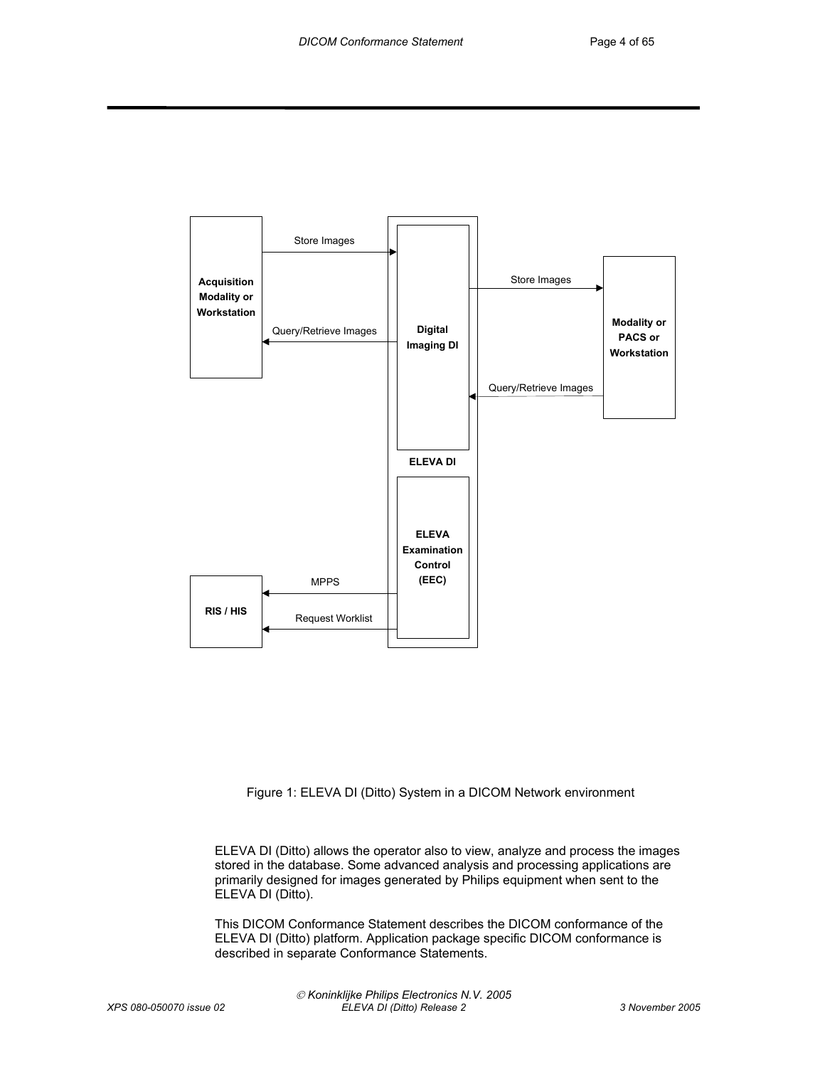Figure 1: ELEVA DI (Ditto) System in a DICOM Network environment

ELEVA DI (Ditto) allows the operator also to view, analyze and process the images stored in the database. Some advanced analysis and processing applications are primarily designed for images generated by Philips equipment when sent to the ELEVA DI (Ditto).

This DICOM Conformance Statement describes the DICOM conformance of the ELEVA DI (Ditto) platform. Application package specific DICOM conformance is described in separate Conformance Statements.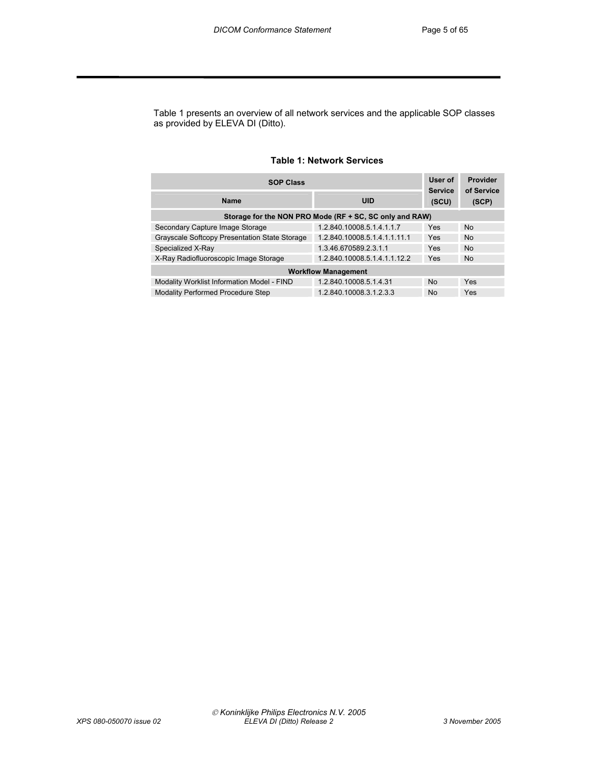Table 1 presents an overview of all network services and the applicable SOP classes as provided by ELEVA DI (Ditto).

**Table 1: Network Services**

| SOP Class | | User of Service (SCU) | Provider of Service (SCP) |
|---|---|---|---|
| **Name** | **UID** | | |
| **Storage for the NON PRO Mode (RF + SC, SC only and RAW)** | | | |
| Secondary Capture Image Storage | 1.2.840.10008.5.1.4.1.1.7 | Yes | No |
| Grayscale Softcopy Presentation State Storage | 1.2.840.10008.5.1.4.1.1.11.1 | Yes | No |
| Specialized X-Ray | 1.3.46.670589.2.3.1.1 | Yes | No |
| X-Ray Radiofluoroscopic Image Storage | 1.2.840.10008.5.1.4.1.1.12.2 | Yes | No |
| **Workflow Management** | | | |
| Modality Worklist Information Model - FIND | 1.2.840.10008.5.1.4.31 | No | Yes |
| Modality Performed Procedure Step | 1.2.840.10008.3.1.2.3.3 | No | Yes |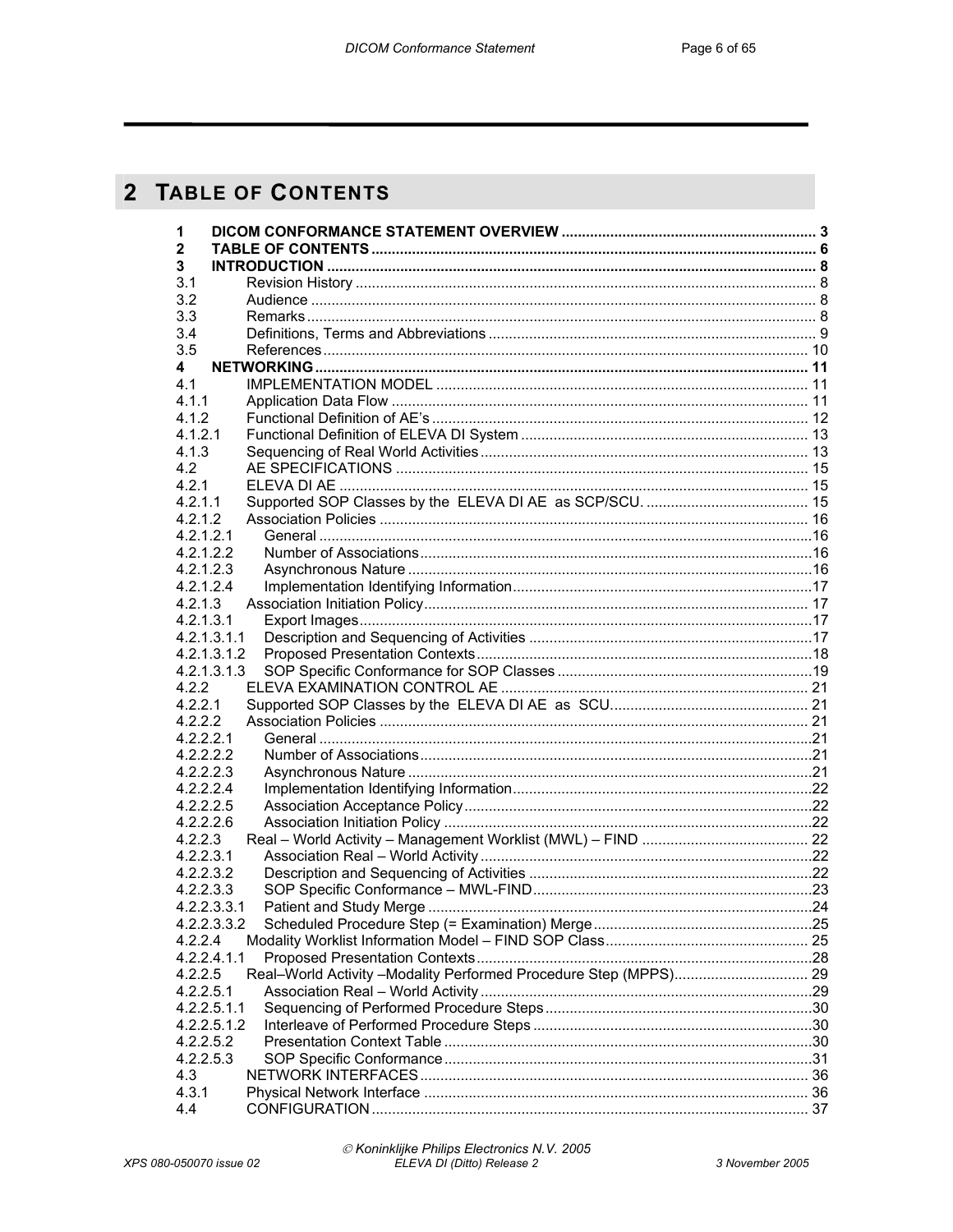## 2 TABLE OF CONTENTS

| | | |
|---|---|---|
| **1** | **DICOM CONFORMANCE STATEMENT OVERVIEW** | **3** |
| **2** | **TABLE OF CONTENTS** | **6** |
| **3** | **INTRODUCTION** | **8** |
| 3.1 | Revision History | 8 |
| 3.2 | Audience | 8 |
| 3.3 | Remarks | 8 |
| 3.4 | Definitions, Terms and Abbreviations | 9 |
| 3.5 | References | 10 |
| **4** | **NETWORKING** | **11** |
| 4.1 | IMPLEMENTATION MODEL | 11 |
| 4.1.1 | Application Data Flow | 11 |
| 4.1.2 | Functional Definition of AE's | 12 |
| 4.1.2.1 | Functional Definition of ELEVA DI System | 13 |
| 4.1.3 | Sequencing of Real World Activities | 13 |
| 4.2 | AE SPECIFICATIONS | 15 |
| 4.2.1 | ELEVA DI AE | 15 |
| 4.2.1.1 | Supported SOP Classes by the ELEVA DI AE as SCP/SCU. | 15 |
| 4.2.1.2 | Association Policies | 16 |
| 4.2.1.2.1 | General | 16 |
| 4.2.1.2.2 | Number of Associations | 16 |
| 4.2.1.2.3 | Asynchronous Nature | 16 |
| 4.2.1.2.4 | Implementation Identifying Information | 17 |
| 4.2.1.3 | Association Initiation Policy | 17 |
| 4.2.1.3.1 | Export Images | 17 |
| 4.2.1.3.1.1 | Description and Sequencing of Activities | 17 |
| 4.2.1.3.1.2 | Proposed Presentation Contexts | 18 |
| 4.2.1.3.1.3 | SOP Specific Conformance for SOP Classes | 19 |
| 4.2.2 | ELEVA EXAMINATION CONTROL AE | 21 |
| 4.2.2.1 | Supported SOP Classes by the ELEVA DI AE as SCU. | 21 |
| 4.2.2.2 | Association Policies | 21 |
| 4.2.2.2.1 | General | 21 |
| 4.2.2.2.2 | Number of Associations | 21 |
| 4.2.2.2.3 | Asynchronous Nature | 21 |
| 4.2.2.2.4 | Implementation Identifying Information | 22 |
| 4.2.2.2.5 | Association Acceptance Policy | 22 |
| 4.2.2.2.6 | Association Initiation Policy | 22 |
| 4.2.2.3 | Real – World Activity – Management Worklist (MWL) – FIND | 22 |
| 4.2.2.3.1 | Association Real – World Activity | 22 |
| 4.2.2.3.2 | Description and Sequencing of Activities | 22 |
| 4.2.2.3.3 | SOP Specific Conformance – MWL-FIND | 23 |
| 4.2.2.3.3.1 | Patient and Study Merge | 24 |
| 4.2.2.3.3.2 | Scheduled Procedure Step (= Examination) Merge | 25 |
| 4.2.2.4 | Modality Worklist Information Model – FIND SOP Class | 25 |
| 4.2.2.4.1.1 | Proposed Presentation Contexts | 28 |
| 4.2.2.5 | Real–World Activity –Modality Performed Procedure Step (MPPS) | 29 |
| 4.2.2.5.1 | Association Real – World Activity | 29 |
| 4.2.2.5.1.1 | Sequencing of Performed Procedure Steps | 30 |
| 4.2.2.5.1.2 | Interleave of Performed Procedure Steps | 30 |
| 4.2.2.5.2 | Presentation Context Table | 30 |
| 4.2.2.5.3 | SOP Specific Conformance | 31 |
| 4.3 | NETWORK INTERFACES | 36 |
| 4.3.1 | Physical Network Interface | 36 |
| 4.4 | CONFIGURATION | 37 |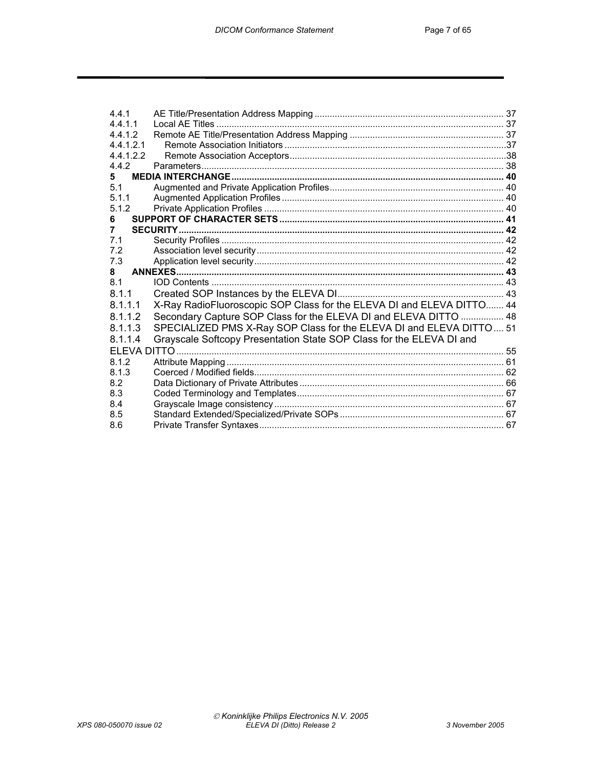4.4.1 AE Title/Presentation Address Mapping ........................................................................... 37
4.4.1.1 Local AE Titles ................................................................................................................. 37
4.4.1.2 Remote AE Title/Presentation Address Mapping ............................................................. 37
4.4.1.2.1 Remote Association Initiators .......................................................................................37
4.4.1.2.2 Remote Association Acceptors.....................................................................................38
4.4.2 Parameters....................................................................................................................... 38
**5 MEDIA INTERCHANGE........................................................................................................... 40**
5.1 Augmented and Private Application Profiles.................................................................... 40
5.1.1 Augmented Application Profiles ....................................................................................... 40
5.1.2 Private Application Profiles .............................................................................................. 40
**6 SUPPORT OF CHARACTER SETS ........................................................................................ 41**
**7 SECURITY................................................................................................................................. 42**
7.1 Security Profiles ............................................................................................................... 42
7.2 Association level security................................................................................................. 42
7.3 Application level security.................................................................................................. 42
**8 ANNEXES.................................................................................................................................. 43**
8.1 IOD Contents ................................................................................................................... 43
8.1.1 Created SOP Instances by the ELEVA DI.................................................................. 43
8.1.1.1 X-Ray RadioFluoroscopic SOP Class for the ELEVA DI and ELEVA DITTO....... 44
8.1.1.2 Secondary Capture SOP Class for the ELEVA DI and ELEVA DITTO ................ 48
8.1.1.3 SPECIALIZED PMS X-Ray SOP Class for the ELEVA DI and ELEVA DITTO.... 51
8.1.1.4 Grayscale Softcopy Presentation State SOP Class for the ELEVA DI and ELEVA DITTO ................................................................................................................. 55
8.1.2 Attribute Mapping ............................................................................................................. 61
8.1.3 Coerced / Modified fields.................................................................................................. 62
8.2 Data Dictionary of Private Attributes ................................................................................. 66
8.3 Coded Terminology and Templates................................................................................. 67
8.4 Grayscale Image consistency .......................................................................................... 67
8.5 Standard Extended/Specialized/Private SOPs ................................................................ 67
8.6 Private Transfer Syntaxes................................................................................................ 67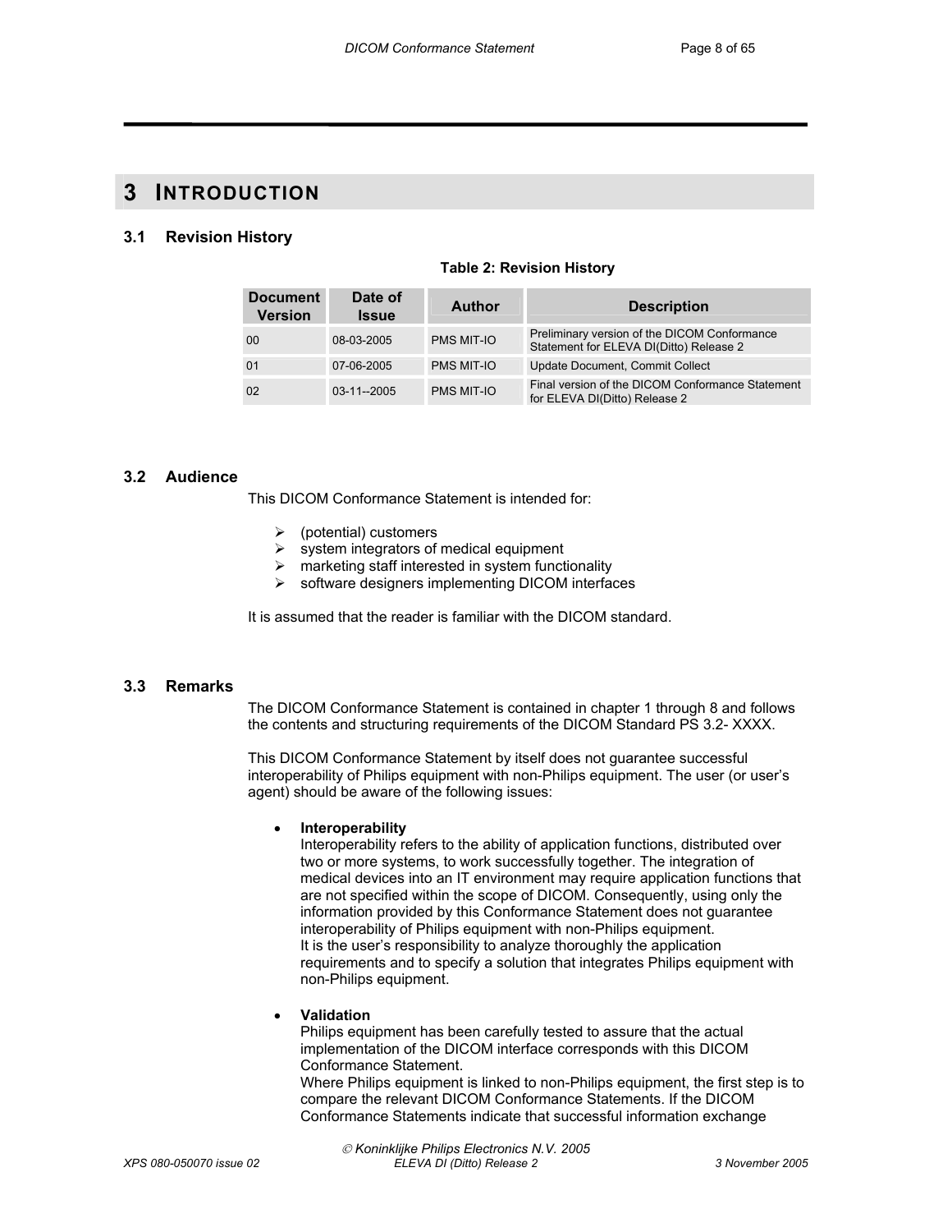# 3 INTRODUCTION

## 3.1 Revision History

**Table 2: Revision History**

| Document Version | Date of Issue | Author | Description |
|---|---|---|---|
| 00 | 08-03-2005 | PMS MIT-IO | Preliminary version of the DICOM Conformance Statement for ELEVA DI(Ditto) Release 2 |
| 01 | 07-06-2005 | PMS MIT-IO | Update Document, Commit Collect |
| 02 | 03-11--2005 | PMS MIT-IO | Final version of the DICOM Conformance Statement for ELEVA DI(Ditto) Release 2 |

## 3.2 Audience

This DICOM Conformance Statement is intended for:

- (potential) customers
- system integrators of medical equipment
- marketing staff interested in system functionality
- software designers implementing DICOM interfaces

It is assumed that the reader is familiar with the DICOM standard.

## 3.3 Remarks

The DICOM Conformance Statement is contained in chapter 1 through 8 and follows the contents and structuring requirements of the DICOM Standard PS 3.2- XXXX.

This DICOM Conformance Statement by itself does not guarantee successful interoperability of Philips equipment with non-Philips equipment. The user (or user's agent) should be aware of the following issues:

- **Interoperability**
  Interoperability refers to the ability of application functions, distributed over two or more systems, to work successfully together. The integration of medical devices into an IT environment may require application functions that are not specified within the scope of DICOM. Consequently, using only the information provided by this Conformance Statement does not guarantee interoperability of Philips equipment with non-Philips equipment.
  It is the user's responsibility to analyze thoroughly the application requirements and to specify a solution that integrates Philips equipment with non-Philips equipment.

- **Validation**
  Philips equipment has been carefully tested to assure that the actual implementation of the DICOM interface corresponds with this DICOM Conformance Statement.
  Where Philips equipment is linked to non-Philips equipment, the first step is to compare the relevant DICOM Conformance Statements. If the DICOM Conformance Statements indicate that successful information exchange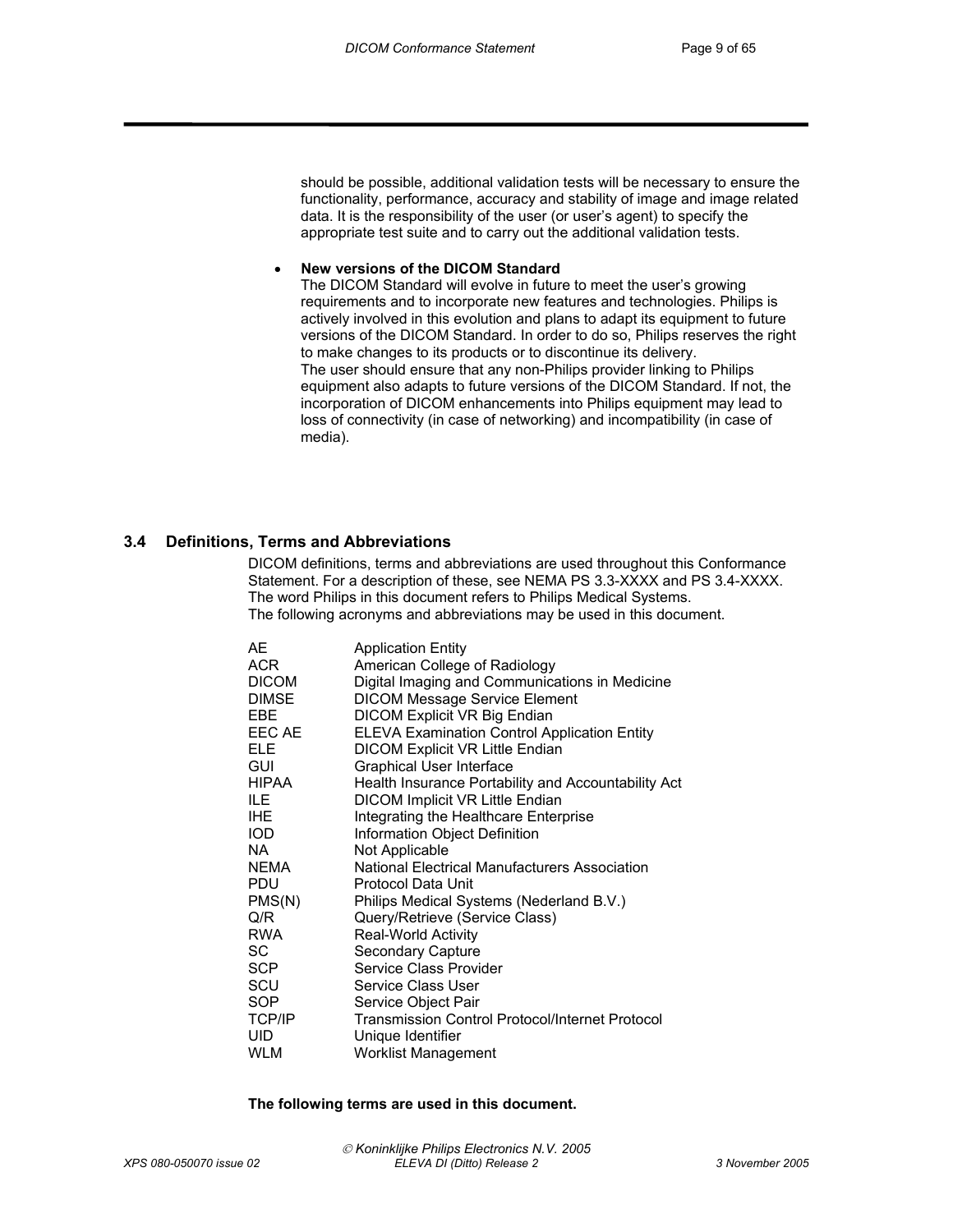should be possible, additional validation tests will be necessary to ensure the functionality, performance, accuracy and stability of image and image related data. It is the responsibility of the user (or user's agent) to specify the appropriate test suite and to carry out the additional validation tests.

- **New versions of the DICOM Standard**
  The DICOM Standard will evolve in future to meet the user's growing requirements and to incorporate new features and technologies. Philips is actively involved in this evolution and plans to adapt its equipment to future versions of the DICOM Standard. In order to do so, Philips reserves the right to make changes to its products or to discontinue its delivery.
  The user should ensure that any non-Philips provider linking to Philips equipment also adapts to future versions of the DICOM Standard. If not, the incorporation of DICOM enhancements into Philips equipment may lead to loss of connectivity (in case of networking) and incompatibility (in case of media).

## 3.4 Definitions, Terms and Abbreviations

DICOM definitions, terms and abbreviations are used throughout this Conformance Statement. For a description of these, see NEMA PS 3.3-XXXX and PS 3.4-XXXX.
The word Philips in this document refers to Philips Medical Systems.
The following acronyms and abbreviations may be used in this document.

| | |
|---|---|
| AE | Application Entity |
| ACR | American College of Radiology |
| DICOM | Digital Imaging and Communications in Medicine |
| DIMSE | DICOM Message Service Element |
| EBE | DICOM Explicit VR Big Endian |
| EEC AE | ELEVA Examination Control Application Entity |
| ELE | DICOM Explicit VR Little Endian |
| GUI | Graphical User Interface |
| HIPAA | Health Insurance Portability and Accountability Act |
| ILE | DICOM Implicit VR Little Endian |
| IHE | Integrating the Healthcare Enterprise |
| IOD | Information Object Definition |
| NA | Not Applicable |
| NEMA | National Electrical Manufacturers Association |
| PDU | Protocol Data Unit |
| PMS(N) | Philips Medical Systems (Nederland B.V.) |
| Q/R | Query/Retrieve (Service Class) |
| RWA | Real-World Activity |
| SC | Secondary Capture |
| SCP | Service Class Provider |
| SCU | Service Class User |
| SOP | Service Object Pair |
| TCP/IP | Transmission Control Protocol/Internet Protocol |
| UID | Unique Identifier |
| WLM | Worklist Management |

**The following terms are used in this document.**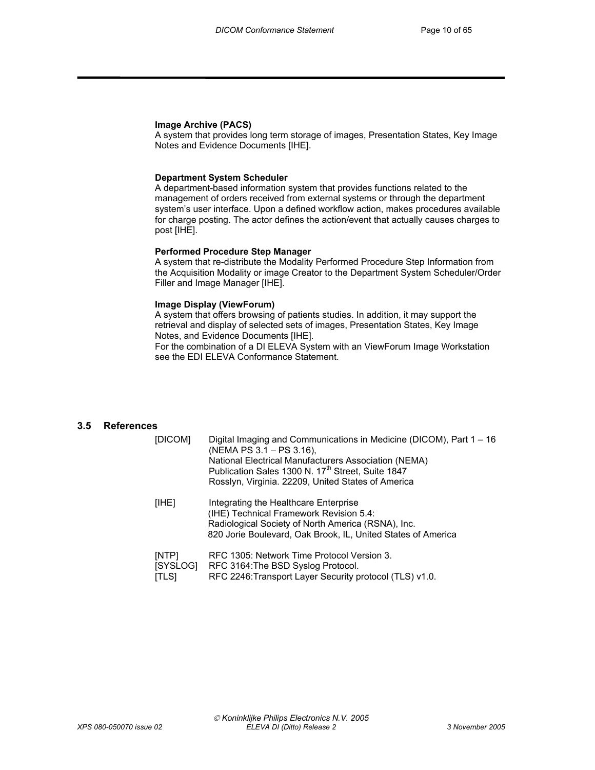**Image Archive (PACS)**
A system that provides long term storage of images, Presentation States, Key Image Notes and Evidence Documents [IHE].

**Department System Scheduler**
A department-based information system that provides functions related to the management of orders received from external systems or through the department system's user interface. Upon a defined workflow action, makes procedures available for charge posting. The actor defines the action/event that actually causes charges to post [IHE].

**Performed Procedure Step Manager**
A system that re-distribute the Modality Performed Procedure Step Information from the Acquisition Modality or image Creator to the Department System Scheduler/Order Filler and Image Manager [IHE].

**Image Display (ViewForum)**
A system that offers browsing of patients studies. In addition, it may support the retrieval and display of selected sets of images, Presentation States, Key Image Notes, and Evidence Documents [IHE].
For the combination of a DI ELEVA System with an ViewForum Image Workstation see the EDI ELEVA Conformance Statement.

## 3.5 References

| | |
|---|---|
| [DICOM] | Digital Imaging and Communications in Medicine (DICOM), Part 1 – 16 (NEMA PS 3.1 – PS 3.16), National Electrical Manufacturers Association (NEMA) Publication Sales 1300 N. 17th Street, Suite 1847 Rosslyn, Virginia. 22209, United States of America |
| [IHE] | Integrating the Healthcare Enterprise (IHE) Technical Framework Revision 5.4: Radiological Society of North America (RSNA), Inc. 820 Jorie Boulevard, Oak Brook, IL, United States of America |
| [NTP] | RFC 1305: Network Time Protocol Version 3. |
| [SYSLOG] | RFC 3164:The BSD Syslog Protocol. |
| [TLS] | RFC 2246:Transport Layer Security protocol (TLS) v1.0. |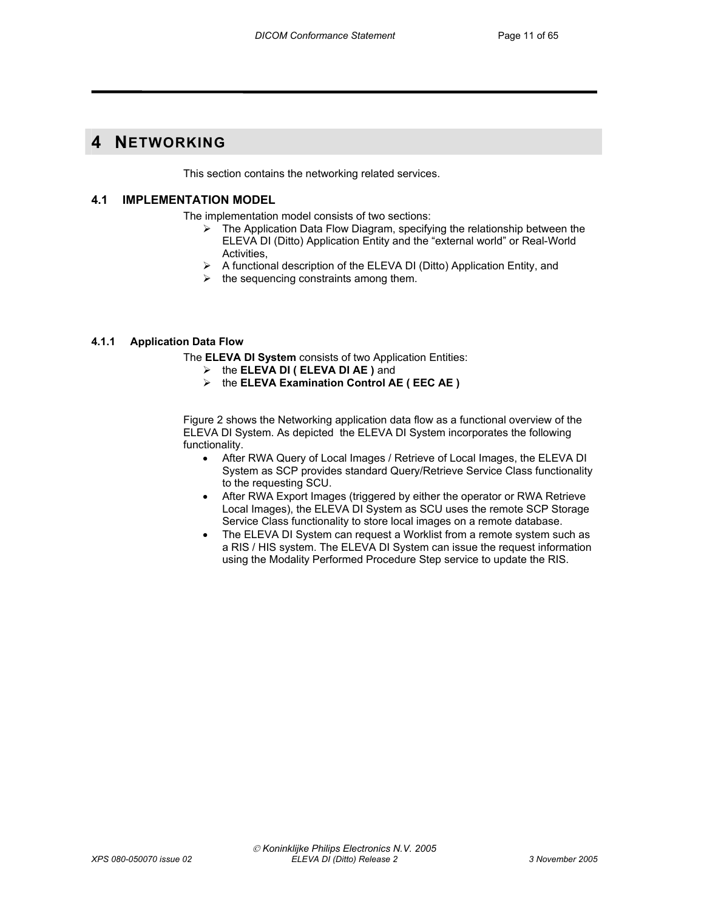# 4 NETWORKING

This section contains the networking related services.

## 4.1 IMPLEMENTATION MODEL

The implementation model consists of two sections:

- The Application Data Flow Diagram, specifying the relationship between the ELEVA DI (Ditto) Application Entity and the "external world" or Real-World Activities,
- A functional description of the ELEVA DI (Ditto) Application Entity, and
- the sequencing constraints among them.

### 4.1.1 Application Data Flow

The **ELEVA DI System** consists of two Application Entities:

- the **ELEVA DI ( ELEVA DI AE )** and
- the **ELEVA Examination Control AE ( EEC AE )**

Figure 2 shows the Networking application data flow as a functional overview of the ELEVA DI System. As depicted the ELEVA DI System incorporates the following functionality.

- After RWA Query of Local Images / Retrieve of Local Images, the ELEVA DI System as SCP provides standard Query/Retrieve Service Class functionality to the requesting SCU.
- After RWA Export Images (triggered by either the operator or RWA Retrieve Local Images), the ELEVA DI System as SCU uses the remote SCP Storage Service Class functionality to store local images on a remote database.
- The ELEVA DI System can request a Worklist from a remote system such as a RIS / HIS system. The ELEVA DI System can issue the request information using the Modality Performed Procedure Step service to update the RIS.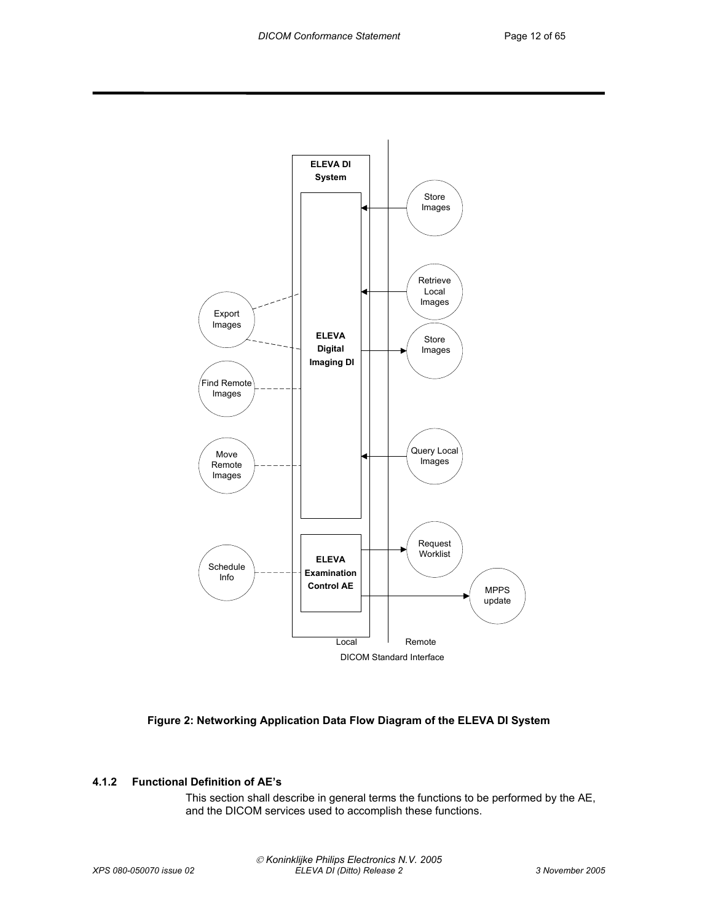Figure 2: Networking Application Data Flow Diagram of the ELEVA DI System

### 4.1.2 Functional Definition of AE's

This section shall describe in general terms the functions to be performed by the AE, and the DICOM services used to accomplish these functions.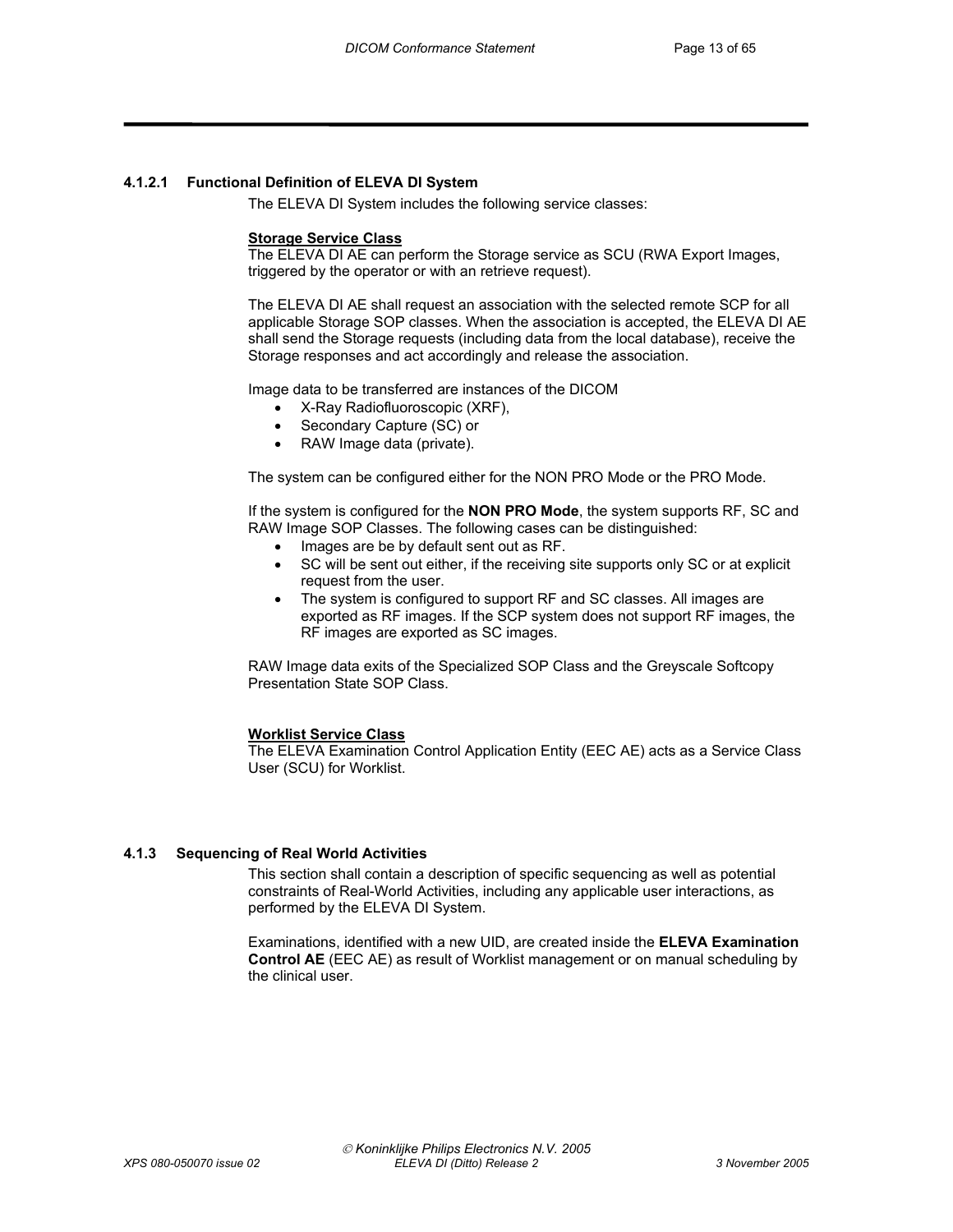#### 4.1.2.1 Functional Definition of ELEVA DI System

The ELEVA DI System includes the following service classes:

**Storage Service Class**

The ELEVA DI AE can perform the Storage service as SCU (RWA Export Images, triggered by the operator or with an retrieve request).

The ELEVA DI AE shall request an association with the selected remote SCP for all applicable Storage SOP classes. When the association is accepted, the ELEVA DI AE shall send the Storage requests (including data from the local database), receive the Storage responses and act accordingly and release the association.

Image data to be transferred are instances of the DICOM

- X-Ray Radiofluoroscopic (XRF),
- Secondary Capture (SC) or
- RAW Image data (private).

The system can be configured either for the NON PRO Mode or the PRO Mode.

If the system is configured for the **NON PRO Mode**, the system supports RF, SC and RAW Image SOP Classes. The following cases can be distinguished:

- Images are be by default sent out as RF.
- SC will be sent out either, if the receiving site supports only SC or at explicit request from the user.
- The system is configured to support RF and SC classes. All images are exported as RF images. If the SCP system does not support RF images, the RF images are exported as SC images.

RAW Image data exits of the Specialized SOP Class and the Greyscale Softcopy Presentation State SOP Class.

**Worklist Service Class**

The ELEVA Examination Control Application Entity (EEC AE) acts as a Service Class User (SCU) for Worklist.

### 4.1.3 Sequencing of Real World Activities

This section shall contain a description of specific sequencing as well as potential constraints of Real-World Activities, including any applicable user interactions, as performed by the ELEVA DI System.

Examinations, identified with a new UID, are created inside the **ELEVA Examination Control AE** (EEC AE) as result of Worklist management or on manual scheduling by the clinical user.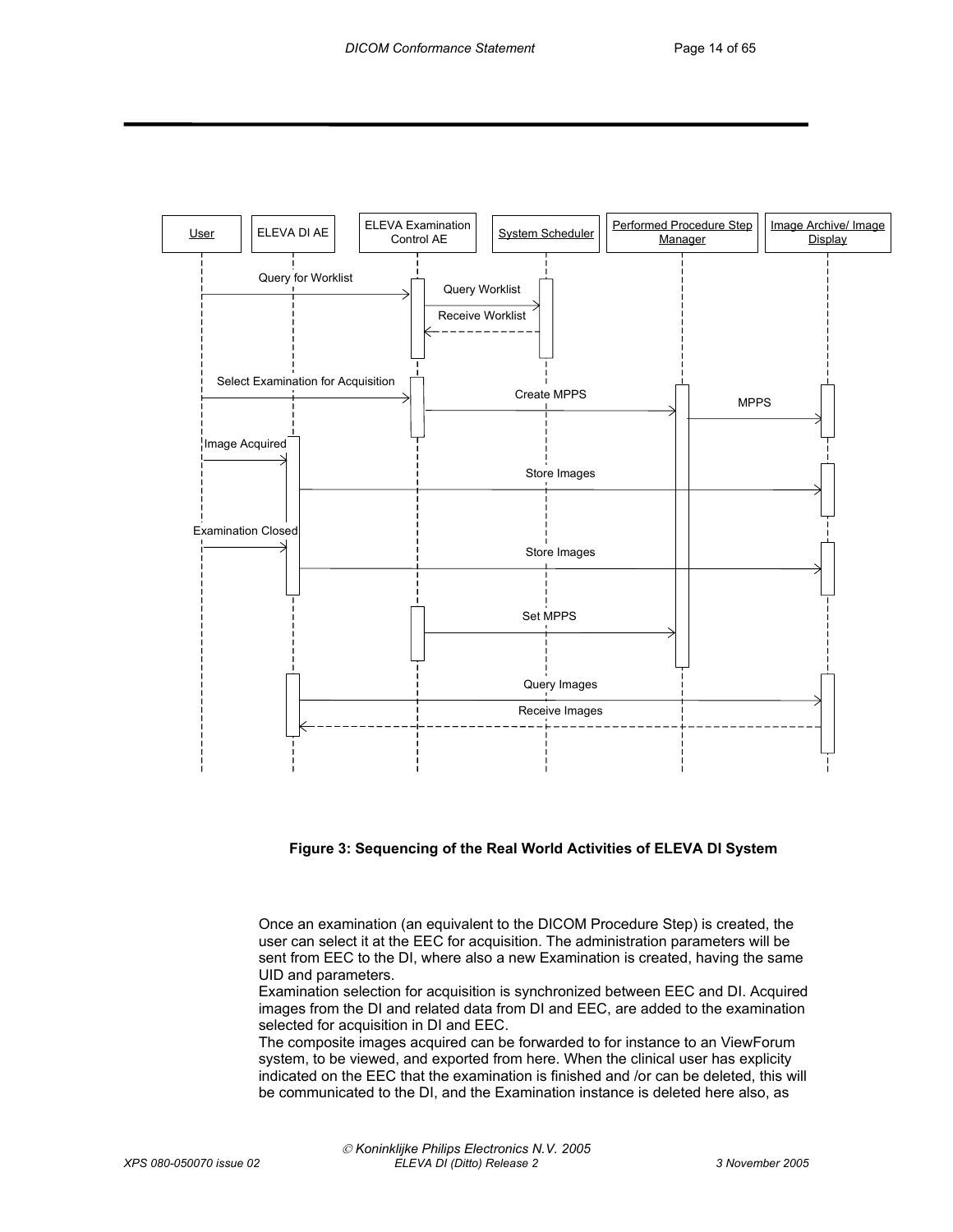| User | ELEVA DI AE | ELEVA Examination Control AE | System Scheduler | Performed Procedure Step Manager | Image Archive/ Image Display |
|---|---|---|---|---|---|

Query for Worklist

Query Worklist

Receive Worklist

Select Examination for Acquisition

Create MPPS

MPPS

Image Acquired

Store Images

Examination Closed

Store Images

Set MPPS

Query Images

Receive Images

**Figure 3: Sequencing of the Real World Activities of ELEVA DI System**

Once an examination (an equivalent to the DICOM Procedure Step) is created, the user can select it at the EEC for acquisition. The administration parameters will be sent from EEC to the DI, where also a new Examination is created, having the same UID and parameters.
Examination selection for acquisition is synchronized between EEC and DI. Acquired images from the DI and related data from DI and EEC, are added to the examination selected for acquisition in DI and EEC.
The composite images acquired can be forwarded to for instance to an ViewForum system, to be viewed, and exported from here. When the clinical user has explicity indicated on the EEC that the examination is finished and /or can be deleted, this will be communicated to the DI, and the Examination instance is deleted here also, as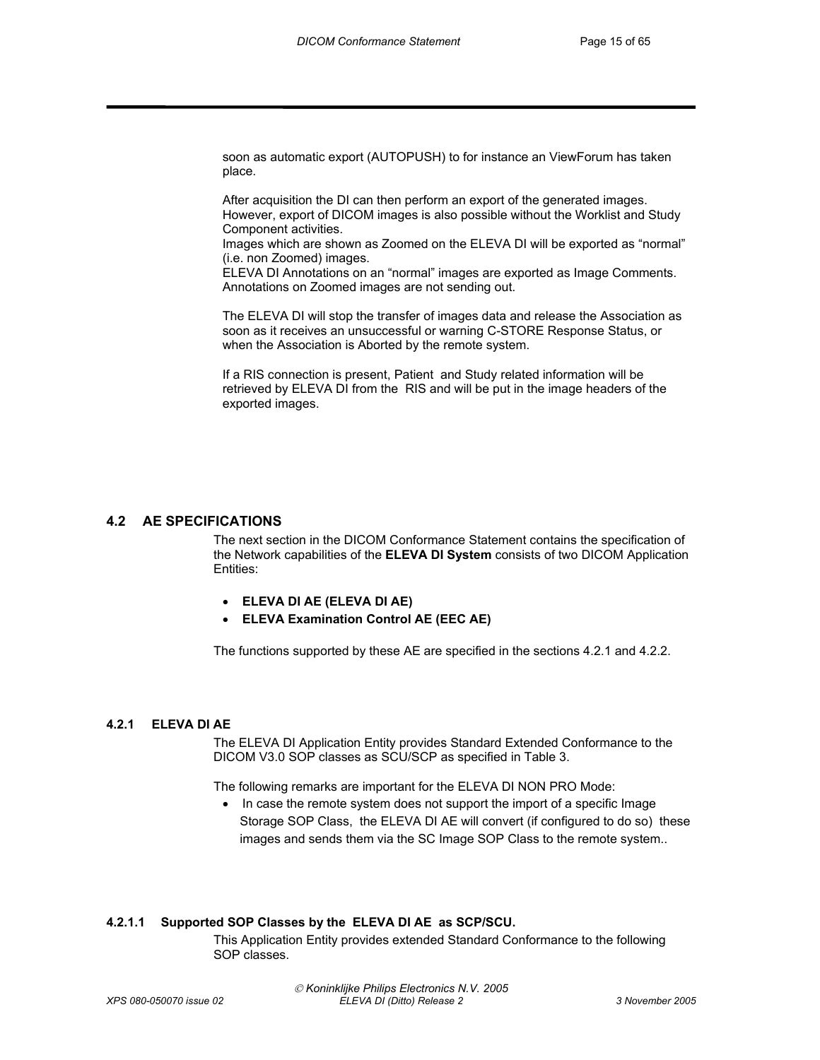soon as automatic export (AUTOPUSH) to for instance an ViewForum has taken place.

After acquisition the DI can then perform an export of the generated images. However, export of DICOM images is also possible without the Worklist and Study Component activities.
Images which are shown as Zoomed on the ELEVA DI will be exported as “normal” (i.e. non Zoomed) images.
ELEVA DI Annotations on an “normal” images are exported as Image Comments. Annotations on Zoomed images are not sending out.

The ELEVA DI will stop the transfer of images data and release the Association as soon as it receives an unsuccessful or warning C-STORE Response Status, or when the Association is Aborted by the remote system.

If a RIS connection is present, Patient and Study related information will be retrieved by ELEVA DI from the RIS and will be put in the image headers of the exported images.

## 4.2 AE SPECIFICATIONS

The next section in the DICOM Conformance Statement contains the specification of the Network capabilities of the **ELEVA DI System** consists of two DICOM Application Entities:

- **ELEVA DI AE (ELEVA DI AE)**
- **ELEVA Examination Control AE (EEC AE)**

The functions supported by these AE are specified in the sections 4.2.1 and 4.2.2.

### 4.2.1 ELEVA DI AE

The ELEVA DI Application Entity provides Standard Extended Conformance to the DICOM V3.0 SOP classes as SCU/SCP as specified in Table 3.

The following remarks are important for the ELEVA DI NON PRO Mode:

- In case the remote system does not support the import of a specific Image Storage SOP Class, the ELEVA DI AE will convert (if configured to do so) these images and sends them via the SC Image SOP Class to the remote system..

#### 4.2.1.1 Supported SOP Classes by the ELEVA DI AE as SCP/SCU.

This Application Entity provides extended Standard Conformance to the following SOP classes.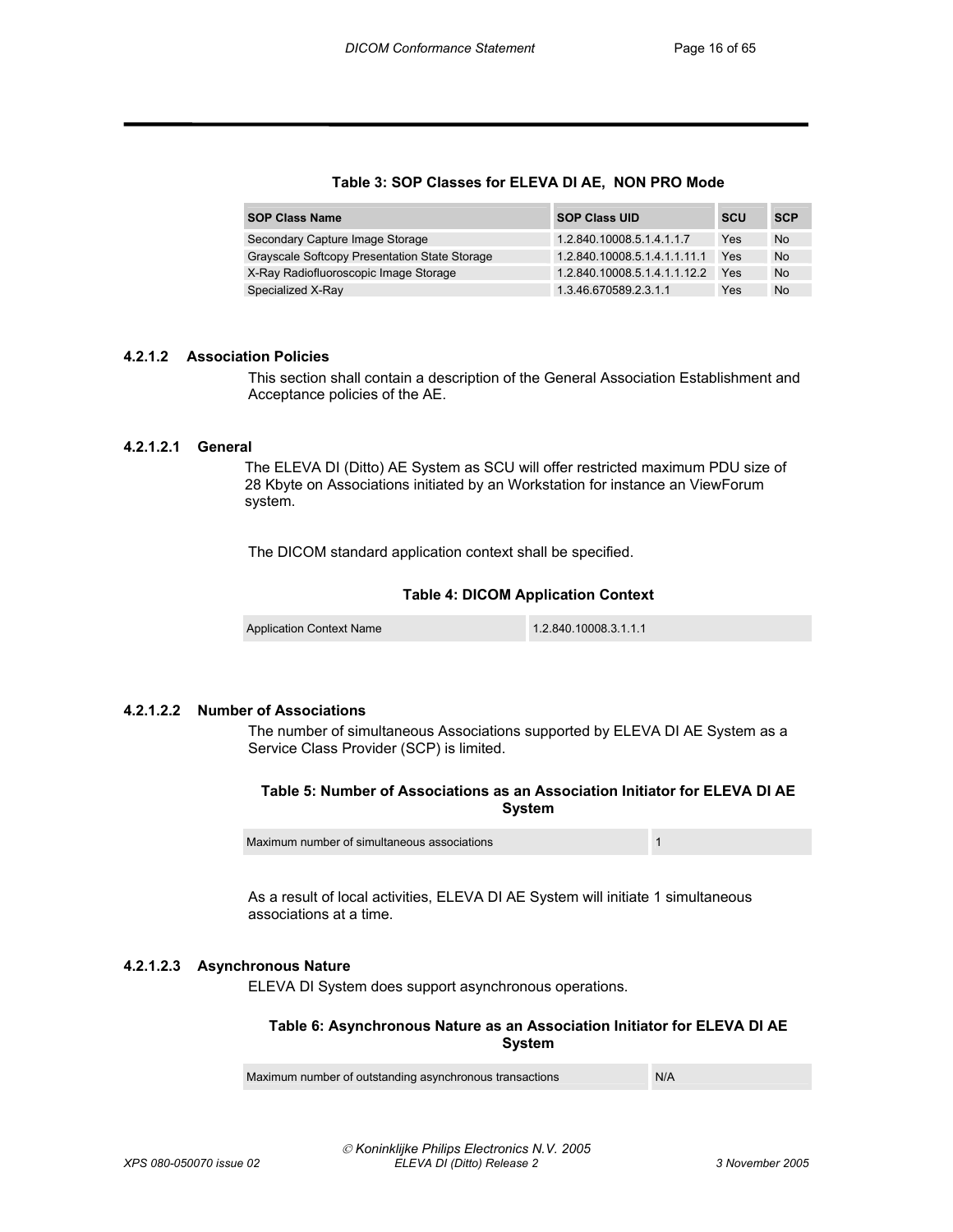**Table 3: SOP Classes for ELEVA DI AE, NON PRO Mode**

| SOP Class Name | SOP Class UID | SCU | SCP |
|---|---|---|---|
| Secondary Capture Image Storage | 1.2.840.10008.5.1.4.1.1.7 | Yes | No |
| Grayscale Softcopy Presentation State Storage | 1.2.840.10008.5.1.4.1.1.11.1 | Yes | No |
| X-Ray Radiofluoroscopic Image Storage | 1.2.840.10008.5.1.4.1.1.12.2 | Yes | No |
| Specialized X-Ray | 1.3.46.670589.2.3.1.1 | Yes | No |

#### 4.2.1.2 Association Policies

This section shall contain a description of the General Association Establishment and Acceptance policies of the AE.

##### 4.2.1.2.1 General

The ELEVA DI (Ditto) AE System as SCU will offer restricted maximum PDU size of 28 Kbyte on Associations initiated by an Workstation for instance an ViewForum system.

The DICOM standard application context shall be specified.

**Table 4: DICOM Application Context**

| Application Context Name | 1.2.840.10008.3.1.1.1 |
|---|---|

##### 4.2.1.2.2 Number of Associations

The number of simultaneous Associations supported by ELEVA DI AE System as a Service Class Provider (SCP) is limited.

**Table 5: Number of Associations as an Association Initiator for ELEVA DI AE System**

| Maximum number of simultaneous associations | 1 |
|---|---|

As a result of local activities, ELEVA DI AE System will initiate 1 simultaneous associations at a time.

##### 4.2.1.2.3 Asynchronous Nature

ELEVA DI System does support asynchronous operations.

**Table 6: Asynchronous Nature as an Association Initiator for ELEVA DI AE System**

| Maximum number of outstanding asynchronous transactions | N/A |
|---|---|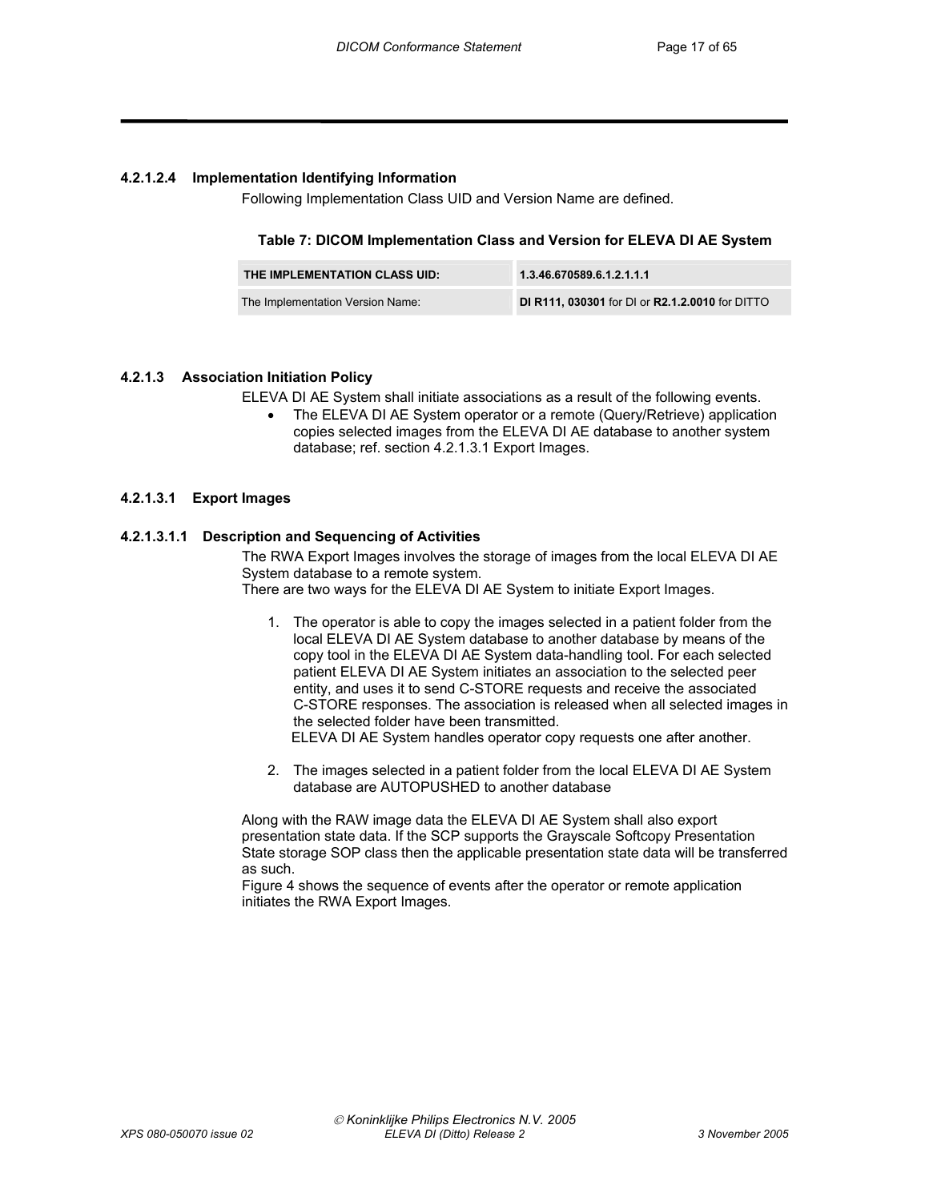#### 4.2.1.2.4 Implementation Identifying Information

Following Implementation Class UID and Version Name are defined.

**Table 7: DICOM Implementation Class and Version for ELEVA DI AE System**

| THE IMPLEMENTATION CLASS UID: | 1.3.46.670589.6.1.2.1.1.1 |
|---|---|
| The Implementation Version Name: | **DI R111, 030301** for DI or **R2.1.2.0010** for DITTO |

### 4.2.1.3 Association Initiation Policy

ELEVA DI AE System shall initiate associations as a result of the following events.

- The ELEVA DI AE System operator or a remote (Query/Retrieve) application copies selected images from the ELEVA DI AE database to another system database; ref. section 4.2.1.3.1 Export Images.

#### 4.2.1.3.1 Export Images

##### 4.2.1.3.1.1 Description and Sequencing of Activities

The RWA Export Images involves the storage of images from the local ELEVA DI AE System database to a remote system.
There are two ways for the ELEVA DI AE System to initiate Export Images.

1. The operator is able to copy the images selected in a patient folder from the local ELEVA DI AE System database to another database by means of the copy tool in the ELEVA DI AE System data-handling tool. For each selected patient ELEVA DI AE System initiates an association to the selected peer entity, and uses it to send C-STORE requests and receive the associated C-STORE responses. The association is released when all selected images in the selected folder have been transmitted.
   ELEVA DI AE System handles operator copy requests one after another.

2. The images selected in a patient folder from the local ELEVA DI AE System database are AUTOPUSHED to another database

Along with the RAW image data the ELEVA DI AE System shall also export presentation state data. If the SCP supports the Grayscale Softcopy Presentation State storage SOP class then the applicable presentation state data will be transferred as such.
Figure 4 shows the sequence of events after the operator or remote application initiates the RWA Export Images.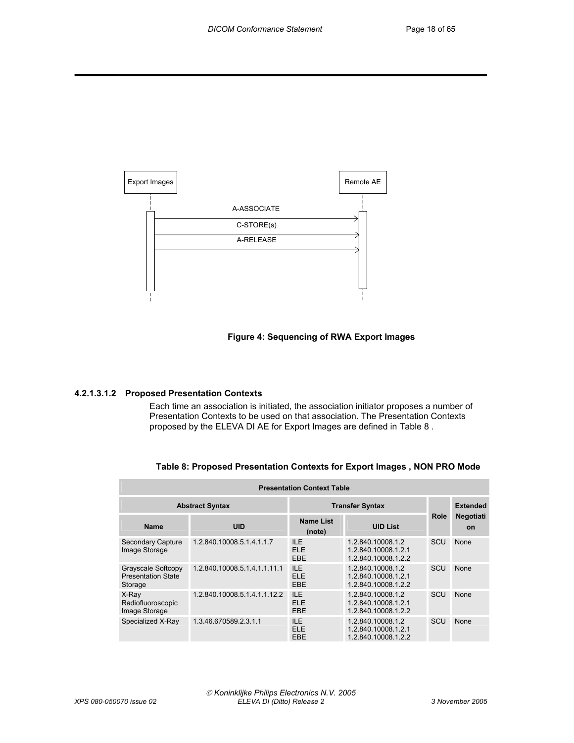Export Images

Remote AE

A-ASSOCIATE

C-STORE(s)

A-RELEASE

**Figure 4: Sequencing of RWA Export Images**

#### 4.2.1.3.1.2 Proposed Presentation Contexts

Each time an association is initiated, the association initiator proposes a number of Presentation Contexts to be used on that association. The Presentation Contexts proposed by the ELEVA DI AE for Export Images are defined in Table 8 .

**Table 8: Proposed Presentation Contexts for Export Images , NON PRO Mode**

| Presentation Context Table | | | | | |
|---|---|---|---|---|---|
| Abstract Syntax | | Transfer Syntax | | Role | Extended Negotiation |
| Name | UID | Name List (note) | UID List | | |
| Secondary Capture Image Storage | 1.2.840.10008.5.1.4.1.1.7 | ILE<br>ELE<br>EBE | 1.2.840.10008.1.2<br>1.2.840.10008.1.2.1<br>1.2.840.10008.1.2.2 | SCU | None |
| Grayscale Softcopy Presentation State Storage | 1.2.840.10008.5.1.4.1.1.11.1 | ILE<br>ELE<br>EBE | 1.2.840.10008.1.2<br>1.2.840.10008.1.2.1<br>1.2.840.10008.1.2.2 | SCU | None |
| X-Ray Radiofluoroscopic Image Storage | 1.2.840.10008.5.1.4.1.1.12.2 | ILE<br>ELE<br>EBE | 1.2.840.10008.1.2<br>1.2.840.10008.1.2.1<br>1.2.840.10008.1.2.2 | SCU | None |
| Specialized X-Ray | 1.3.46.670589.2.3.1.1 | ILE<br>ELE<br>EBE | 1.2.840.10008.1.2<br>1.2.840.10008.1.2.1<br>1.2.840.10008.1.2.2 | SCU | None |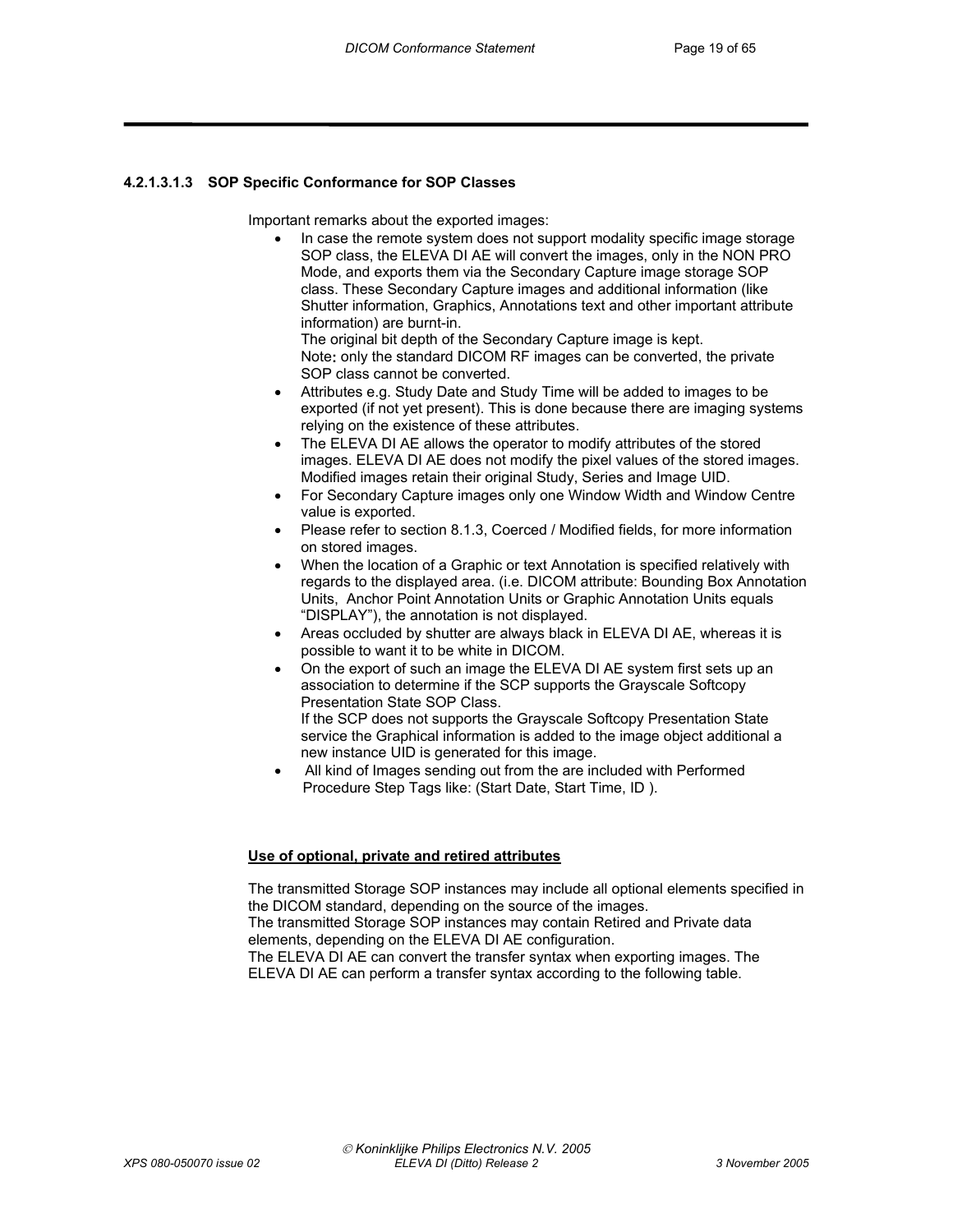#### 4.2.1.3.1.3 SOP Specific Conformance for SOP Classes

Important remarks about the exported images:

- In case the remote system does not support modality specific image storage SOP class, the ELEVA DI AE will convert the images, only in the NON PRO Mode, and exports them via the Secondary Capture image storage SOP class. These Secondary Capture images and additional information (like Shutter information, Graphics, Annotations text and other important attribute information) are burnt-in.
  The original bit depth of the Secondary Capture image is kept.
  Note**:** only the standard DICOM RF images can be converted, the private SOP class cannot be converted.
- Attributes e.g. Study Date and Study Time will be added to images to be exported (if not yet present). This is done because there are imaging systems relying on the existence of these attributes.
- The ELEVA DI AE allows the operator to modify attributes of the stored images. ELEVA DI AE does not modify the pixel values of the stored images. Modified images retain their original Study, Series and Image UID.
- For Secondary Capture images only one Window Width and Window Centre value is exported.
- Please refer to section 8.1.3, Coerced / Modified fields, for more information on stored images.
- When the location of a Graphic or text Annotation is specified relatively with regards to the displayed area. (i.e. DICOM attribute: Bounding Box Annotation Units, Anchor Point Annotation Units or Graphic Annotation Units equals “DISPLAY”), the annotation is not displayed.
- Areas occluded by shutter are always black in ELEVA DI AE, whereas it is possible to want it to be white in DICOM.
- On the export of such an image the ELEVA DI AE system first sets up an association to determine if the SCP supports the Grayscale Softcopy Presentation State SOP Class.
  If the SCP does not supports the Grayscale Softcopy Presentation State service the Graphical information is added to the image object additional a new instance UID is generated for this image.
- All kind of Images sending out from the are included with Performed Procedure Step Tags like: (Start Date, Start Time, ID ).

<u>**Use of optional, private and retired attributes**</u>

The transmitted Storage SOP instances may include all optional elements specified in the DICOM standard, depending on the source of the images.
The transmitted Storage SOP instances may contain Retired and Private data elements, depending on the ELEVA DI AE configuration.
The ELEVA DI AE can convert the transfer syntax when exporting images. The ELEVA DI AE can perform a transfer syntax according to the following table.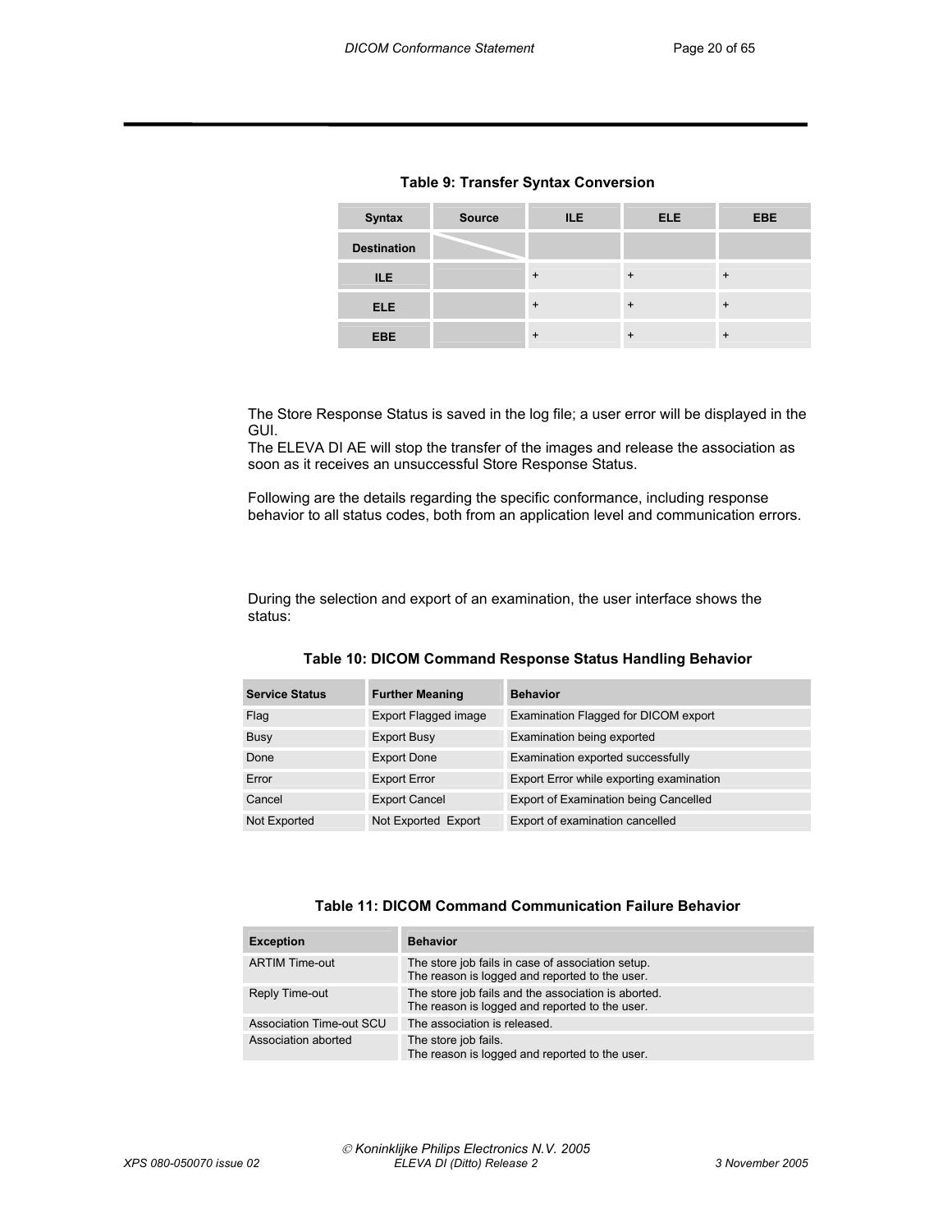**Table 9: Transfer Syntax Conversion**

| Syntax | Source | ILE | ELE | EBE |
|---|---|---|---|---|
| **Destination** | | | | |
| **ILE** | | + | + | + |
| **ELE** | | + | + | + |
| **EBE** | | + | + | + |

The Store Response Status is saved in the log file; a user error will be displayed in the GUI.
The ELEVA DI AE will stop the transfer of the images and release the association as soon as it receives an unsuccessful Store Response Status.

Following are the details regarding the specific conformance, including response behavior to all status codes, both from an application level and communication errors.

During the selection and export of an examination, the user interface shows the status:

**Table 10: DICOM Command Response Status Handling Behavior**

| Service Status | Further Meaning | Behavior |
|---|---|---|
| Flag | Export Flagged image | Examination Flagged for DICOM export |
| Busy | Export Busy | Examination being exported |
| Done | Export Done | Examination exported successfully |
| Error | Export Error | Export Error while exporting examination |
| Cancel | Export Cancel | Export of Examination being Cancelled |
| Not Exported | Not Exported Export | Export of examination cancelled |

**Table 11: DICOM Command Communication Failure Behavior**

| Exception | Behavior |
|---|---|
| ARTIM Time-out | The store job fails in case of association setup.<br>The reason is logged and reported to the user. |
| Reply Time-out | The store job fails and the association is aborted.<br>The reason is logged and reported to the user. |
| Association Time-out SCU | The association is released. |
| Association aborted | The store job fails.<br>The reason is logged and reported to the user. |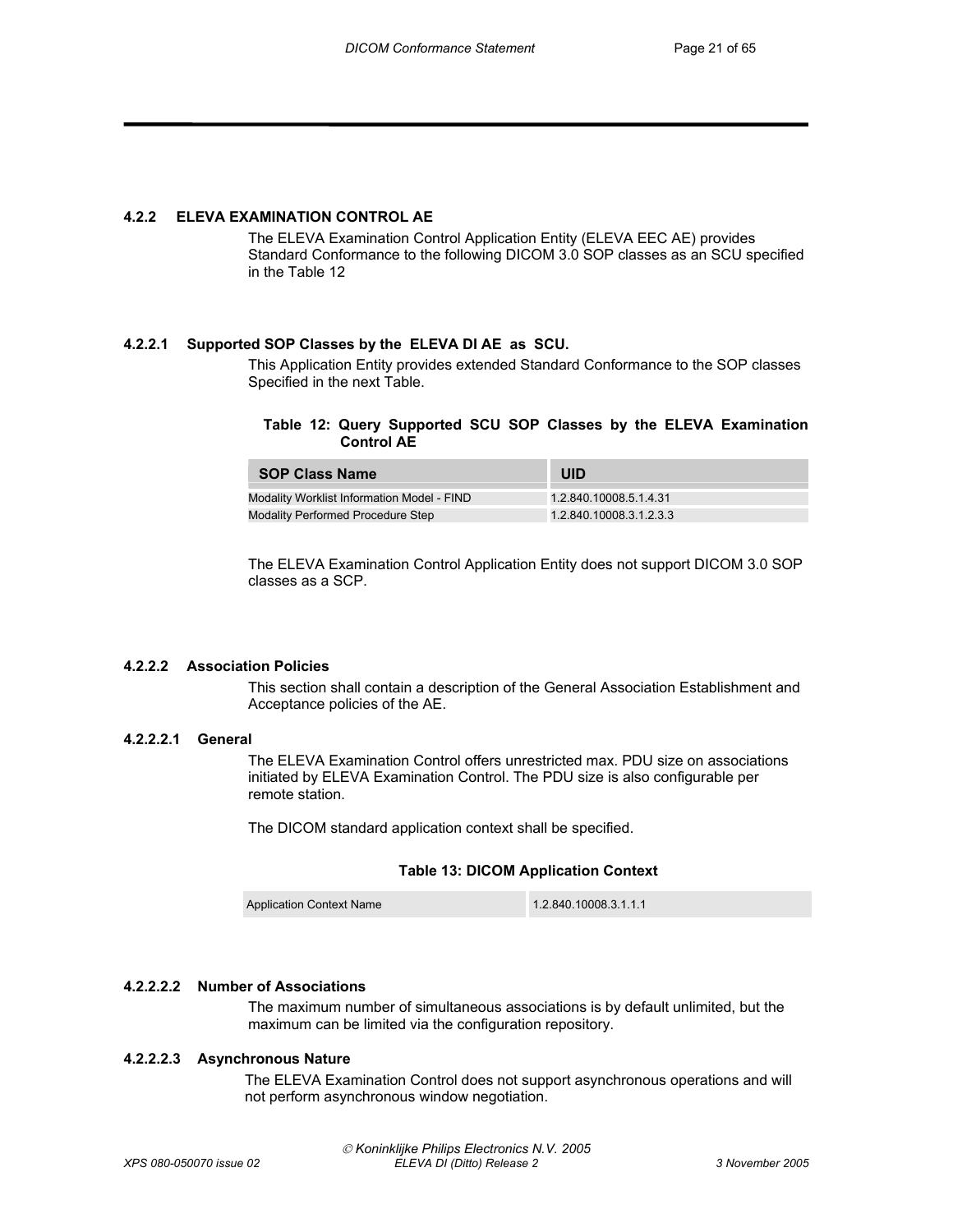#### 4.2.2 ELEVA EXAMINATION CONTROL AE

The ELEVA Examination Control Application Entity (ELEVA EEC AE) provides Standard Conformance to the following DICOM 3.0 SOP classes as an SCU specified in the Table 12

##### 4.2.2.1 Supported SOP Classes by the ELEVA DI AE as SCU.

This Application Entity provides extended Standard Conformance to the SOP classes Specified in the next Table.

**Table 12: Query Supported SCU SOP Classes by the ELEVA Examination Control AE**

| SOP Class Name | UID |
|---|---|
| Modality Worklist Information Model - FIND | 1.2.840.10008.5.1.4.31 |
| Modality Performed Procedure Step | 1.2.840.10008.3.1.2.3.3 |

The ELEVA Examination Control Application Entity does not support DICOM 3.0 SOP classes as a SCP.

##### 4.2.2.2 Association Policies

This section shall contain a description of the General Association Establishment and Acceptance policies of the AE.

###### 4.2.2.2.1 General

The ELEVA Examination Control offers unrestricted max. PDU size on associations initiated by ELEVA Examination Control. The PDU size is also configurable per remote station.

The DICOM standard application context shall be specified.

**Table 13: DICOM Application Context**

| | |
|---|---|
| Application Context Name | 1.2.840.10008.3.1.1.1 |

###### 4.2.2.2.2 Number of Associations

The maximum number of simultaneous associations is by default unlimited, but the maximum can be limited via the configuration repository.

###### 4.2.2.2.3 Asynchronous Nature

The ELEVA Examination Control does not support asynchronous operations and will not perform asynchronous window negotiation.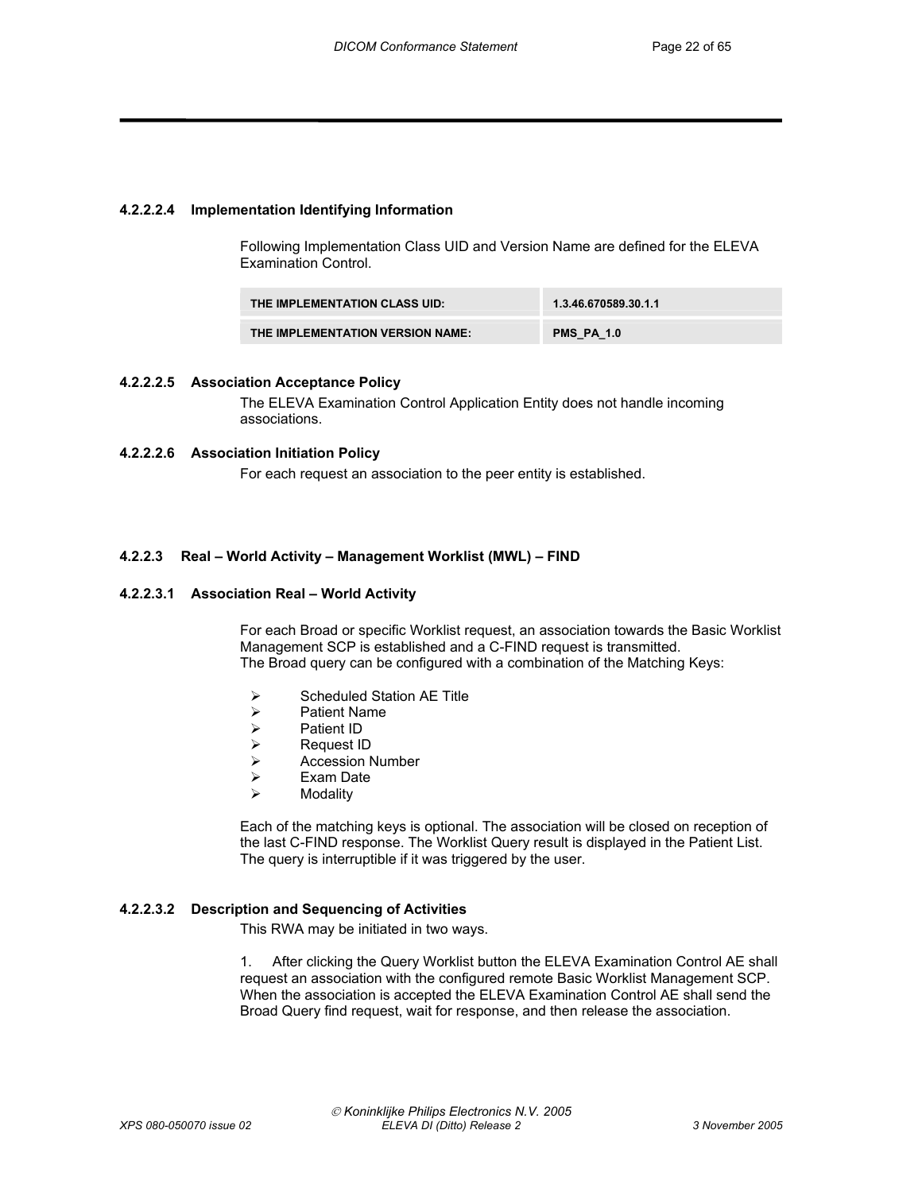#### 4.2.2.2.4 Implementation Identifying Information

Following Implementation Class UID and Version Name are defined for the ELEVA Examination Control.

| THE IMPLEMENTATION CLASS UID: | 1.3.46.670589.30.1.1 |
|---|---|
| THE IMPLEMENTATION VERSION NAME: | PMS_PA_1.0 |

#### 4.2.2.2.5 Association Acceptance Policy

The ELEVA Examination Control Application Entity does not handle incoming associations.

#### 4.2.2.2.6 Association Initiation Policy

For each request an association to the peer entity is established.

### 4.2.2.3 Real – World Activity – Management Worklist (MWL) – FIND

#### 4.2.2.3.1 Association Real – World Activity

For each Broad or specific Worklist request, an association towards the Basic Worklist Management SCP is established and a C-FIND request is transmitted.
The Broad query can be configured with a combination of the Matching Keys:

- Scheduled Station AE Title
- Patient Name
- Patient ID
- Request ID
- Accession Number
- Exam Date
- Modality

Each of the matching keys is optional. The association will be closed on reception of the last C-FIND response. The Worklist Query result is displayed in the Patient List. The query is interruptible if it was triggered by the user.

#### 4.2.2.3.2 Description and Sequencing of Activities

This RWA may be initiated in two ways.

1. After clicking the Query Worklist button the ELEVA Examination Control AE shall request an association with the configured remote Basic Worklist Management SCP. When the association is accepted the ELEVA Examination Control AE shall send the Broad Query find request, wait for response, and then release the association.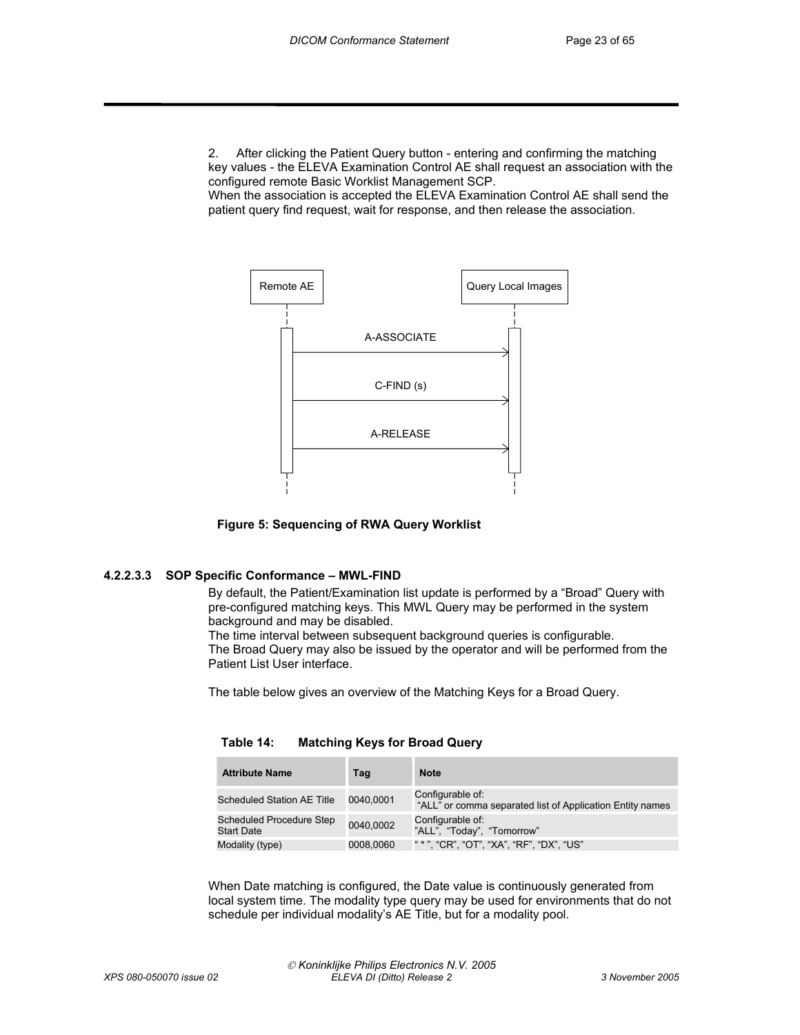2. After clicking the Patient Query button - entering and confirming the matching key values - the ELEVA Examination Control AE shall request an association with the configured remote Basic Worklist Management SCP.
When the association is accepted the ELEVA Examination Control AE shall send the patient query find request, wait for response, and then release the association.

Remote AE | Query Local Images

A-ASSOCIATE

C-FIND (s)

A-RELEASE

**Figure 5: Sequencing of RWA Query Worklist**

#### 4.2.2.3.3 SOP Specific Conformance – MWL-FIND

By default, the Patient/Examination list update is performed by a "Broad" Query with pre-configured matching keys. This MWL Query may be performed in the system background and may be disabled.
The time interval between subsequent background queries is configurable.
The Broad Query may also be issued by the operator and will be performed from the Patient List User interface.

The table below gives an overview of the Matching Keys for a Broad Query.

**Table 14: Matching Keys for Broad Query**

| Attribute Name | Tag | Note |
|---|---|---|
| Scheduled Station AE Title | 0040,0001 | Configurable of: "ALL" or comma separated list of Application Entity names |
| Scheduled Procedure Step Start Date | 0040,0002 | Configurable of: "ALL", "Today", "Tomorrow" |
| Modality (type) | 0008,0060 | " * ", "CR", "OT", "XA", "RF", "DX", "US" |

When Date matching is configured, the Date value is continuously generated from local system time. The modality type query may be used for environments that do not schedule per individual modality's AE Title, but for a modality pool.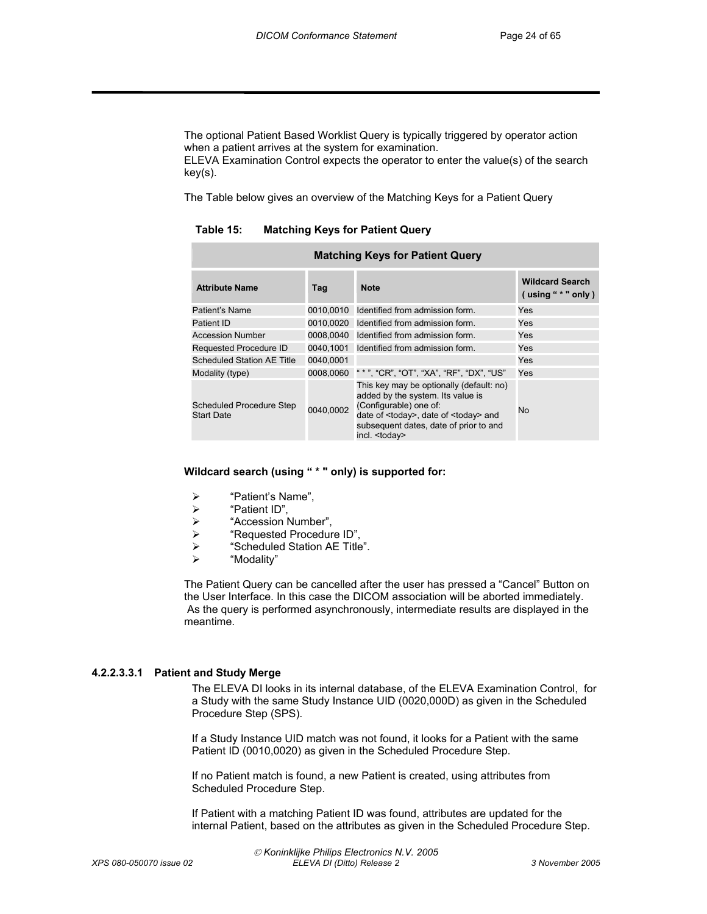The optional Patient Based Worklist Query is typically triggered by operator action when a patient arrives at the system for examination.
ELEVA Examination Control expects the operator to enter the value(s) of the search key(s).

The Table below gives an overview of the Matching Keys for a Patient Query

**Table 15: Matching Keys for Patient Query**

| Matching Keys for Patient Query | | | |
|---|---|---|---|
| **Attribute Name** | **Tag** | **Note** | **Wildcard Search ( using " * " only )** |
| Patient's Name | 0010,0010 | Identified from admission form. | Yes |
| Patient ID | 0010,0020 | Identified from admission form. | Yes |
| Accession Number | 0008,0040 | Identified from admission form. | Yes |
| Requested Procedure ID | 0040,1001 | Identified from admission form. | Yes |
| Scheduled Station AE Title | 0040,0001 | | Yes |
| Modality (type) | 0008,0060 | " * ", "CR", "OT", "XA", "RF", "DX", "US" | Yes |
| Scheduled Procedure Step Start Date | 0040,0002 | This key may be optionally (default: no) added by the system. Its value is (Configurable) one of: date of <today>, date of <today> and subsequent dates, date of prior to and incl. <today> | No |

**Wildcard search (using " * " only) is supported for:**

- "Patient's Name",
- "Patient ID",
- "Accession Number",
- "Requested Procedure ID",
- "Scheduled Station AE Title".
- "Modality"

The Patient Query can be cancelled after the user has pressed a "Cancel" Button on the User Interface. In this case the DICOM association will be aborted immediately.
As the query is performed asynchronously, intermediate results are displayed in the meantime.

#### 4.2.2.3.3.1 Patient and Study Merge

The ELEVA DI looks in its internal database, of the ELEVA Examination Control, for a Study with the same Study Instance UID (0020,000D) as given in the Scheduled Procedure Step (SPS).

If a Study Instance UID match was not found, it looks for a Patient with the same Patient ID (0010,0020) as given in the Scheduled Procedure Step.

If no Patient match is found, a new Patient is created, using attributes from Scheduled Procedure Step.

If Patient with a matching Patient ID was found, attributes are updated for the internal Patient, based on the attributes as given in the Scheduled Procedure Step.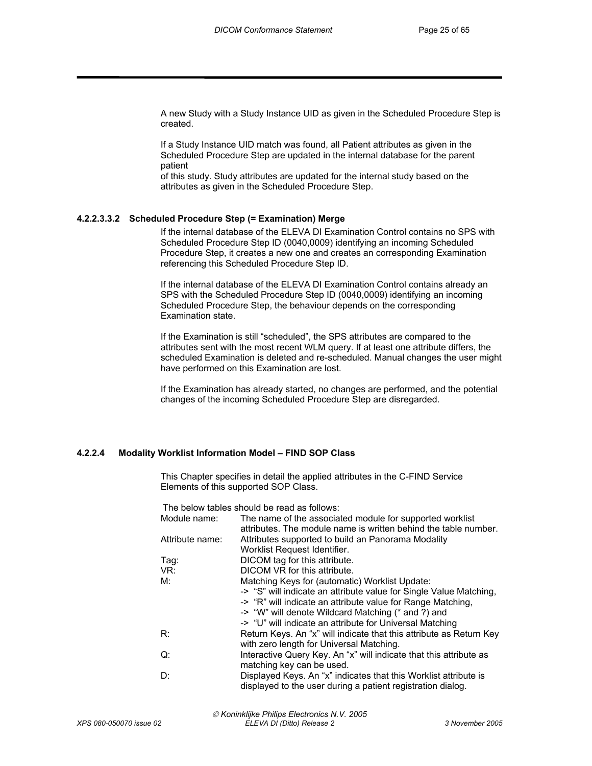A new Study with a Study Instance UID as given in the Scheduled Procedure Step is created.

If a Study Instance UID match was found, all Patient attributes as given in the Scheduled Procedure Step are updated in the internal database for the parent patient
of this study. Study attributes are updated for the internal study based on the attributes as given in the Scheduled Procedure Step.

###### 4.2.2.3.3.2 Scheduled Procedure Step (= Examination) Merge

If the internal database of the ELEVA DI Examination Control contains no SPS with Scheduled Procedure Step ID (0040,0009) identifying an incoming Scheduled Procedure Step, it creates a new one and creates an corresponding Examination referencing this Scheduled Procedure Step ID.

If the internal database of the ELEVA DI Examination Control contains already an SPS with the Scheduled Procedure Step ID (0040,0009) identifying an incoming Scheduled Procedure Step, the behaviour depends on the corresponding Examination state.

If the Examination is still "scheduled", the SPS attributes are compared to the attributes sent with the most recent WLM query. If at least one attribute differs, the scheduled Examination is deleted and re-scheduled. Manual changes the user might have performed on this Examination are lost.

If the Examination has already started, no changes are performed, and the potential changes of the incoming Scheduled Procedure Step are disregarded.

#### 4.2.2.4 Modality Worklist Information Model – FIND SOP Class

This Chapter specifies in detail the applied attributes in the C-FIND Service Elements of this supported SOP Class.

The below tables should be read as follows:

| | |
|---|---|
| Module name: | The name of the associated module for supported worklist attributes. The module name is written behind the table number. |
| Attribute name: | Attributes supported to build an Panorama Modality Worklist Request Identifier. |
| Tag: | DICOM tag for this attribute. |
| VR: | DICOM VR for this attribute. |
| M: | Matching Keys for (automatic) Worklist Update:<br>-> "S" will indicate an attribute value for Single Value Matching,<br>-> "R" will indicate an attribute value for Range Matching,<br>-> "W" will denote Wildcard Matching (* and ?) and<br>-> "U" will indicate an attribute for Universal Matching |
| R: | Return Keys. An "x" will indicate that this attribute as Return Key with zero length for Universal Matching. |
| Q: | Interactive Query Key. An "x" will indicate that this attribute as matching key can be used. |
| D: | Displayed Keys. An "x" indicates that this Worklist attribute is displayed to the user during a patient registration dialog. |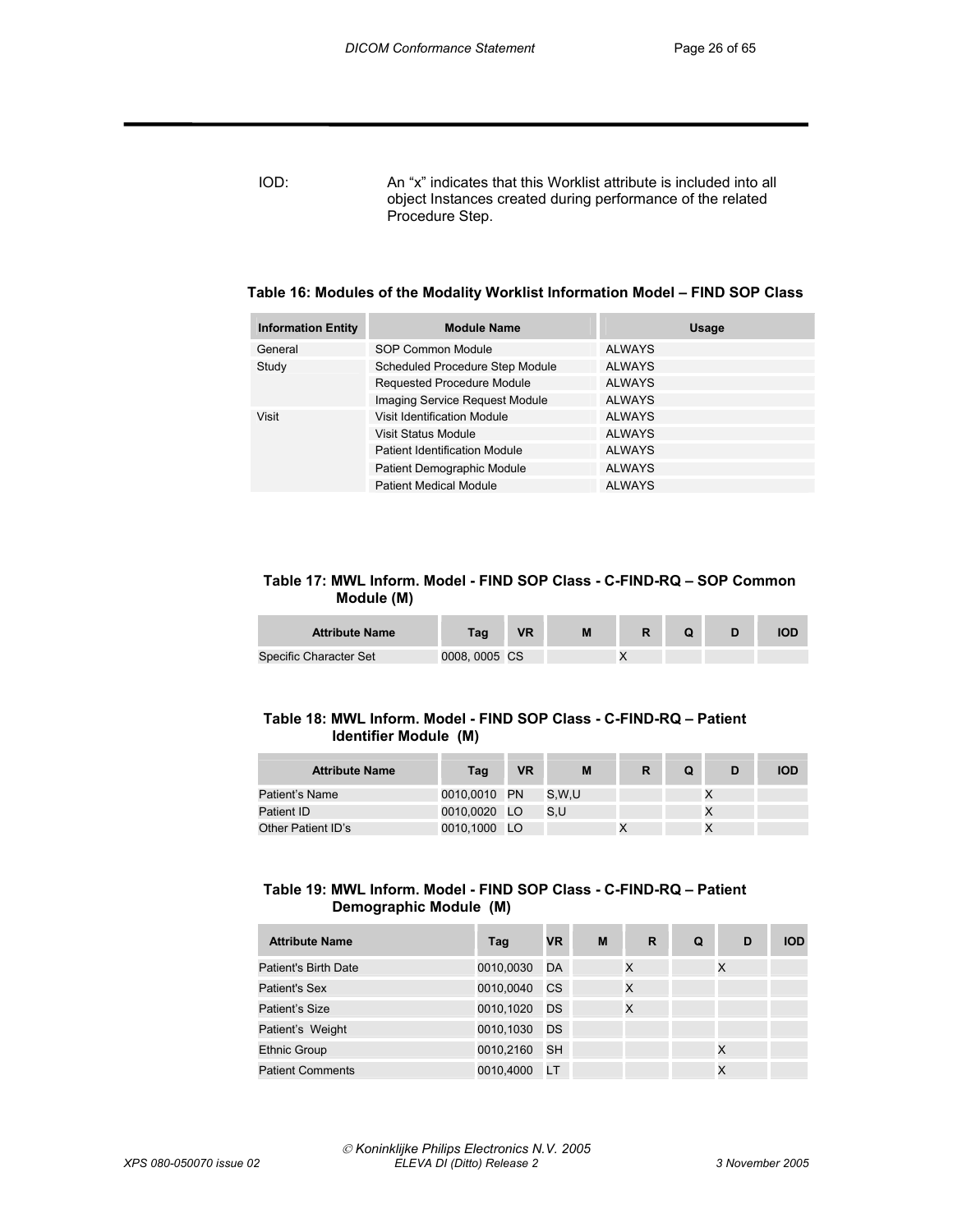IOD: An “x” indicates that this Worklist attribute is included into all object Instances created during performance of the related Procedure Step.

**Table 16: Modules of the Modality Worklist Information Model – FIND SOP Class**

| Information Entity | Module Name | Usage |
|---|---|---|
| General | SOP Common Module | ALWAYS |
| Study | Scheduled Procedure Step Module | ALWAYS |
| | Requested Procedure Module | ALWAYS |
| | Imaging Service Request Module | ALWAYS |
| Visit | Visit Identification Module | ALWAYS |
| | Visit Status Module | ALWAYS |
| | Patient Identification Module | ALWAYS |
| | Patient Demographic Module | ALWAYS |
| | Patient Medical Module | ALWAYS |

**Table 17: MWL Inform. Model - FIND SOP Class - C-FIND-RQ – SOP Common Module (M)**

| Attribute Name | Tag | VR | M | R | Q | D | IOD |
|---|---|---|---|---|---|---|---|
| Specific Character Set | 0008, 0005 | CS | | X | | | |

**Table 18: MWL Inform. Model - FIND SOP Class - C-FIND-RQ – Patient Identifier Module (M)**

| Attribute Name | Tag | VR | M | R | Q | D | IOD |
|---|---|---|---|---|---|---|---|
| Patient’s Name | 0010,0010 | PN | S,W,U | | | X | |
| Patient ID | 0010,0020 | LO | S,U | | | X | |
| Other Patient ID’s | 0010,1000 | LO | | X | | X | |

**Table 19: MWL Inform. Model - FIND SOP Class - C-FIND-RQ – Patient Demographic Module (M)**

| Attribute Name | Tag | VR | M | R | Q | D | IOD |
|---|---|---|---|---|---|---|---|
| Patient's Birth Date | 0010,0030 | DA | | X | | X | |
| Patient's Sex | 0010,0040 | CS | | X | | | |
| Patient’s Size | 0010,1020 | DS | | X | | | |
| Patient’s Weight | 0010,1030 | DS | | | | | |
| Ethnic Group | 0010,2160 | SH | | | | X | |
| Patient Comments | 0010,4000 | LT | | | | X | |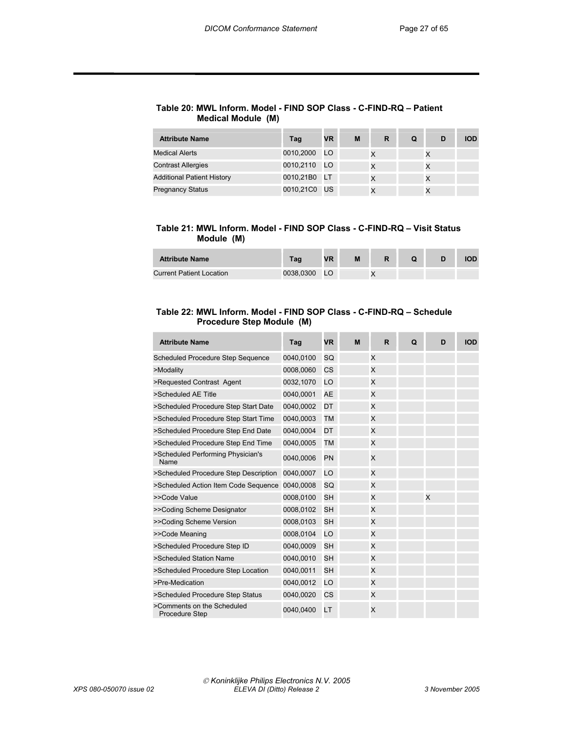**Table 20: MWL Inform. Model - FIND SOP Class - C-FIND-RQ – Patient Medical Module (M)**

| Attribute Name | Tag | VR | M | R | Q | D | IOD |
|---|---|---|---|---|---|---|---|
| Medical Alerts | 0010,2000 | LO | | X | | X | |
| Contrast Allergies | 0010,2110 | LO | | X | | X | |
| Additional Patient History | 0010,21B0 | LT | | X | | X | |
| Pregnancy Status | 0010,21C0 | US | | X | | X | |

**Table 21: MWL Inform. Model - FIND SOP Class - C-FIND-RQ – Visit Status Module (M)**

| Attribute Name | Tag | VR | M | R | Q | D | IOD |
|---|---|---|---|---|---|---|---|
| Current Patient Location | 0038,0300 | LO | | X | | | |

**Table 22: MWL Inform. Model - FIND SOP Class - C-FIND-RQ – Schedule Procedure Step Module (M)**

| Attribute Name | Tag | VR | M | R | Q | D | IOD |
|---|---|---|---|---|---|---|---|
| Scheduled Procedure Step Sequence | 0040,0100 | SQ | | X | | | |
| >Modality | 0008,0060 | CS | | X | | | |
| >Requested Contrast Agent | 0032,1070 | LO | | X | | | |
| >Scheduled AE Title | 0040,0001 | AE | | X | | | |
| >Scheduled Procedure Step Start Date | 0040,0002 | DT | | X | | | |
| >Scheduled Procedure Step Start Time | 0040,0003 | TM | | X | | | |
| >Scheduled Procedure Step End Date | 0040,0004 | DT | | X | | | |
| >Scheduled Procedure Step End Time | 0040,0005 | TM | | X | | | |
| >Scheduled Performing Physician's Name | 0040,0006 | PN | | X | | | |
| >Scheduled Procedure Step Description | 0040,0007 | LO | | X | | | |
| >Scheduled Action Item Code Sequence | 0040,0008 | SQ | | X | | | |
| >>Code Value | 0008,0100 | SH | | X | | X | |
| >>Coding Scheme Designator | 0008,0102 | SH | | X | | | |
| >>Coding Scheme Version | 0008,0103 | SH | | X | | | |
| >>Code Meaning | 0008,0104 | LO | | X | | | |
| >Scheduled Procedure Step ID | 0040,0009 | SH | | X | | | |
| >Scheduled Station Name | 0040,0010 | SH | | X | | | |
| >Scheduled Procedure Step Location | 0040,0011 | SH | | X | | | |
| >Pre-Medication | 0040,0012 | LO | | X | | | |
| >Scheduled Procedure Step Status | 0040,0020 | CS | | X | | | |
| >Comments on the Scheduled Procedure Step | 0040,0400 | LT | | X | | | |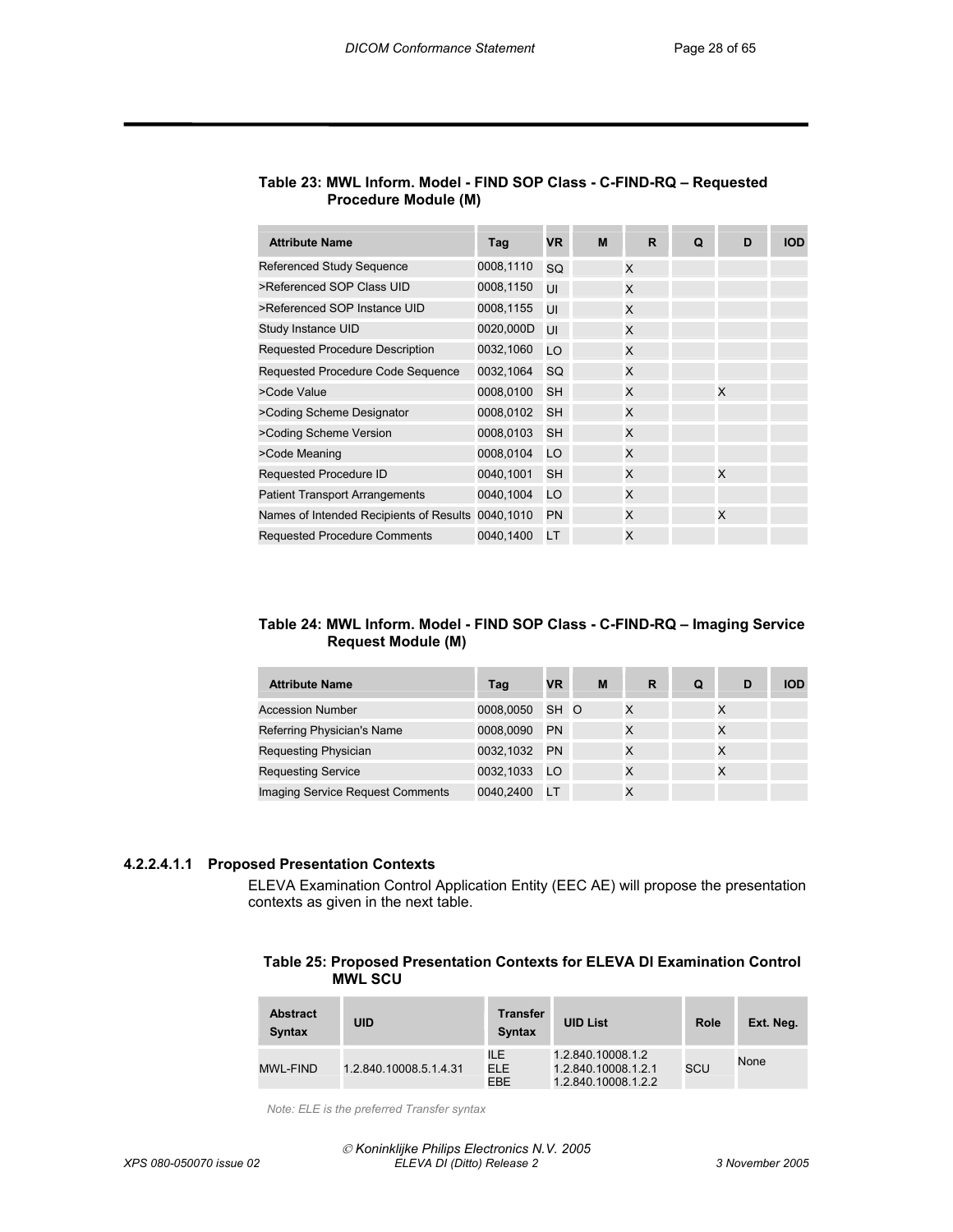**Table 23: MWL Inform. Model - FIND SOP Class - C-FIND-RQ – Requested Procedure Module (M)**

| Attribute Name | Tag | VR | M | R | Q | D | IOD |
|---|---|---|---|---|---|---|---|
| Referenced Study Sequence | 0008,1110 | SQ | | X | | | |
| >Referenced SOP Class UID | 0008,1150 | UI | | X | | | |
| >Referenced SOP Instance UID | 0008,1155 | UI | | X | | | |
| Study Instance UID | 0020,000D | UI | | X | | | |
| Requested Procedure Description | 0032,1060 | LO | | X | | | |
| Requested Procedure Code Sequence | 0032,1064 | SQ | | X | | | |
| >Code Value | 0008,0100 | SH | | X | | X | |
| >Coding Scheme Designator | 0008,0102 | SH | | X | | | |
| >Coding Scheme Version | 0008,0103 | SH | | X | | | |
| >Code Meaning | 0008,0104 | LO | | X | | | |
| Requested Procedure ID | 0040,1001 | SH | | X | | X | |
| Patient Transport Arrangements | 0040,1004 | LO | | X | | | |
| Names of Intended Recipients of Results | 0040,1010 | PN | | X | | X | |
| Requested Procedure Comments | 0040,1400 | LT | | X | | | |

**Table 24: MWL Inform. Model - FIND SOP Class - C-FIND-RQ – Imaging Service Request Module (M)**

| Attribute Name | Tag | VR | M | R | Q | D | IOD |
|---|---|---|---|---|---|---|---|
| Accession Number | 0008,0050 | SH | O | X | | X | |
| Referring Physician's Name | 0008,0090 | PN | | X | | X | |
| Requesting Physician | 0032,1032 | PN | | X | | X | |
| Requesting Service | 0032,1033 | LO | | X | | X | |
| Imaging Service Request Comments | 0040,2400 | LT | | X | | | |

#### 4.2.2.4.1.1 Proposed Presentation Contexts

ELEVA Examination Control Application Entity (EEC AE) will propose the presentation contexts as given in the next table.

**Table 25: Proposed Presentation Contexts for ELEVA DI Examination Control MWL SCU**

| Abstract Syntax | UID | Transfer Syntax | UID List | Role | Ext. Neg. |
|---|---|---|---|---|---|
| MWL-FIND | 1.2.840.10008.5.1.4.31 | ILE<br>ELE<br>EBE | 1.2.840.10008.1.2<br>1.2.840.10008.1.2.1<br>1.2.840.10008.1.2.2 | SCU | None |

*Note: ELE is the preferred Transfer syntax*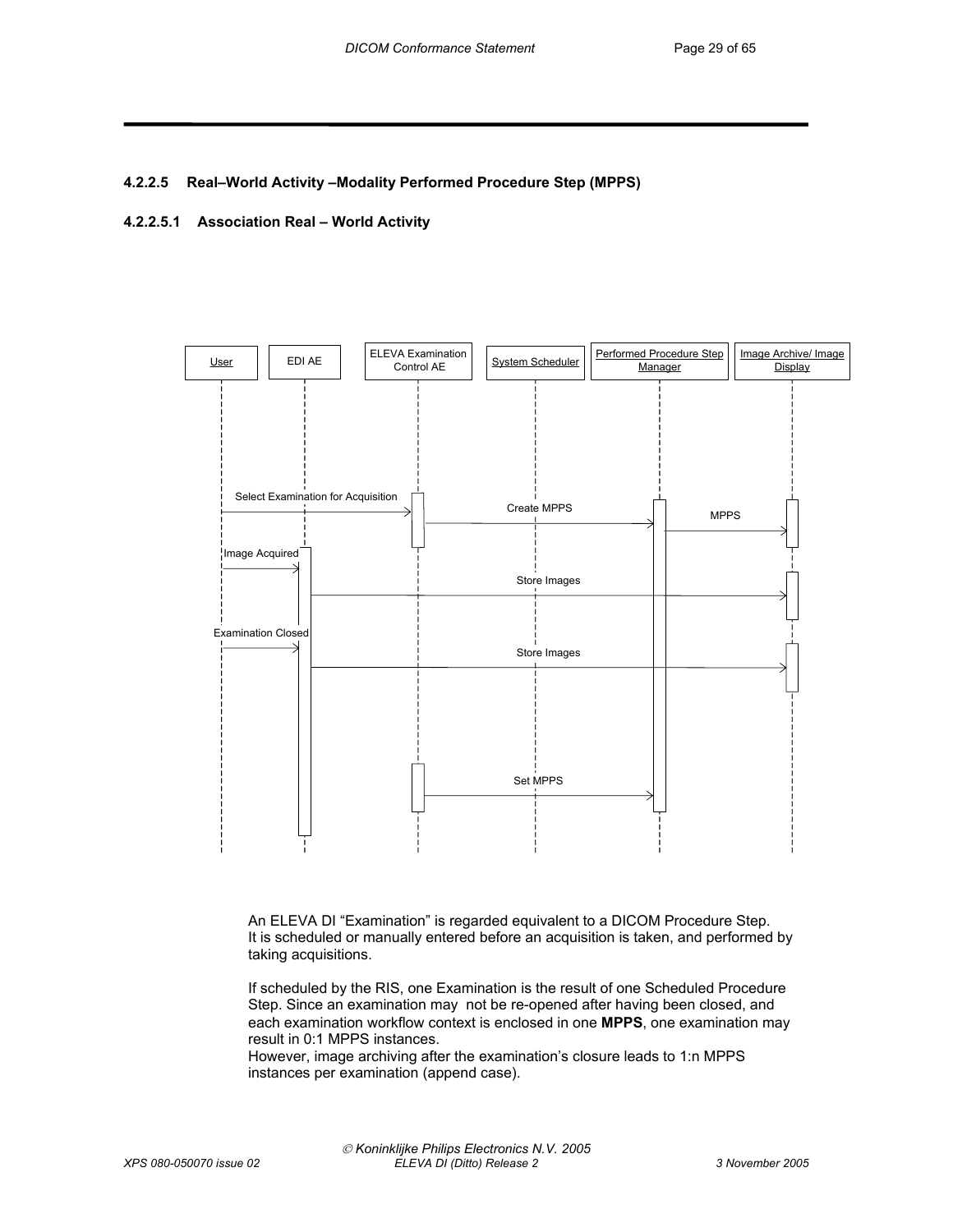#### 4.2.2.5 Real–World Activity –Modality Performed Procedure Step (MPPS)

##### 4.2.2.5.1 Association Real – World Activity

User | EDI AE | ELEVA Examination Control AE | System Scheduler | Performed Procedure Step Manager | Image Archive/ Image Display

Select Examination for Acquisition

Create MPPS

MPPS

Image Acquired

Store Images

Examination Closed

Store Images

Set MPPS

An ELEVA DI "Examination" is regarded equivalent to a DICOM Procedure Step. It is scheduled or manually entered before an acquisition is taken, and performed by taking acquisitions.

If scheduled by the RIS, one Examination is the result of one Scheduled Procedure Step. Since an examination may not be re-opened after having been closed, and each examination workflow context is enclosed in one **MPPS**, one examination may result in 0:1 MPPS instances.
However, image archiving after the examination's closure leads to 1:n MPPS instances per examination (append case).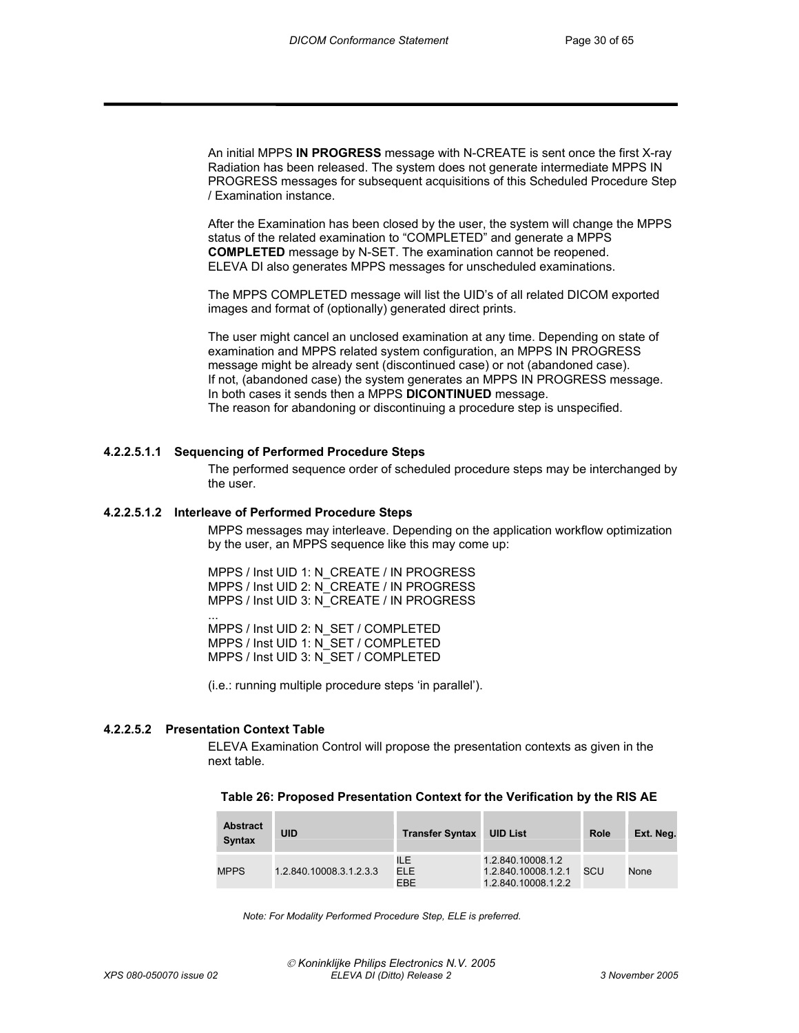An initial MPPS **IN PROGRESS** message with N-CREATE is sent once the first X-ray Radiation has been released. The system does not generate intermediate MPPS IN PROGRESS messages for subsequent acquisitions of this Scheduled Procedure Step / Examination instance.

After the Examination has been closed by the user, the system will change the MPPS status of the related examination to "COMPLETED" and generate a MPPS **COMPLETED** message by N-SET. The examination cannot be reopened.
ELEVA DI also generates MPPS messages for unscheduled examinations.

The MPPS COMPLETED message will list the UID's of all related DICOM exported images and format of (optionally) generated direct prints.

The user might cancel an unclosed examination at any time. Depending on state of examination and MPPS related system configuration, an MPPS IN PROGRESS message might be already sent (discontinued case) or not (abandoned case).
If not, (abandoned case) the system generates an MPPS IN PROGRESS message.
In both cases it sends then a MPPS **DICONTINUED** message.
The reason for abandoning or discontinuing a procedure step is unspecified.

###### 4.2.2.5.1.1 Sequencing of Performed Procedure Steps

The performed sequence order of scheduled procedure steps may be interchanged by the user.

###### 4.2.2.5.1.2 Interleave of Performed Procedure Steps

MPPS messages may interleave. Depending on the application workflow optimization by the user, an MPPS sequence like this may come up:

MPPS / Inst UID 1: N_CREATE / IN PROGRESS
MPPS / Inst UID 2: N_CREATE / IN PROGRESS
MPPS / Inst UID 3: N_CREATE / IN PROGRESS
...
MPPS / Inst UID 2: N_SET / COMPLETED
MPPS / Inst UID 1: N_SET / COMPLETED
MPPS / Inst UID 3: N_SET / COMPLETED

(i.e.: running multiple procedure steps 'in parallel').

##### 4.2.2.5.2 Presentation Context Table

ELEVA Examination Control will propose the presentation contexts as given in the next table.

**Table 26: Proposed Presentation Context for the Verification by the RIS AE**

| Abstract Syntax | UID | Transfer Syntax | UID List | Role | Ext. Neg. |
|---|---|---|---|---|---|
| MPPS | 1.2.840.10008.3.1.2.3.3 | ILE<br>ELE<br>EBE | 1.2.840.10008.1.2<br>1.2.840.10008.1.2.1<br>1.2.840.10008.1.2.2 | SCU | None |

*Note: For Modality Performed Procedure Step, ELE is preferred.*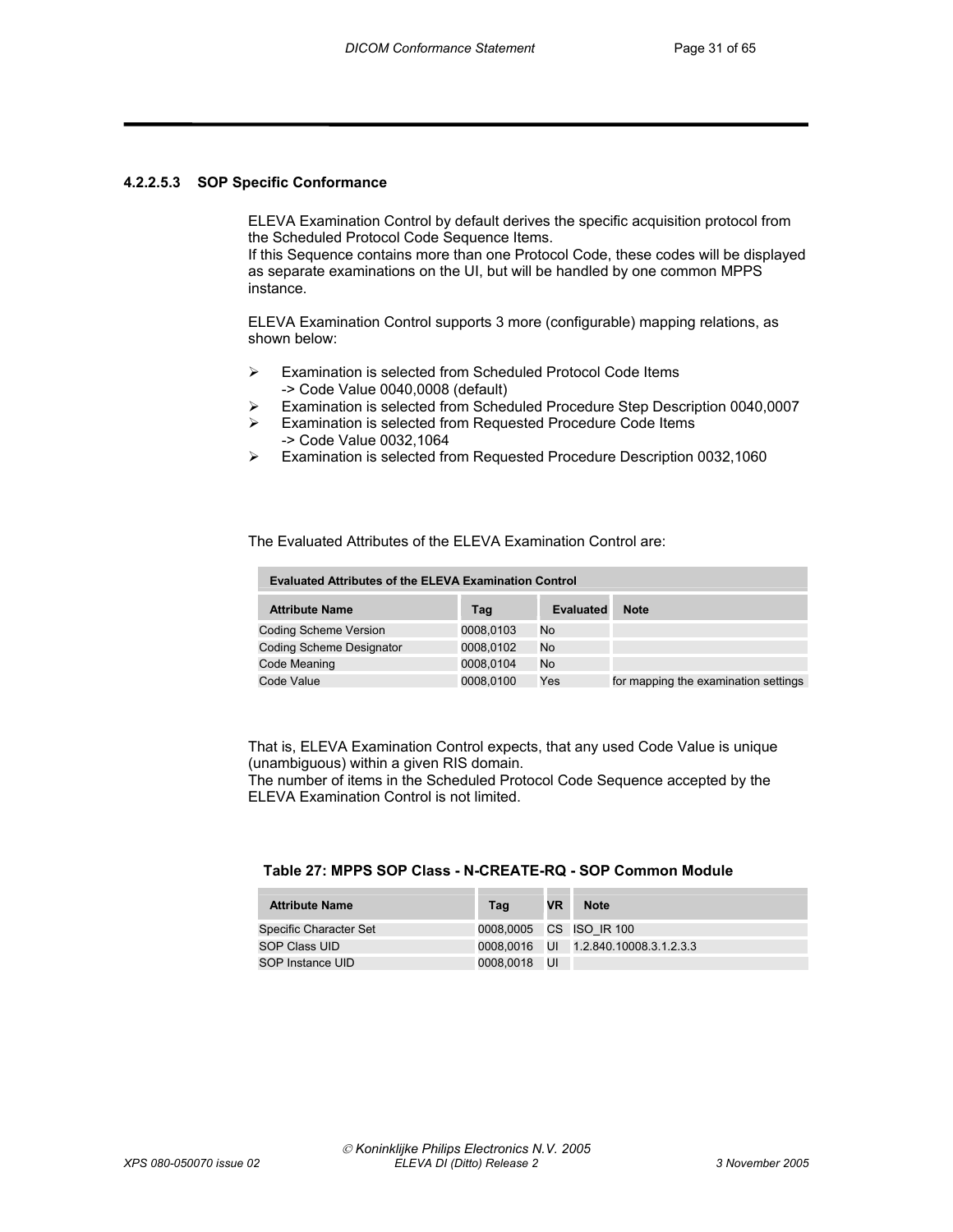#### 4.2.2.5.3 SOP Specific Conformance

ELEVA Examination Control by default derives the specific acquisition protocol from the Scheduled Protocol Code Sequence Items.
If this Sequence contains more than one Protocol Code, these codes will be displayed as separate examinations on the UI, but will be handled by one common MPPS instance.

ELEVA Examination Control supports 3 more (configurable) mapping relations, as shown below:

- Examination is selected from Scheduled Protocol Code Items
  -> Code Value 0040,0008 (default)
- Examination is selected from Scheduled Procedure Step Description 0040,0007
- Examination is selected from Requested Procedure Code Items
  -> Code Value 0032,1064
- Examination is selected from Requested Procedure Description 0032,1060

The Evaluated Attributes of the ELEVA Examination Control are:

| Evaluated Attributes of the ELEVA Examination Control | | | |
|---|---|---|---|
| **Attribute Name** | **Tag** | **Evaluated** | **Note** |
| Coding Scheme Version | 0008,0103 | No | |
| Coding Scheme Designator | 0008,0102 | No | |
| Code Meaning | 0008,0104 | No | |
| Code Value | 0008,0100 | Yes | for mapping the examination settings |

That is, ELEVA Examination Control expects, that any used Code Value is unique (unambiguous) within a given RIS domain.
The number of items in the Scheduled Protocol Code Sequence accepted by the ELEVA Examination Control is not limited.

**Table 27: MPPS SOP Class - N-CREATE-RQ - SOP Common Module**

| Attribute Name | Tag | VR | Note |
|---|---|---|---|
| Specific Character Set | 0008,0005 | CS | ISO_IR 100 |
| SOP Class UID | 0008,0016 | UI | 1.2.840.10008.3.1.2.3.3 |
| SOP Instance UID | 0008,0018 | UI | |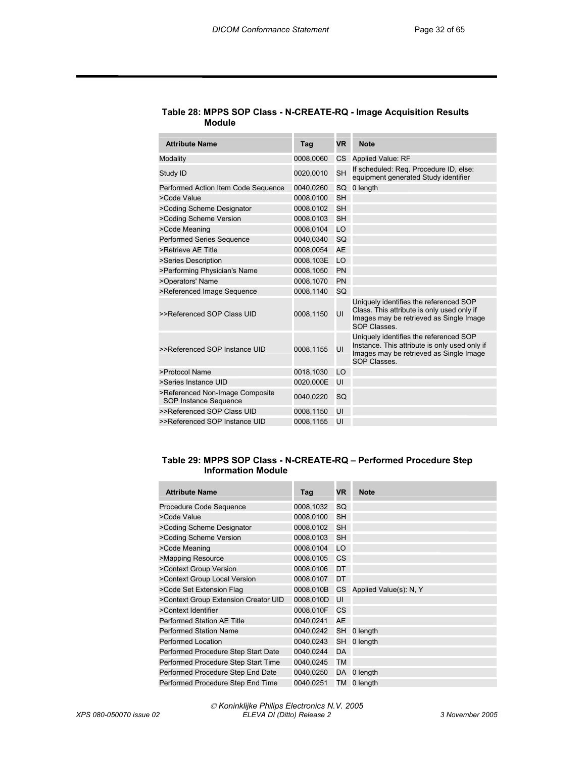**Table 28: MPPS SOP Class - N-CREATE-RQ - Image Acquisition Results Module**

| Attribute Name | Tag | VR | Note |
|---|---|---|---|
| Modality | 0008,0060 | CS | Applied Value: RF |
| Study ID | 0020,0010 | SH | If scheduled: Req. Procedure ID, else: equipment generated Study identifier |
| Performed Action Item Code Sequence | 0040,0260 | SQ | 0 length |
| >Code Value | 0008,0100 | SH | |
| >Coding Scheme Designator | 0008,0102 | SH | |
| >Coding Scheme Version | 0008,0103 | SH | |
| >Code Meaning | 0008,0104 | LO | |
| Performed Series Sequence | 0040,0340 | SQ | |
| >Retrieve AE Title | 0008,0054 | AE | |
| >Series Description | 0008,103E | LO | |
| >Performing Physician's Name | 0008,1050 | PN | |
| >Operators' Name | 0008,1070 | PN | |
| >Referenced Image Sequence | 0008,1140 | SQ | |
| >>Referenced SOP Class UID | 0008,1150 | UI | Uniquely identifies the referenced SOP Class. This attribute is only used only if Images may be retrieved as Single Image SOP Classes. |
| >>Referenced SOP Instance UID | 0008,1155 | UI | Uniquely identifies the referenced SOP Instance. This attribute is only used only if Images may be retrieved as Single Image SOP Classes. |
| >Protocol Name | 0018,1030 | LO | |
| >Series Instance UID | 0020,000E | UI | |
| >Referenced Non-Image Composite SOP Instance Sequence | 0040,0220 | SQ | |
| >>Referenced SOP Class UID | 0008,1150 | UI | |
| >>Referenced SOP Instance UID | 0008,1155 | UI | |

**Table 29: MPPS SOP Class - N-CREATE-RQ – Performed Procedure Step Information Module**

| Attribute Name | Tag | VR | Note |
|---|---|---|---|
| Procedure Code Sequence | 0008,1032 | SQ | |
| >Code Value | 0008,0100 | SH | |
| >Coding Scheme Designator | 0008,0102 | SH | |
| >Coding Scheme Version | 0008,0103 | SH | |
| >Code Meaning | 0008,0104 | LO | |
| >Mapping Resource | 0008,0105 | CS | |
| >Context Group Version | 0008,0106 | DT | |
| >Context Group Local Version | 0008,0107 | DT | |
| >Code Set Extension Flag | 0008,010B | CS | Applied Value(s): N, Y |
| >Context Group Extension Creator UID | 0008,010D | UI | |
| >Context Identifier | 0008,010F | CS | |
| Performed Station AE Title | 0040,0241 | AE | |
| Performed Station Name | 0040,0242 | SH | 0 length |
| Performed Location | 0040,0243 | SH | 0 length |
| Performed Procedure Step Start Date | 0040,0244 | DA | |
| Performed Procedure Step Start Time | 0040,0245 | TM | |
| Performed Procedure Step End Date | 0040,0250 | DA | 0 length |
| Performed Procedure Step End Time | 0040,0251 | TM | 0 length |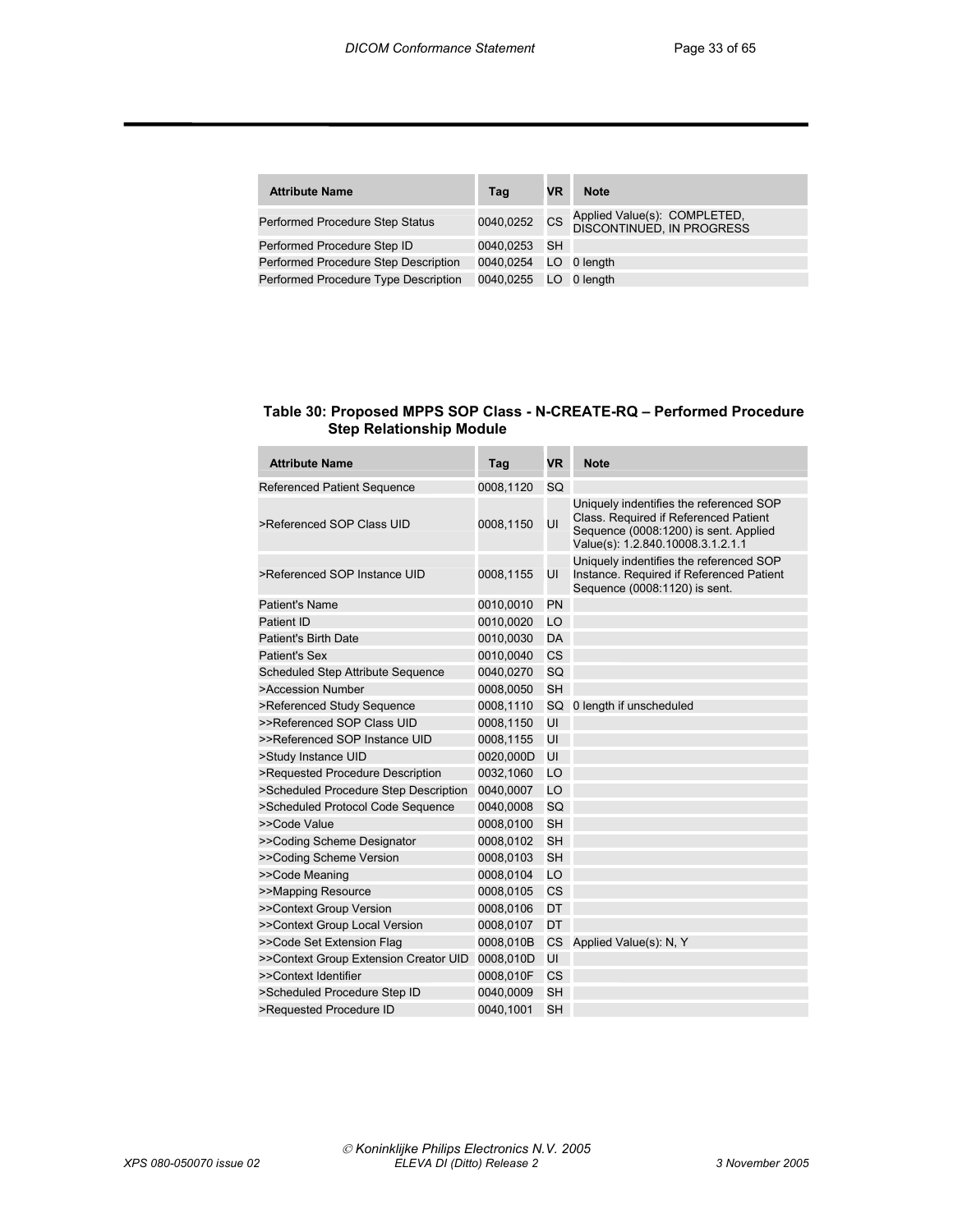| Attribute Name | Tag | VR | Note |
|---|---|---|---|
| Performed Procedure Step Status | 0040,0252 | CS | Applied Value(s): COMPLETED, DISCONTINUED, IN PROGRESS |
| Performed Procedure Step ID | 0040,0253 | SH | |
| Performed Procedure Step Description | 0040,0254 | LO | 0 length |
| Performed Procedure Type Description | 0040,0255 | LO | 0 length |

**Table 30: Proposed MPPS SOP Class - N-CREATE-RQ – Performed Procedure Step Relationship Module**

| Attribute Name | Tag | VR | Note |
|---|---|---|---|
| Referenced Patient Sequence | 0008,1120 | SQ | |
| >Referenced SOP Class UID | 0008,1150 | UI | Uniquely indentifies the referenced SOP Class. Required if Referenced Patient Sequence (0008:1200) is sent. Applied Value(s): 1.2.840.10008.3.1.2.1.1 |
| >Referenced SOP Instance UID | 0008,1155 | UI | Uniquely indentifies the referenced SOP Instance. Required if Referenced Patient Sequence (0008:1120) is sent. |
| Patient's Name | 0010,0010 | PN | |
| Patient ID | 0010,0020 | LO | |
| Patient's Birth Date | 0010,0030 | DA | |
| Patient's Sex | 0010,0040 | CS | |
| Scheduled Step Attribute Sequence | 0040,0270 | SQ | |
| >Accession Number | 0008,0050 | SH | |
| >Referenced Study Sequence | 0008,1110 | SQ | 0 length if unscheduled |
| >>Referenced SOP Class UID | 0008,1150 | UI | |
| >>Referenced SOP Instance UID | 0008,1155 | UI | |
| >Study Instance UID | 0020,000D | UI | |
| >Requested Procedure Description | 0032,1060 | LO | |
| >Scheduled Procedure Step Description | 0040,0007 | LO | |
| >Scheduled Protocol Code Sequence | 0040,0008 | SQ | |
| >>Code Value | 0008,0100 | SH | |
| >>Coding Scheme Designator | 0008,0102 | SH | |
| >>Coding Scheme Version | 0008,0103 | SH | |
| >>Code Meaning | 0008,0104 | LO | |
| >>Mapping Resource | 0008,0105 | CS | |
| >>Context Group Version | 0008,0106 | DT | |
| >>Context Group Local Version | 0008,0107 | DT | |
| >>Code Set Extension Flag | 0008,010B | CS | Applied Value(s): N, Y |
| >>Context Group Extension Creator UID | 0008,010D | UI | |
| >>Context Identifier | 0008,010F | CS | |
| >Scheduled Procedure Step ID | 0040,0009 | SH | |
| >Requested Procedure ID | 0040,1001 | SH | |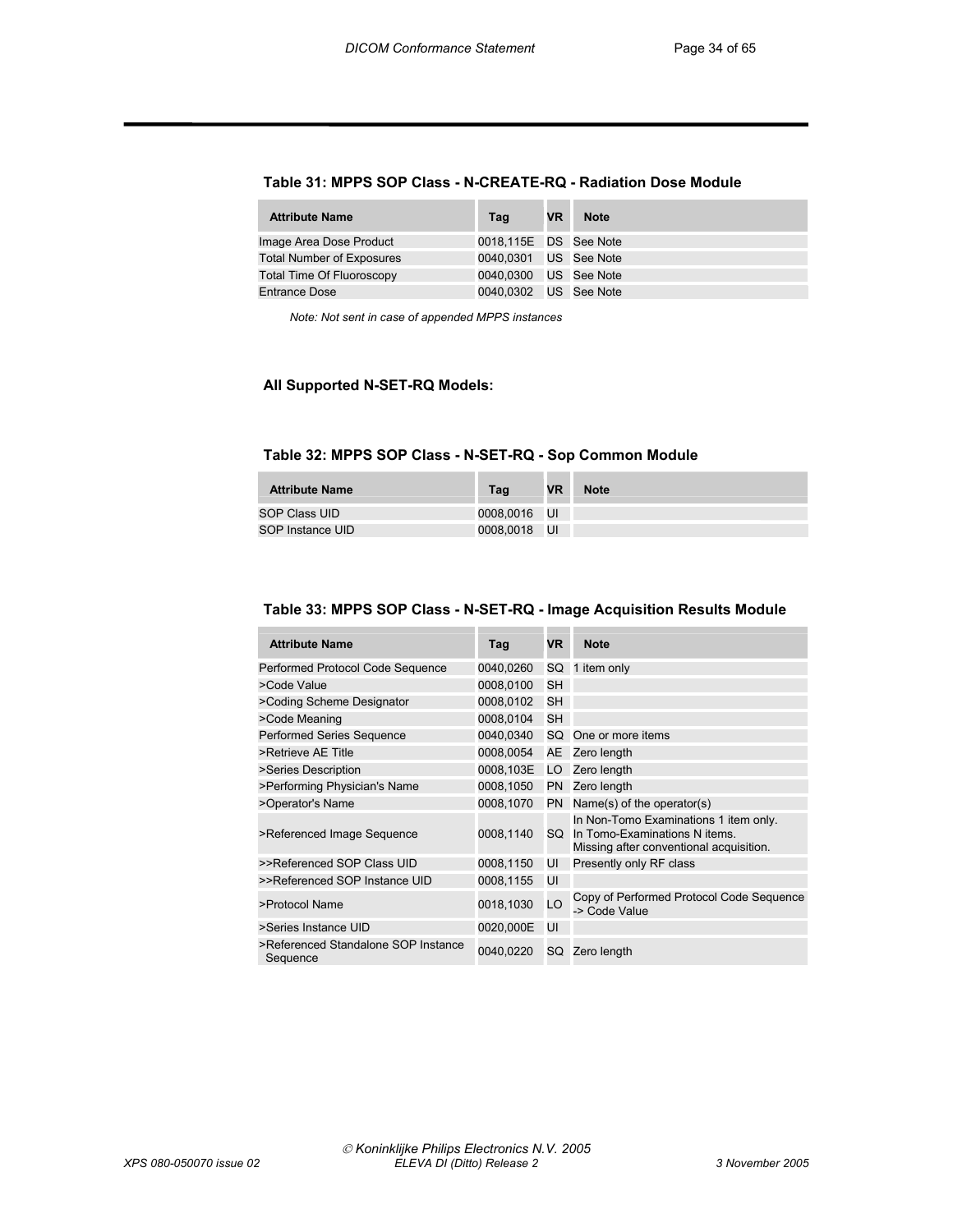**Table 31: MPPS SOP Class - N-CREATE-RQ - Radiation Dose Module**

| Attribute Name | Tag | VR | Note |
|---|---|---|---|
| Image Area Dose Product | 0018,115E | DS | See Note |
| Total Number of Exposures | 0040,0301 | US | See Note |
| Total Time Of Fluoroscopy | 0040,0300 | US | See Note |
| Entrance Dose | 0040,0302 | US | See Note |

*Note: Not sent in case of appended MPPS instances*

**All Supported N-SET-RQ Models:**

**Table 32: MPPS SOP Class - N-SET-RQ - Sop Common Module**

| Attribute Name | Tag | VR | Note |
|---|---|---|---|
| SOP Class UID | 0008,0016 | UI | |
| SOP Instance UID | 0008,0018 | UI | |

**Table 33: MPPS SOP Class - N-SET-RQ - Image Acquisition Results Module**

| Attribute Name | Tag | VR | Note |
|---|---|---|---|
| Performed Protocol Code Sequence | 0040,0260 | SQ | 1 item only |
| >Code Value | 0008,0100 | SH | |
| >Coding Scheme Designator | 0008,0102 | SH | |
| >Code Meaning | 0008,0104 | SH | |
| Performed Series Sequence | 0040,0340 | SQ | One or more items |
| >Retrieve AE Title | 0008,0054 | AE | Zero length |
| >Series Description | 0008,103E | LO | Zero length |
| >Performing Physician's Name | 0008,1050 | PN | Zero length |
| >Operator's Name | 0008,1070 | PN | Name(s) of the operator(s) |
| >Referenced Image Sequence | 0008,1140 | SQ | In Non-Tomo Examinations 1 item only. In Tomo-Examinations N items. Missing after conventional acquisition. |
| >>Referenced SOP Class UID | 0008,1150 | UI | Presently only RF class |
| >>Referenced SOP Instance UID | 0008,1155 | UI | |
| >Protocol Name | 0018,1030 | LO | Copy of Performed Protocol Code Sequence -> Code Value |
| >Series Instance UID | 0020,000E | UI | |
| >Referenced Standalone SOP Instance Sequence | 0040,0220 | SQ | Zero length |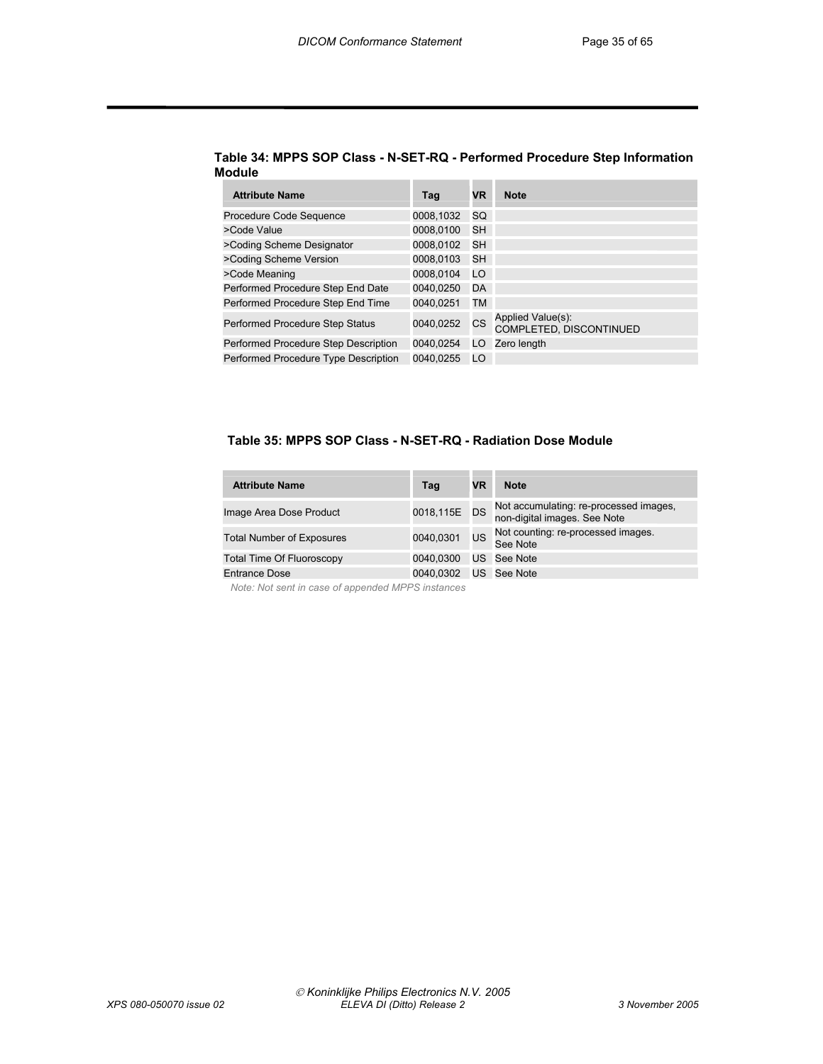**Table 34: MPPS SOP Class - N-SET-RQ - Performed Procedure Step Information Module**

| Attribute Name | Tag | VR | Note |
|---|---|---|---|
| Procedure Code Sequence | 0008,1032 | SQ | |
| >Code Value | 0008,0100 | SH | |
| >Coding Scheme Designator | 0008,0102 | SH | |
| >Coding Scheme Version | 0008,0103 | SH | |
| >Code Meaning | 0008,0104 | LO | |
| Performed Procedure Step End Date | 0040,0250 | DA | |
| Performed Procedure Step End Time | 0040,0251 | TM | |
| Performed Procedure Step Status | 0040,0252 | CS | Applied Value(s): COMPLETED, DISCONTINUED |
| Performed Procedure Step Description | 0040,0254 | LO | Zero length |
| Performed Procedure Type Description | 0040,0255 | LO | |

**Table 35: MPPS SOP Class - N-SET-RQ - Radiation Dose Module**

| Attribute Name | Tag | VR | Note |
|---|---|---|---|
| Image Area Dose Product | 0018,115E | DS | Not accumulating: re-processed images, non-digital images. See Note |
| Total Number of Exposures | 0040,0301 | US | Not counting: re-processed images. See Note |
| Total Time Of Fluoroscopy | 0040,0300 | US | See Note |
| Entrance Dose | 0040,0302 | US | See Note |

*Note: Not sent in case of appended MPPS instances*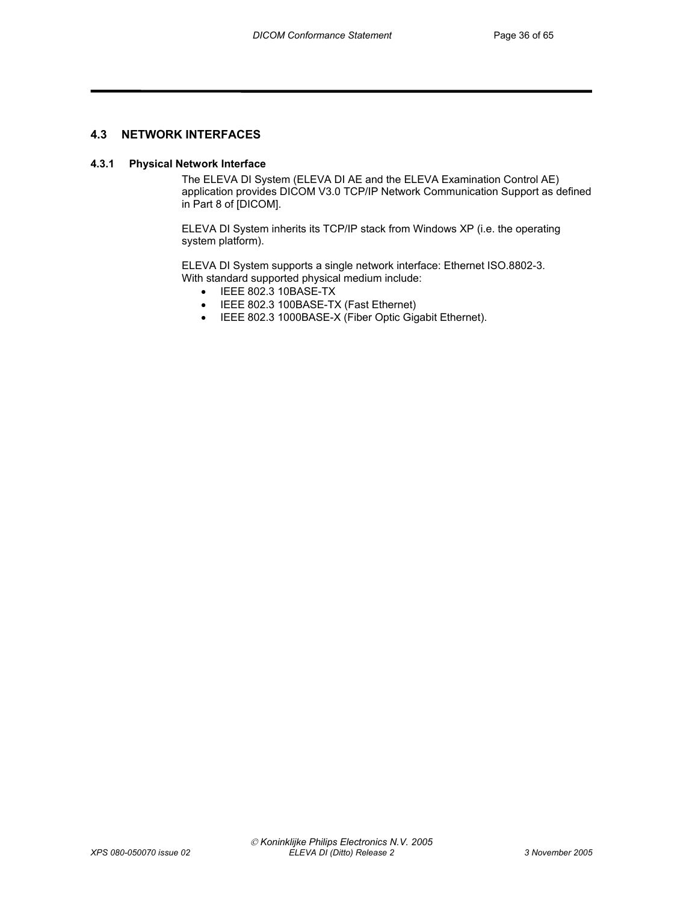## 4.3 NETWORK INTERFACES

### 4.3.1 Physical Network Interface

The ELEVA DI System (ELEVA DI AE and the ELEVA Examination Control AE) application provides DICOM V3.0 TCP/IP Network Communication Support as defined in Part 8 of [DICOM].

ELEVA DI System inherits its TCP/IP stack from Windows XP (i.e. the operating system platform).

ELEVA DI System supports a single network interface: Ethernet ISO.8802-3. With standard supported physical medium include:

- IEEE 802.3 10BASE-TX
- IEEE 802.3 100BASE-TX (Fast Ethernet)
- IEEE 802.3 1000BASE-X (Fiber Optic Gigabit Ethernet).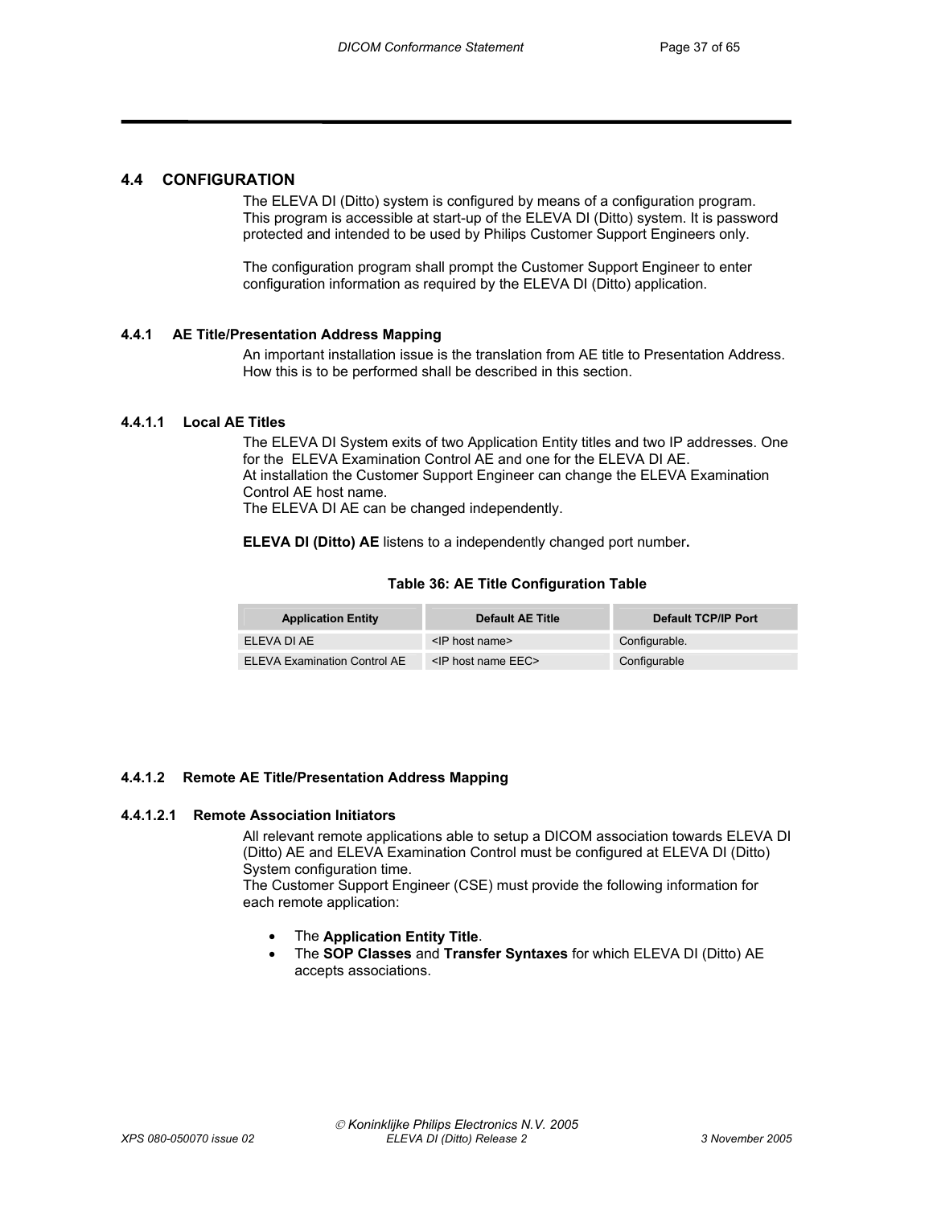## 4.4 CONFIGURATION

The ELEVA DI (Ditto) system is configured by means of a configuration program. This program is accessible at start-up of the ELEVA DI (Ditto) system. It is password protected and intended to be used by Philips Customer Support Engineers only.

The configuration program shall prompt the Customer Support Engineer to enter configuration information as required by the ELEVA DI (Ditto) application.

### 4.4.1 AE Title/Presentation Address Mapping

An important installation issue is the translation from AE title to Presentation Address. How this is to be performed shall be described in this section.

#### 4.4.1.1 Local AE Titles

The ELEVA DI System exits of two Application Entity titles and two IP addresses. One for the ELEVA Examination Control AE and one for the ELEVA DI AE.
At installation the Customer Support Engineer can change the ELEVA Examination Control AE host name.
The ELEVA DI AE can be changed independently.

**ELEVA DI (Ditto) AE** listens to a independently changed port number**.**

**Table 36: AE Title Configuration Table**

| Application Entity | Default AE Title | Default TCP/IP Port |
|---|---|---|
| ELEVA DI AE | <IP host name> | Configurable. |
| ELEVA Examination Control AE | <IP host name EEC> | Configurable |

#### 4.4.1.2 Remote AE Title/Presentation Address Mapping

##### 4.4.1.2.1 Remote Association Initiators

All relevant remote applications able to setup a DICOM association towards ELEVA DI (Ditto) AE and ELEVA Examination Control must be configured at ELEVA DI (Ditto) System configuration time.
The Customer Support Engineer (CSE) must provide the following information for each remote application:

- The **Application Entity Title**.
- The **SOP Classes** and **Transfer Syntaxes** for which ELEVA DI (Ditto) AE accepts associations.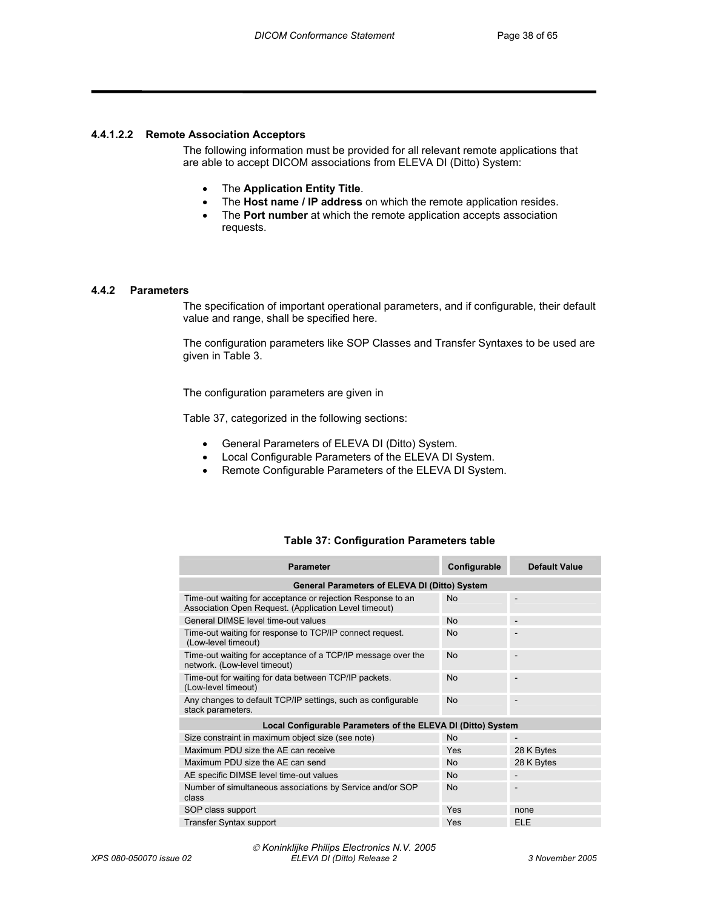#### 4.4.1.2.2 Remote Association Acceptors

The following information must be provided for all relevant remote applications that are able to accept DICOM associations from ELEVA DI (Ditto) System:

- The **Application Entity Title**.
- The **Host name / IP address** on which the remote application resides.
- The **Port number** at which the remote application accepts association requests.

### 4.4.2 Parameters

The specification of important operational parameters, and if configurable, their default value and range, shall be specified here.

The configuration parameters like SOP Classes and Transfer Syntaxes to be used are given in Table 3.

The configuration parameters are given in

Table 37, categorized in the following sections:

- General Parameters of ELEVA DI (Ditto) System.
- Local Configurable Parameters of the ELEVA DI System.
- Remote Configurable Parameters of the ELEVA DI System.

**Table 37: Configuration Parameters table**

| Parameter | Configurable | Default Value |
|---|---|---|
| **General Parameters of ELEVA DI (Ditto) System** | | |
| Time-out waiting for acceptance or rejection Response to an Association Open Request. (Application Level timeout) | No | - |
| General DIMSE level time-out values | No | - |
| Time-out waiting for response to TCP/IP connect request. (Low-level timeout) | No | - |
| Time-out waiting for acceptance of a TCP/IP message over the network. (Low-level timeout) | No | - |
| Time-out for waiting for data between TCP/IP packets. (Low-level timeout) | No | - |
| Any changes to default TCP/IP settings, such as configurable stack parameters. | No | - |
| **Local Configurable Parameters of the ELEVA DI (Ditto) System** | | |
| Size constraint in maximum object size (see note) | No | - |
| Maximum PDU size the AE can receive | Yes | 28 K Bytes |
| Maximum PDU size the AE can send | No | 28 K Bytes |
| AE specific DIMSE level time-out values | No | - |
| Number of simultaneous associations by Service and/or SOP class | No | - |
| SOP class support | Yes | none |
| Transfer Syntax support | Yes | ELE |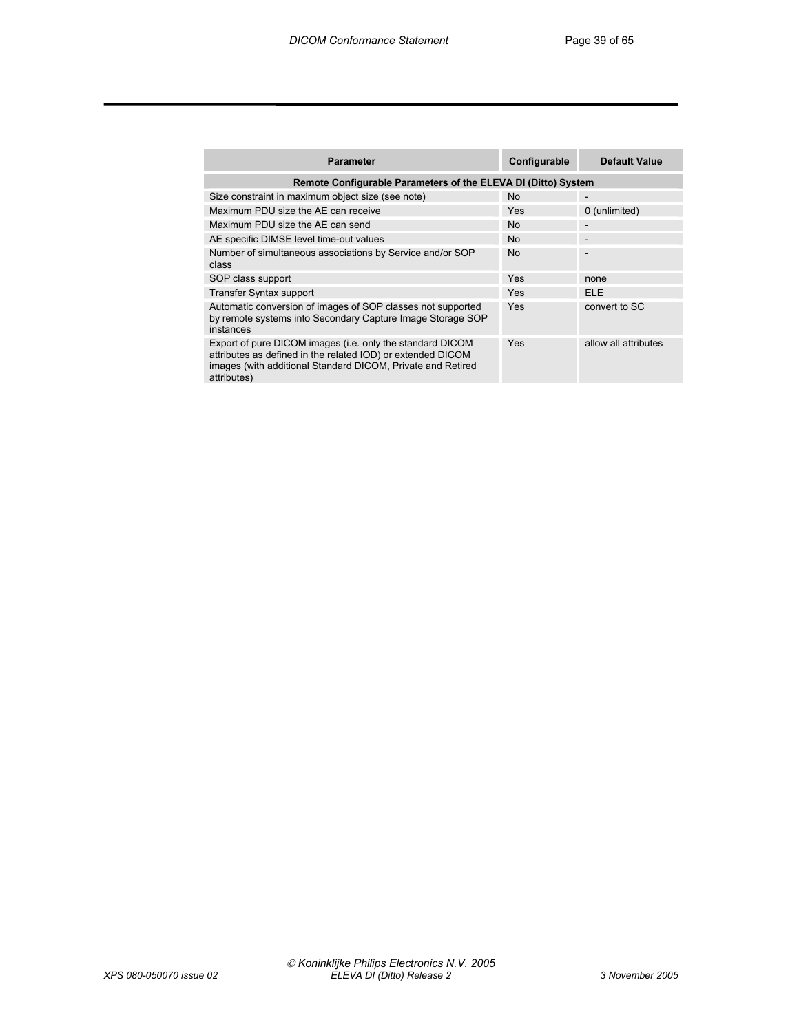| Parameter | Configurable | Default Value |
|---|---|---|
| **Remote Configurable Parameters of the ELEVA DI (Ditto) System** | | |
| Size constraint in maximum object size (see note) | No | - |
| Maximum PDU size the AE can receive | Yes | 0 (unlimited) |
| Maximum PDU size the AE can send | No | - |
| AE specific DIMSE level time-out values | No | - |
| Number of simultaneous associations by Service and/or SOP class | No | - |
| SOP class support | Yes | none |
| Transfer Syntax support | Yes | ELE |
| Automatic conversion of images of SOP classes not supported by remote systems into Secondary Capture Image Storage SOP instances | Yes | convert to SC |
| Export of pure DICOM images (i.e. only the standard DICOM attributes as defined in the related IOD) or extended DICOM images (with additional Standard DICOM, Private and Retired attributes) | Yes | allow all attributes |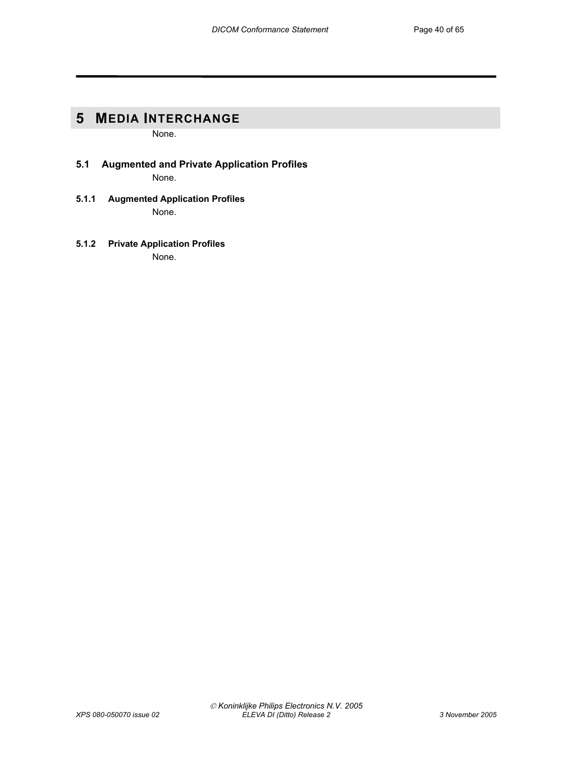# 5 MEDIA INTERCHANGE

None.

## 5.1 Augmented and Private Application Profiles

None.

### 5.1.1 Augmented Application Profiles

None.

### 5.1.2 Private Application Profiles

None.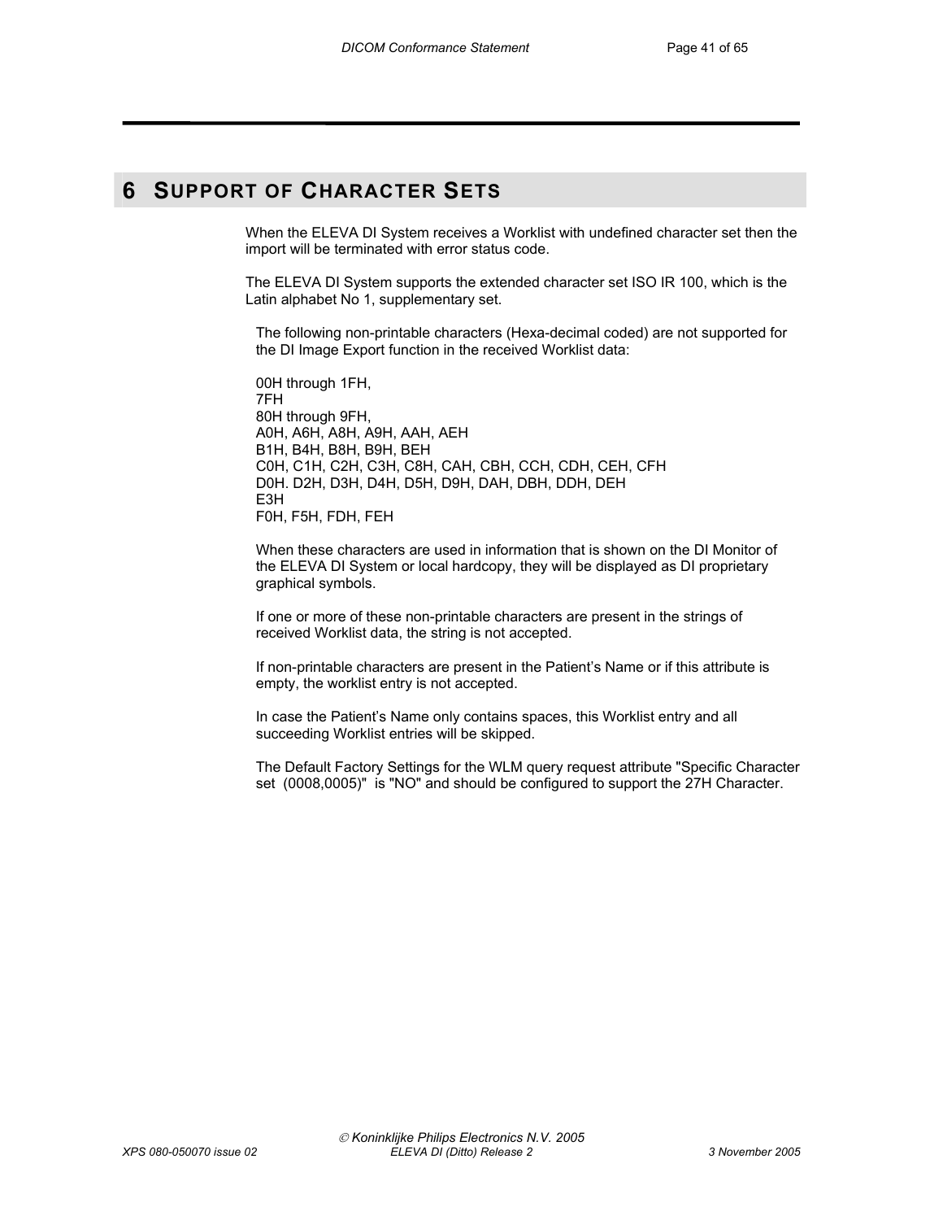# 6 SUPPORT OF CHARACTER SETS

When the ELEVA DI System receives a Worklist with undefined character set then the import will be terminated with error status code.

The ELEVA DI System supports the extended character set ISO IR 100, which is the Latin alphabet No 1, supplementary set.

The following non-printable characters (Hexa-decimal coded) are not supported for the DI Image Export function in the received Worklist data:

00H through 1FH,  
7FH  
80H through 9FH,  
A0H, A6H, A8H, A9H, AAH, AEH  
B1H, B4H, B8H, B9H, BEH  
C0H, C1H, C2H, C3H, C8H, CAH, CBH, CCH, CDH, CEH, CFH  
D0H. D2H, D3H, D4H, D5H, D9H, DAH, DBH, DDH, DEH  
E3H  
F0H, F5H, FDH, FEH

When these characters are used in information that is shown on the DI Monitor of the ELEVA DI System or local hardcopy, they will be displayed as DI proprietary graphical symbols.

If one or more of these non-printable characters are present in the strings of received Worklist data, the string is not accepted.

If non-printable characters are present in the Patient's Name or if this attribute is empty, the worklist entry is not accepted.

In case the Patient's Name only contains spaces, this Worklist entry and all succeeding Worklist entries will be skipped.

The Default Factory Settings for the WLM query request attribute "Specific Character set (0008,0005)" is "NO" and should be configured to support the 27H Character.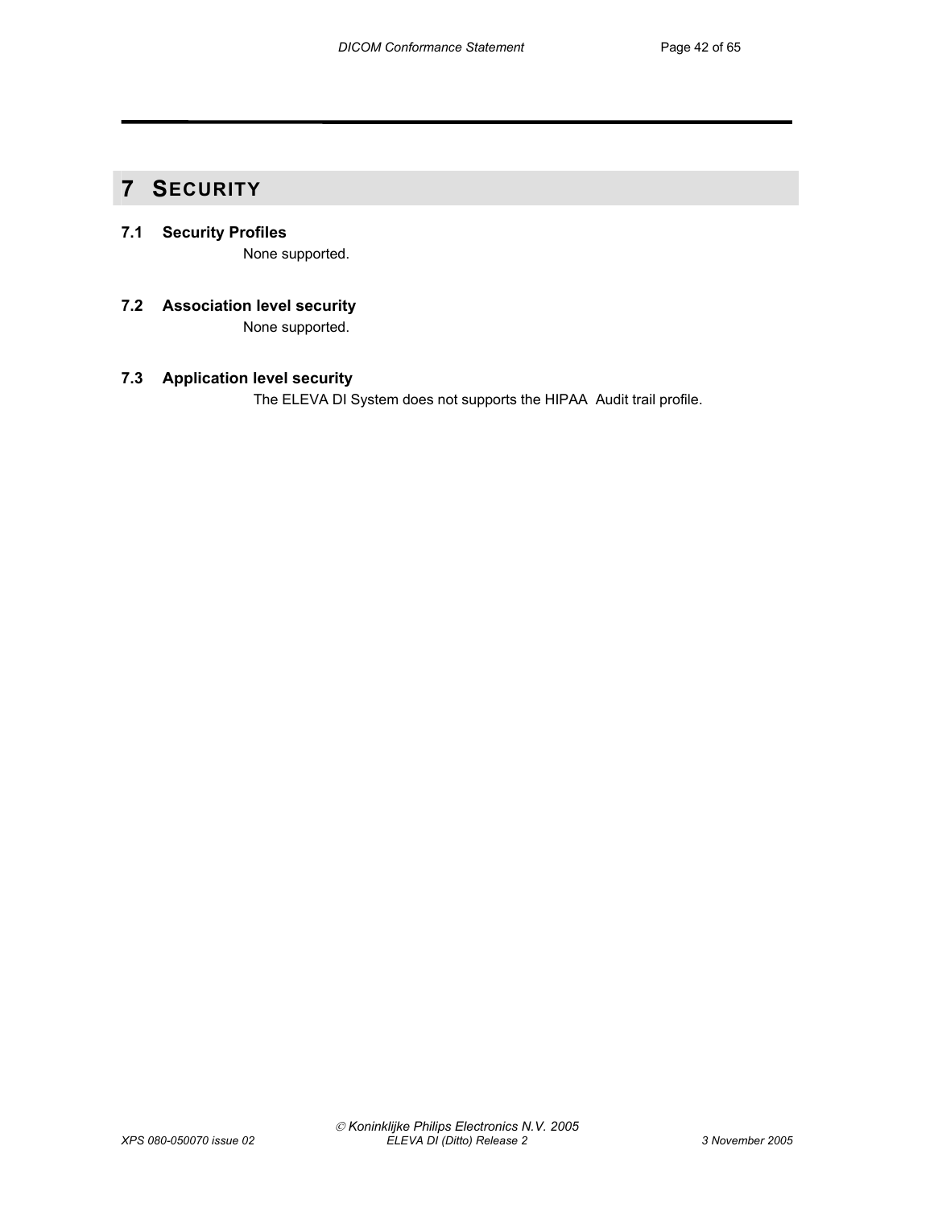# 7 SECURITY

## 7.1 Security Profiles

None supported.

## 7.2 Association level security

None supported.

## 7.3 Application level security

The ELEVA DI System does not supports the HIPAA Audit trail profile.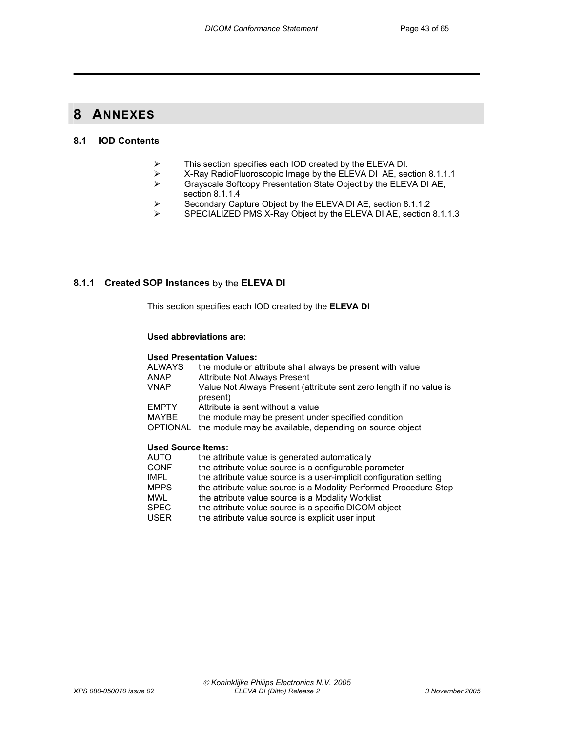# 8 ANNEXES

## 8.1 IOD Contents

- This section specifies each IOD created by the ELEVA DI.
- X-Ray RadioFluoroscopic Image by the ELEVA DI AE, section 8.1.1.1
- Grayscale Softcopy Presentation State Object by the ELEVA DI AE, section 8.1.1.4
- Secondary Capture Object by the ELEVA DI AE, section 8.1.1.2
- SPECIALIZED PMS X-Ray Object by the ELEVA DI AE, section 8.1.1.3

### 8.1.1 Created SOP Instances by the ELEVA DI

This section specifies each IOD created by the **ELEVA DI**

**Used abbreviations are:**

**Used Presentation Values:**

| | |
|---|---|
| ALWAYS | the module or attribute shall always be present with value |
| ANAP | Attribute Not Always Present |
| VNAP | Value Not Always Present (attribute sent zero length if no value is present) |
| EMPTY | Attribute is sent without a value |
| MAYBE | the module may be present under specified condition |
| OPTIONAL | the module may be available, depending on source object |

**Used Source Items:**

| | |
|---|---|
| AUTO | the attribute value is generated automatically |
| CONF | the attribute value source is a configurable parameter |
| IMPL | the attribute value source is a user-implicit configuration setting |
| MPPS | the attribute value source is a Modality Performed Procedure Step |
| MWL | the attribute value source is a Modality Worklist |
| SPEC | the attribute value source is a specific DICOM object |
| USER | the attribute value source is explicit user input |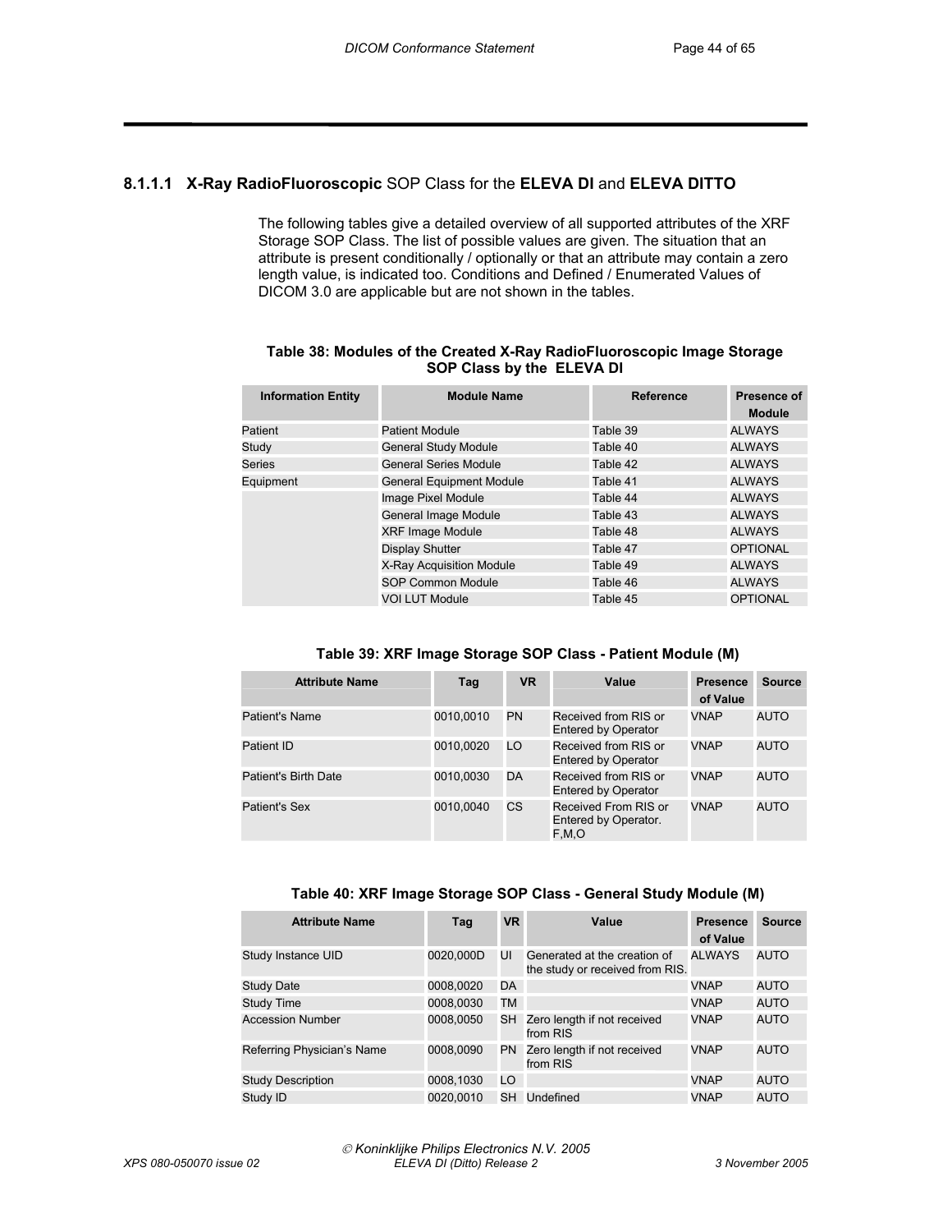### 8.1.1.1 **X-Ray RadioFluoroscopic** SOP Class for the **ELEVA DI** and **ELEVA DITTO**

The following tables give a detailed overview of all supported attributes of the XRF Storage SOP Class. The list of possible values are given. The situation that an attribute is present conditionally / optionally or that an attribute may contain a zero length value, is indicated too. Conditions and Defined / Enumerated Values of DICOM 3.0 are applicable but are not shown in the tables.

**Table 38: Modules of the Created X-Ray RadioFluoroscopic Image Storage SOP Class by the ELEVA DI**

| Information Entity | Module Name | Reference | Presence of Module |
|---|---|---|---|
| Patient | Patient Module | Table 39 | ALWAYS |
| Study | General Study Module | Table 40 | ALWAYS |
| Series | General Series Module | Table 42 | ALWAYS |
| Equipment | General Equipment Module | Table 41 | ALWAYS |
| | Image Pixel Module | Table 44 | ALWAYS |
| | General Image Module | Table 43 | ALWAYS |
| | XRF Image Module | Table 48 | ALWAYS |
| | Display Shutter | Table 47 | OPTIONAL |
| | X-Ray Acquisition Module | Table 49 | ALWAYS |
| | SOP Common Module | Table 46 | ALWAYS |
| | VOI LUT Module | Table 45 | OPTIONAL |

**Table 39: XRF Image Storage SOP Class - Patient Module (M)**

| Attribute Name | Tag | VR | Value | Presence of Value | Source |
|---|---|---|---|---|---|
| Patient's Name | 0010,0010 | PN | Received from RIS or Entered by Operator | VNAP | AUTO |
| Patient ID | 0010,0020 | LO | Received from RIS or Entered by Operator | VNAP | AUTO |
| Patient's Birth Date | 0010,0030 | DA | Received from RIS or Entered by Operator | VNAP | AUTO |
| Patient's Sex | 0010,0040 | CS | Received From RIS or Entered by Operator. F,M,O | VNAP | AUTO |

**Table 40: XRF Image Storage SOP Class - General Study Module (M)**

| Attribute Name | Tag | VR | Value | Presence of Value | Source |
|---|---|---|---|---|---|
| Study Instance UID | 0020,000D | UI | Generated at the creation of the study or received from RIS. | ALWAYS | AUTO |
| Study Date | 0008,0020 | DA | | VNAP | AUTO |
| Study Time | 0008,0030 | TM | | VNAP | AUTO |
| Accession Number | 0008,0050 | SH | Zero length if not received from RIS | VNAP | AUTO |
| Referring Physician's Name | 0008,0090 | PN | Zero length if not received from RIS | VNAP | AUTO |
| Study Description | 0008,1030 | LO | | VNAP | AUTO |
| Study ID | 0020,0010 | SH | Undefined | VNAP | AUTO |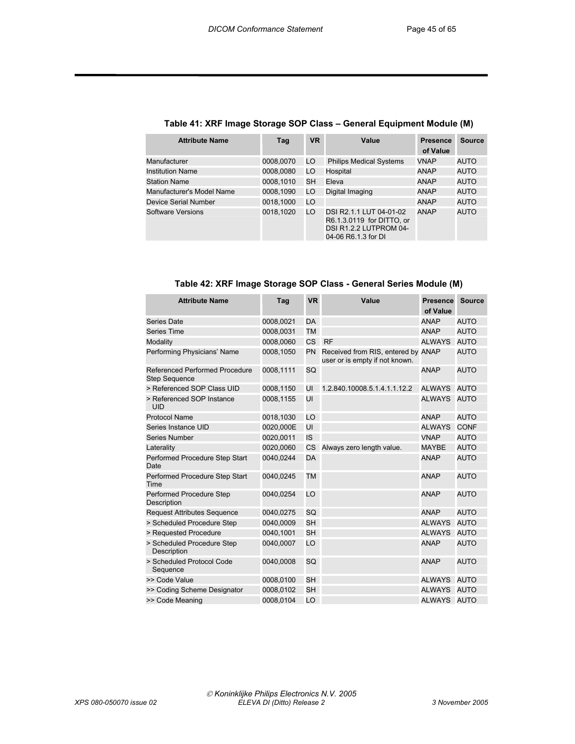**Table 41: XRF Image Storage SOP Class – General Equipment Module (M)**

| Attribute Name | Tag | VR | Value | Presence of Value | Source |
|---|---|---|---|---|---|
| Manufacturer | 0008,0070 | LO | Philips Medical Systems | VNAP | AUTO |
| Institution Name | 0008,0080 | LO | Hospital | ANAP | AUTO |
| Station Name | 0008,1010 | SH | Eleva | ANAP | AUTO |
| Manufacturer's Model Name | 0008,1090 | LO | Digital Imaging | ANAP | AUTO |
| Device Serial Number | 0018,1000 | LO | | ANAP | AUTO |
| Software Versions | 0018,1020 | LO | DSI R2.1.1 LUT 04-01-02 R6.1.3.0119 for DITTO, or DSI R1.2.2 LUTPROM 04-04-06 R6.1.3 for DI | ANAP | AUTO |

**Table 42: XRF Image Storage SOP Class - General Series Module (M)**

| Attribute Name | Tag | VR | Value | Presence of Value | Source |
|---|---|---|---|---|---|
| Series Date | 0008,0021 | DA | | ANAP | AUTO |
| Series Time | 0008,0031 | TM | | ANAP | AUTO |
| Modality | 0008,0060 | CS | RF | ALWAYS | AUTO |
| Performing Physicians' Name | 0008,1050 | PN | Received from RIS, entered by user or is empty if not known. | ANAP | AUTO |
| Referenced Performed Procedure Step Sequence | 0008,1111 | SQ | | ANAP | AUTO |
| > Referenced SOP Class UID | 0008,1150 | UI | 1.2.840.10008.5.1.4.1.1.12.2 | ALWAYS | AUTO |
| > Referenced SOP Instance UID | 0008,1155 | UI | | ALWAYS | AUTO |
| Protocol Name | 0018,1030 | LO | | ANAP | AUTO |
| Series Instance UID | 0020,000E | UI | | ALWAYS | CONF |
| Series Number | 0020,0011 | IS | | VNAP | AUTO |
| Laterality | 0020,0060 | CS | Always zero length value. | MAYBE | AUTO |
| Performed Procedure Step Start Date | 0040,0244 | DA | | ANAP | AUTO |
| Performed Procedure Step Start Time | 0040,0245 | TM | | ANAP | AUTO |
| Performed Procedure Step Description | 0040,0254 | LO | | ANAP | AUTO |
| Request Attributes Sequence | 0040,0275 | SQ | | ANAP | AUTO |
| > Scheduled Procedure Step | 0040,0009 | SH | | ALWAYS | AUTO |
| > Requested Procedure | 0040,1001 | SH | | ALWAYS | AUTO |
| > Scheduled Procedure Step Description | 0040,0007 | LO | | ANAP | AUTO |
| > Scheduled Protocol Code Sequence | 0040,0008 | SQ | | ANAP | AUTO |
| >> Code Value | 0008,0100 | SH | | ALWAYS | AUTO |
| >> Coding Scheme Designator | 0008,0102 | SH | | ALWAYS | AUTO |
| >> Code Meaning | 0008,0104 | LO | | ALWAYS | AUTO |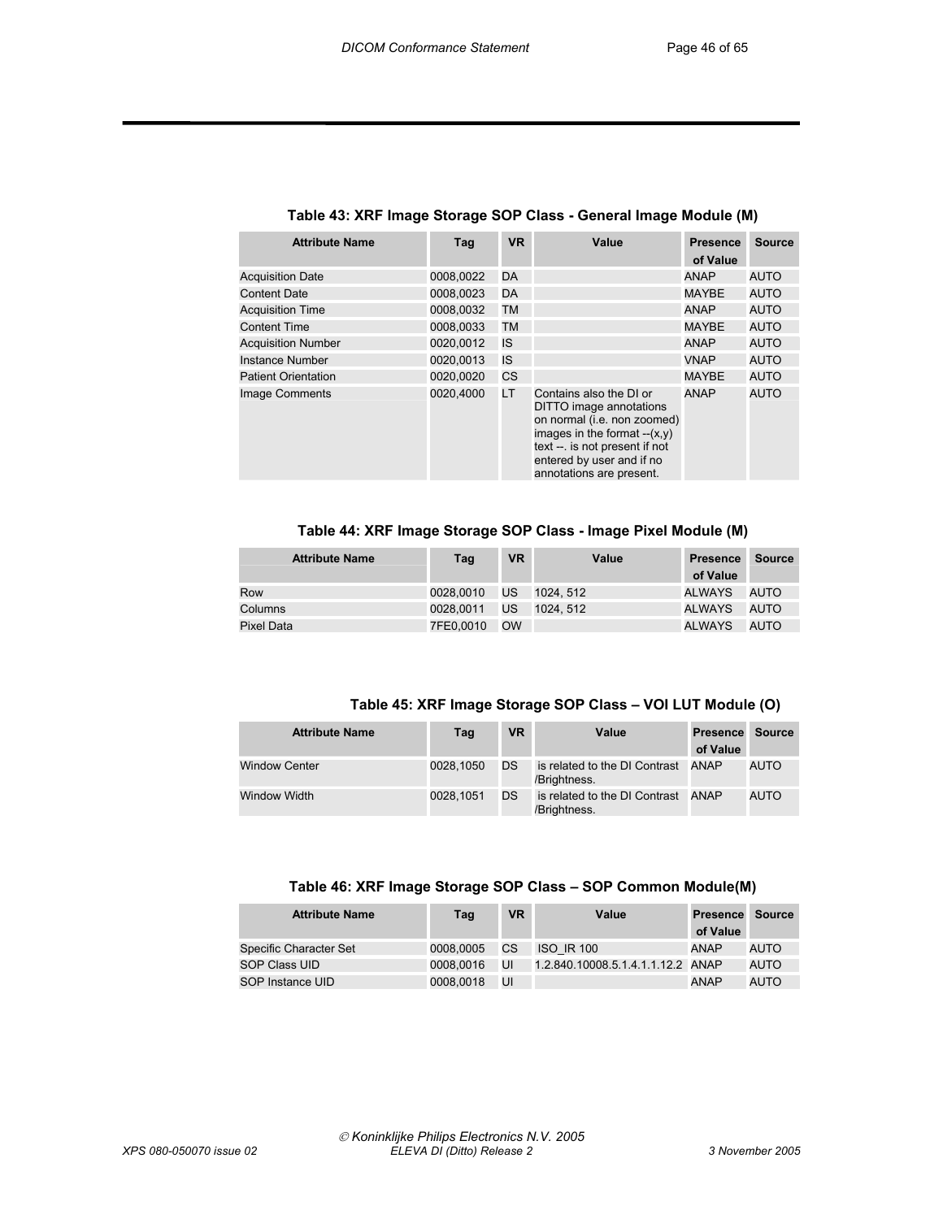**Table 43: XRF Image Storage SOP Class - General Image Module (M)**

| Attribute Name | Tag | VR | Value | Presence of Value | Source |
|---|---|---|---|---|---|
| Acquisition Date | 0008,0022 | DA | | ANAP | AUTO |
| Content Date | 0008,0023 | DA | | MAYBE | AUTO |
| Acquisition Time | 0008,0032 | TM | | ANAP | AUTO |
| Content Time | 0008,0033 | TM | | MAYBE | AUTO |
| Acquisition Number | 0020,0012 | IS | | ANAP | AUTO |
| Instance Number | 0020,0013 | IS | | VNAP | AUTO |
| Patient Orientation | 0020,0020 | CS | | MAYBE | AUTO |
| Image Comments | 0020,4000 | LT | Contains also the DI or DITTO image annotations on normal (i.e. non zoomed) images in the format --(x,y) text --. is not present if not entered by user and if no annotations are present. | ANAP | AUTO |

**Table 44: XRF Image Storage SOP Class - Image Pixel Module (M)**

| Attribute Name | Tag | VR | Value | Presence of Value | Source |
|---|---|---|---|---|---|
| Row | 0028,0010 | US | 1024, 512 | ALWAYS | AUTO |
| Columns | 0028,0011 | US | 1024, 512 | ALWAYS | AUTO |
| Pixel Data | 7FE0,0010 | OW | | ALWAYS | AUTO |

**Table 45: XRF Image Storage SOP Class – VOI LUT Module (O)**

| Attribute Name | Tag | VR | Value | Presence of Value | Source |
|---|---|---|---|---|---|
| Window Center | 0028,1050 | DS | is related to the DI Contrast /Brightness. | ANAP | AUTO |
| Window Width | 0028,1051 | DS | is related to the DI Contrast /Brightness. | ANAP | AUTO |

**Table 46: XRF Image Storage SOP Class – SOP Common Module(M)**

| Attribute Name | Tag | VR | Value | Presence of Value | Source |
|---|---|---|---|---|---|
| Specific Character Set | 0008,0005 | CS | ISO_IR 100 | ANAP | AUTO |
| SOP Class UID | 0008,0016 | UI | 1.2.840.10008.5.1.4.1.1.12.2 | ANAP | AUTO |
| SOP Instance UID | 0008,0018 | UI | | ANAP | AUTO |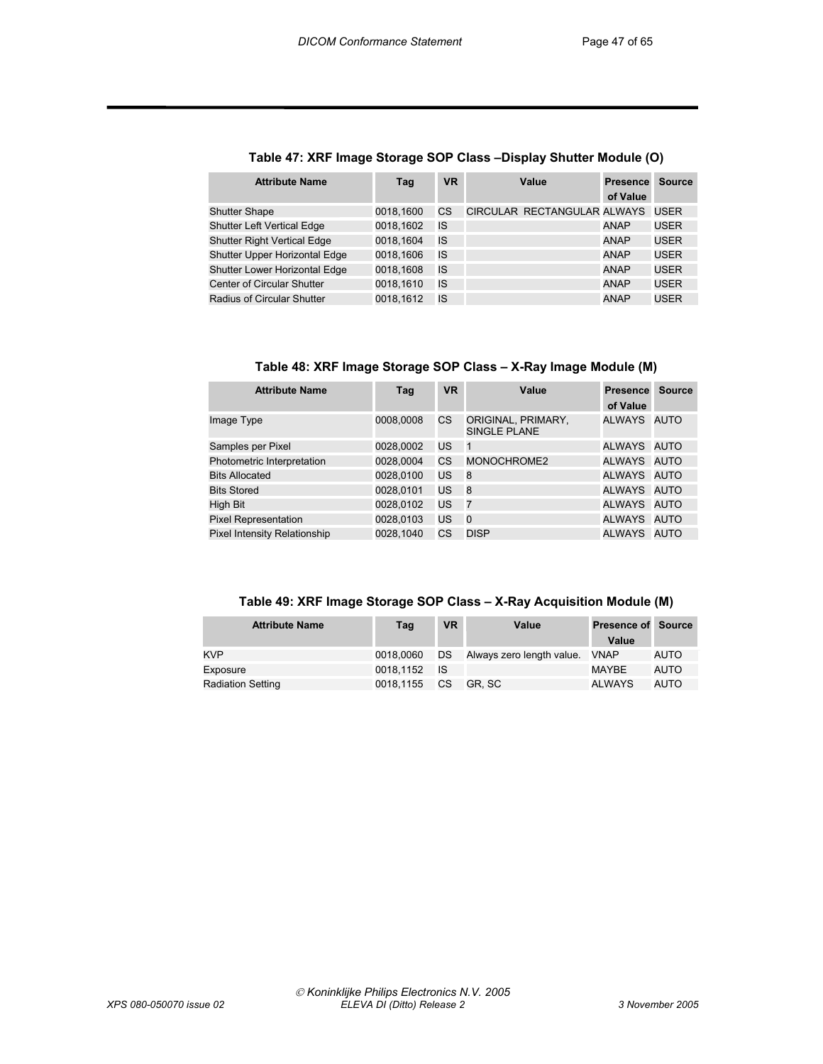### Table 47: XRF Image Storage SOP Class –Display Shutter Module (O)

| Attribute Name | Tag | VR | Value | Presence of Value | Source |
|---|---|---|---|---|---|
| Shutter Shape | 0018,1600 | CS | CIRCULAR RECTANGULAR | ALWAYS | USER |
| Shutter Left Vertical Edge | 0018,1602 | IS | | ANAP | USER |
| Shutter Right Vertical Edge | 0018,1604 | IS | | ANAP | USER |
| Shutter Upper Horizontal Edge | 0018,1606 | IS | | ANAP | USER |
| Shutter Lower Horizontal Edge | 0018,1608 | IS | | ANAP | USER |
| Center of Circular Shutter | 0018,1610 | IS | | ANAP | USER |
| Radius of Circular Shutter | 0018,1612 | IS | | ANAP | USER |

### Table 48: XRF Image Storage SOP Class – X-Ray Image Module (M)

| Attribute Name | Tag | VR | Value | Presence of Value | Source |
|---|---|---|---|---|---|
| Image Type | 0008,0008 | CS | ORIGINAL, PRIMARY, SINGLE PLANE | ALWAYS | AUTO |
| Samples per Pixel | 0028,0002 | US | 1 | ALWAYS | AUTO |
| Photometric Interpretation | 0028,0004 | CS | MONOCHROME2 | ALWAYS | AUTO |
| Bits Allocated | 0028,0100 | US | 8 | ALWAYS | AUTO |
| Bits Stored | 0028,0101 | US | 8 | ALWAYS | AUTO |
| High Bit | 0028,0102 | US | 7 | ALWAYS | AUTO |
| Pixel Representation | 0028,0103 | US | 0 | ALWAYS | AUTO |
| Pixel Intensity Relationship | 0028,1040 | CS | DISP | ALWAYS | AUTO |

### Table 49: XRF Image Storage SOP Class – X-Ray Acquisition Module (M)

| Attribute Name | Tag | VR | Value | Presence of Value | Source |
|---|---|---|---|---|---|
| KVP | 0018,0060 | DS | Always zero length value. | VNAP | AUTO |
| Exposure | 0018,1152 | IS | | MAYBE | AUTO |
| Radiation Setting | 0018,1155 | CS | GR, SC | ALWAYS | AUTO |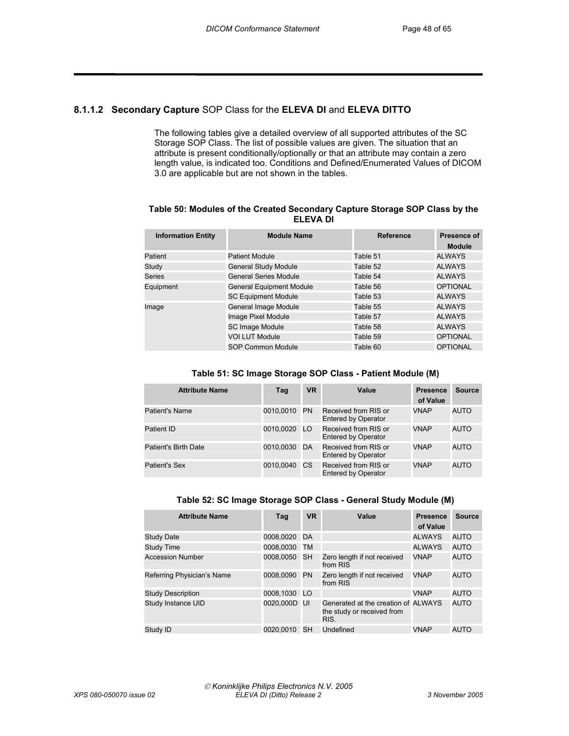### 8.1.1.2 **Secondary Capture** SOP Class for the **ELEVA DI** and **ELEVA DITTO**

The following tables give a detailed overview of all supported attributes of the SC Storage SOP Class. The list of possible values are given. The situation that an attribute is present conditionally/optionally or that an attribute may contain a zero length value, is indicated too. Conditions and Defined/Enumerated Values of DICOM 3.0 are applicable but are not shown in the tables.

**Table 50: Modules of the Created Secondary Capture Storage SOP Class by the ELEVA DI**

| Information Entity | Module Name | Reference | Presence of Module |
|---|---|---|---|
| Patient | Patient Module | Table 51 | ALWAYS |
| Study | General Study Module | Table 52 | ALWAYS |
| Series | General Series Module | Table 54 | ALWAYS |
| Equipment | General Equipment Module | Table 56 | OPTIONAL |
| | SC Equipment Module | Table 53 | ALWAYS |
| Image | General Image Module | Table 55 | ALWAYS |
| | Image Pixel Module | Table 57 | ALWAYS |
| | SC Image Module | Table 58 | ALWAYS |
| | VOI LUT Module | Table 59 | OPTIONAL |
| | SOP Common Module | Table 60 | OPTIONAL |

**Table 51: SC Image Storage SOP Class - Patient Module (M)**

| Attribute Name | Tag | VR | Value | Presence of Value | Source |
|---|---|---|---|---|---|
| Patient's Name | 0010,0010 | PN | Received from RIS or Entered by Operator | VNAP | AUTO |
| Patient ID | 0010,0020 | LO | Received from RIS or Entered by Operator | VNAP | AUTO |
| Patient's Birth Date | 0010,0030 | DA | Received from RIS or Entered by Operator | VNAP | AUTO |
| Patient's Sex | 0010,0040 | CS | Received from RIS or Entered by Operator | VNAP | AUTO |

**Table 52: SC Image Storage SOP Class - General Study Module (M)**

| Attribute Name | Tag | VR | Value | Presence of Value | Source |
|---|---|---|---|---|---|
| Study Date | 0008,0020 | DA | | ALWAYS | AUTO |
| Study Time | 0008,0030 | TM | | ALWAYS | AUTO |
| Accession Number | 0008,0050 | SH | Zero length if not received from RIS | VNAP | AUTO |
| Referring Physician's Name | 0008,0090 | PN | Zero length if not received from RIS | VNAP | AUTO |
| Study Description | 0008,1030 | LO | | VNAP | AUTO |
| Study Instance UID | 0020,000D | UI | Generated at the creation of the study or received from RIS. | ALWAYS | AUTO |
| Study ID | 0020,0010 | SH | Undefined | VNAP | AUTO |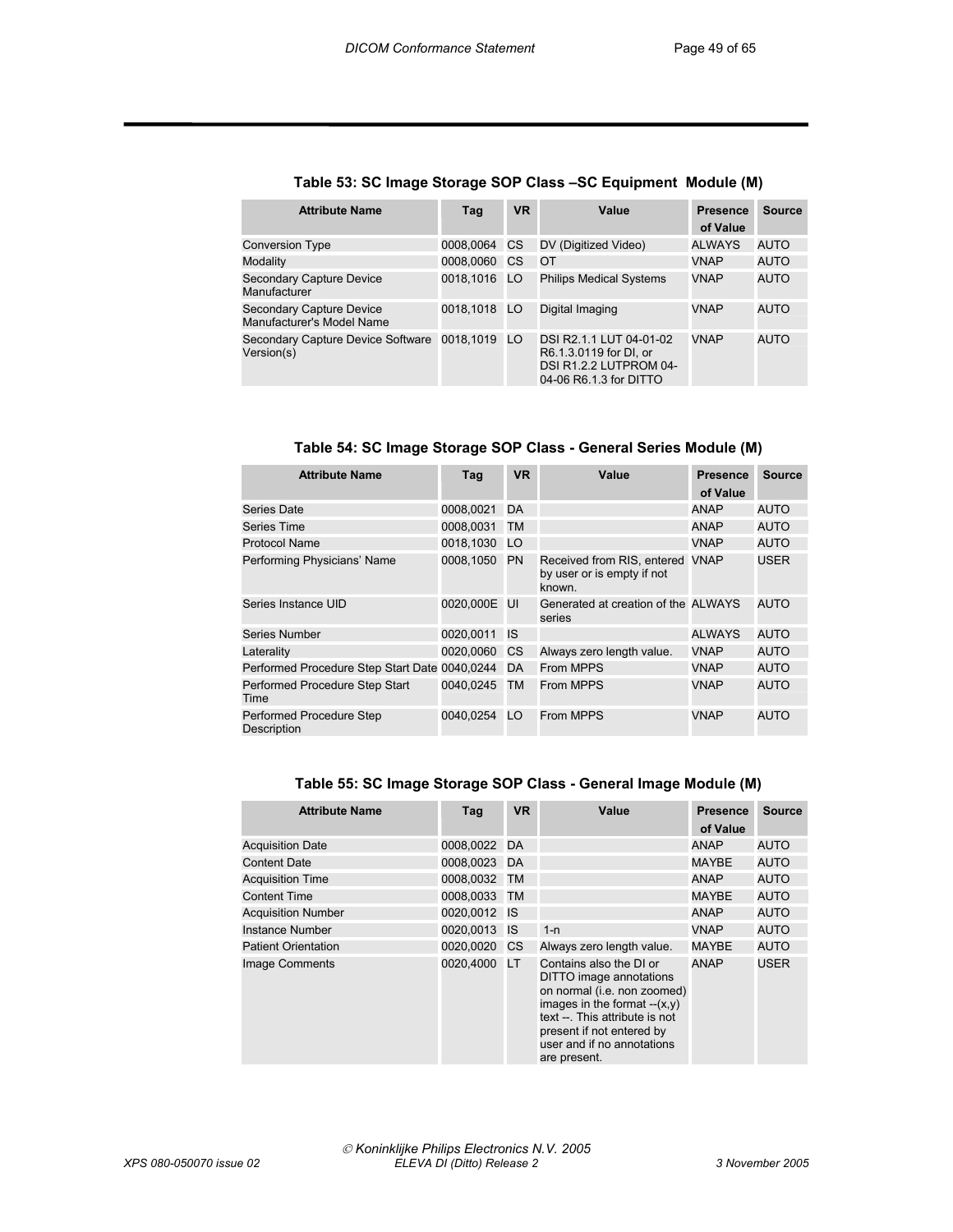**Table 53: SC Image Storage SOP Class –SC Equipment Module (M)**

| Attribute Name | Tag | VR | Value | Presence of Value | Source |
|---|---|---|---|---|---|
| Conversion Type | 0008,0064 | CS | DV (Digitized Video) | ALWAYS | AUTO |
| Modality | 0008,0060 | CS | OT | VNAP | AUTO |
| Secondary Capture Device Manufacturer | 0018,1016 | LO | Philips Medical Systems | VNAP | AUTO |
| Secondary Capture Device Manufacturer's Model Name | 0018,1018 | LO | Digital Imaging | VNAP | AUTO |
| Secondary Capture Device Software Version(s) | 0018,1019 | LO | DSI R2.1.1 LUT 04-01-02 R6.1.3.0119 for DI, or DSI R1.2.2 LUTPROM 04-04-06 R6.1.3 for DITTO | VNAP | AUTO |

**Table 54: SC Image Storage SOP Class - General Series Module (M)**

| Attribute Name | Tag | VR | Value | Presence of Value | Source |
|---|---|---|---|---|---|
| Series Date | 0008,0021 | DA | | ANAP | AUTO |
| Series Time | 0008,0031 | TM | | ANAP | AUTO |
| Protocol Name | 0018,1030 | LO | | VNAP | AUTO |
| Performing Physicians' Name | 0008,1050 | PN | Received from RIS, entered by user or is empty if not known. | VNAP | USER |
| Series Instance UID | 0020,000E | UI | Generated at creation of the series | ALWAYS | AUTO |
| Series Number | 0020,0011 | IS | | ALWAYS | AUTO |
| Laterality | 0020,0060 | CS | Always zero length value. | VNAP | AUTO |
| Performed Procedure Step Start Date | 0040,0244 | DA | From MPPS | VNAP | AUTO |
| Performed Procedure Step Start Time | 0040,0245 | TM | From MPPS | VNAP | AUTO |
| Performed Procedure Step Description | 0040,0254 | LO | From MPPS | VNAP | AUTO |

**Table 55: SC Image Storage SOP Class - General Image Module (M)**

| Attribute Name | Tag | VR | Value | Presence of Value | Source |
|---|---|---|---|---|---|
| Acquisition Date | 0008,0022 | DA | | ANAP | AUTO |
| Content Date | 0008,0023 | DA | | MAYBE | AUTO |
| Acquisition Time | 0008,0032 | TM | | ANAP | AUTO |
| Content Time | 0008,0033 | TM | | MAYBE | AUTO |
| Acquisition Number | 0020,0012 | IS | | ANAP | AUTO |
| Instance Number | 0020,0013 | IS | 1-n | VNAP | AUTO |
| Patient Orientation | 0020,0020 | CS | Always zero length value. | MAYBE | AUTO |
| Image Comments | 0020,4000 | LT | Contains also the DI or DITTO image annotations on normal (i.e. non zoomed) images in the format --(x,y) text --. This attribute is not present if not entered by user and if no annotations are present. | ANAP | USER |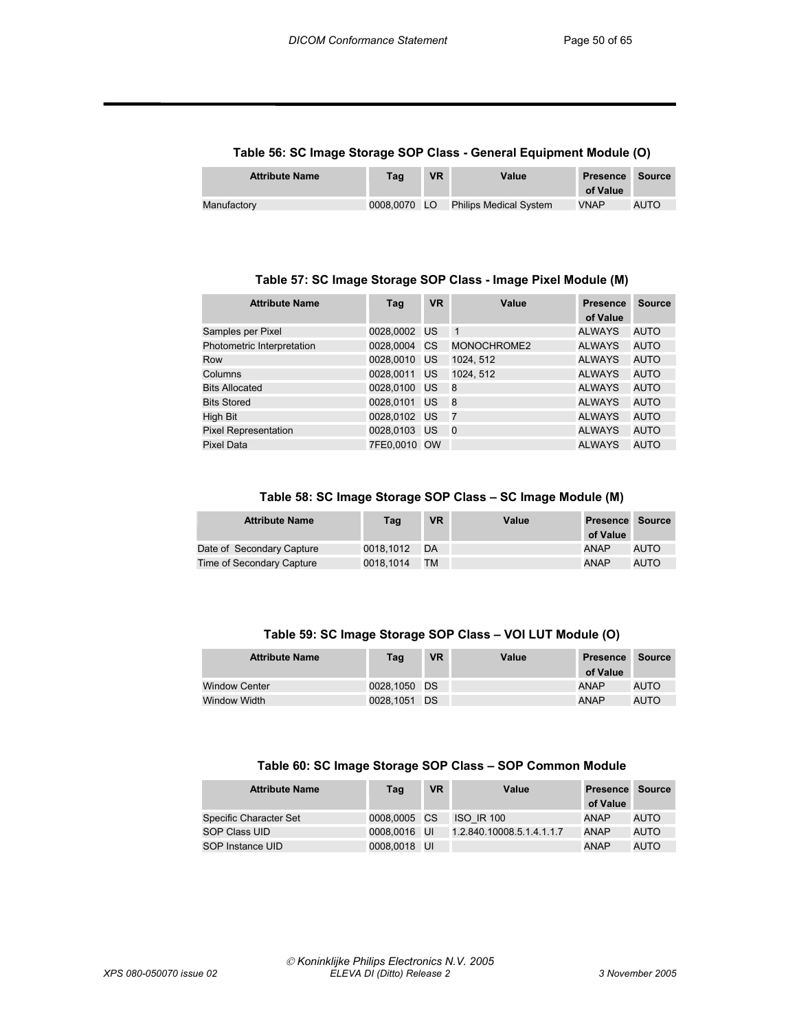**Table 56: SC Image Storage SOP Class - General Equipment Module (O)**

| Attribute Name | Tag | VR | Value | Presence of Value | Source |
|---|---|---|---|---|---|
| Manufactory | 0008,0070 | LO | Philips Medical System | VNAP | AUTO |

**Table 57: SC Image Storage SOP Class - Image Pixel Module (M)**

| Attribute Name | Tag | VR | Value | Presence of Value | Source |
|---|---|---|---|---|---|
| Samples per Pixel | 0028,0002 | US | 1 | ALWAYS | AUTO |
| Photometric Interpretation | 0028,0004 | CS | MONOCHROME2 | ALWAYS | AUTO |
| Row | 0028,0010 | US | 1024, 512 | ALWAYS | AUTO |
| Columns | 0028,0011 | US | 1024, 512 | ALWAYS | AUTO |
| Bits Allocated | 0028,0100 | US | 8 | ALWAYS | AUTO |
| Bits Stored | 0028,0101 | US | 8 | ALWAYS | AUTO |
| High Bit | 0028,0102 | US | 7 | ALWAYS | AUTO |
| Pixel Representation | 0028,0103 | US | 0 | ALWAYS | AUTO |
| Pixel Data | 7FE0,0010 | OW | | ALWAYS | AUTO |

**Table 58: SC Image Storage SOP Class – SC Image Module (M)**

| Attribute Name | Tag | VR | Value | Presence of Value | Source |
|---|---|---|---|---|---|
| Date of Secondary Capture | 0018,1012 | DA | | ANAP | AUTO |
| Time of Secondary Capture | 0018,1014 | TM | | ANAP | AUTO |

**Table 59: SC Image Storage SOP Class – VOI LUT Module (O)**

| Attribute Name | Tag | VR | Value | Presence of Value | Source |
|---|---|---|---|---|---|
| Window Center | 0028,1050 | DS | | ANAP | AUTO |
| Window Width | 0028,1051 | DS | | ANAP | AUTO |

**Table 60: SC Image Storage SOP Class – SOP Common Module**

| Attribute Name | Tag | VR | Value | Presence of Value | Source |
|---|---|---|---|---|---|
| Specific Character Set | 0008,0005 | CS | ISO_IR 100 | ANAP | AUTO |
| SOP Class UID | 0008,0016 | UI | 1.2.840.10008.5.1.4.1.1.7 | ANAP | AUTO |
| SOP Instance UID | 0008,0018 | UI | | ANAP | AUTO |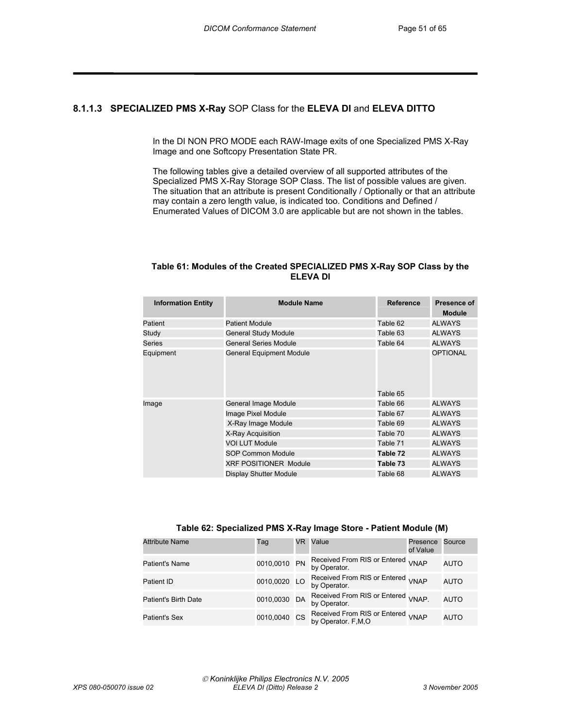### 8.1.1.3 **SPECIALIZED PMS X-Ray** SOP Class for the **ELEVA DI** and **ELEVA DITTO**

In the DI NON PRO MODE each RAW-Image exits of one Specialized PMS X-Ray Image and one Softcopy Presentation State PR.

The following tables give a detailed overview of all supported attributes of the Specialized PMS X-Ray Storage SOP Class. The list of possible values are given. The situation that an attribute is present Conditionally / Optionally or that an attribute may contain a zero length value, is indicated too. Conditions and Defined / Enumerated Values of DICOM 3.0 are applicable but are not shown in the tables.

**Table 61: Modules of the Created SPECIALIZED PMS X-Ray SOP Class by the ELEVA DI**

| Information Entity | Module Name | Reference | Presence of Module |
|---|---|---|---|
| Patient | Patient Module | Table 62 | ALWAYS |
| Study | General Study Module | Table 63 | ALWAYS |
| Series | General Series Module | Table 64 | ALWAYS |
| Equipment | General Equipment Module | Table 65 | OPTIONAL |
| Image | General Image Module | Table 66 | ALWAYS |
| | Image Pixel Module | Table 67 | ALWAYS |
| | X-Ray Image Module | Table 69 | ALWAYS |
| | X-Ray Acquisition | Table 70 | ALWAYS |
| | VOI LUT Module | Table 71 | ALWAYS |
| | SOP Common Module | **Table 72** | ALWAYS |
| | XRF POSITIONER Module | **Table 73** | ALWAYS |
| | Display Shutter Module | Table 68 | ALWAYS |

**Table 62: Specialized PMS X-Ray Image Store - Patient Module (M)**

| Attribute Name | Tag | VR | Value | Presence of Value | Source |
|---|---|---|---|---|---|
| Patient's Name | 0010,0010 | PN | Received From RIS or Entered by Operator. | VNAP | AUTO |
| Patient ID | 0010,0020 | LO | Received From RIS or Entered by Operator. | VNAP | AUTO |
| Patient's Birth Date | 0010,0030 | DA | Received From RIS or Entered by Operator. | VNAP. | AUTO |
| Patient's Sex | 0010,0040 | CS | Received From RIS or Entered by Operator. F,M,O | VNAP | AUTO |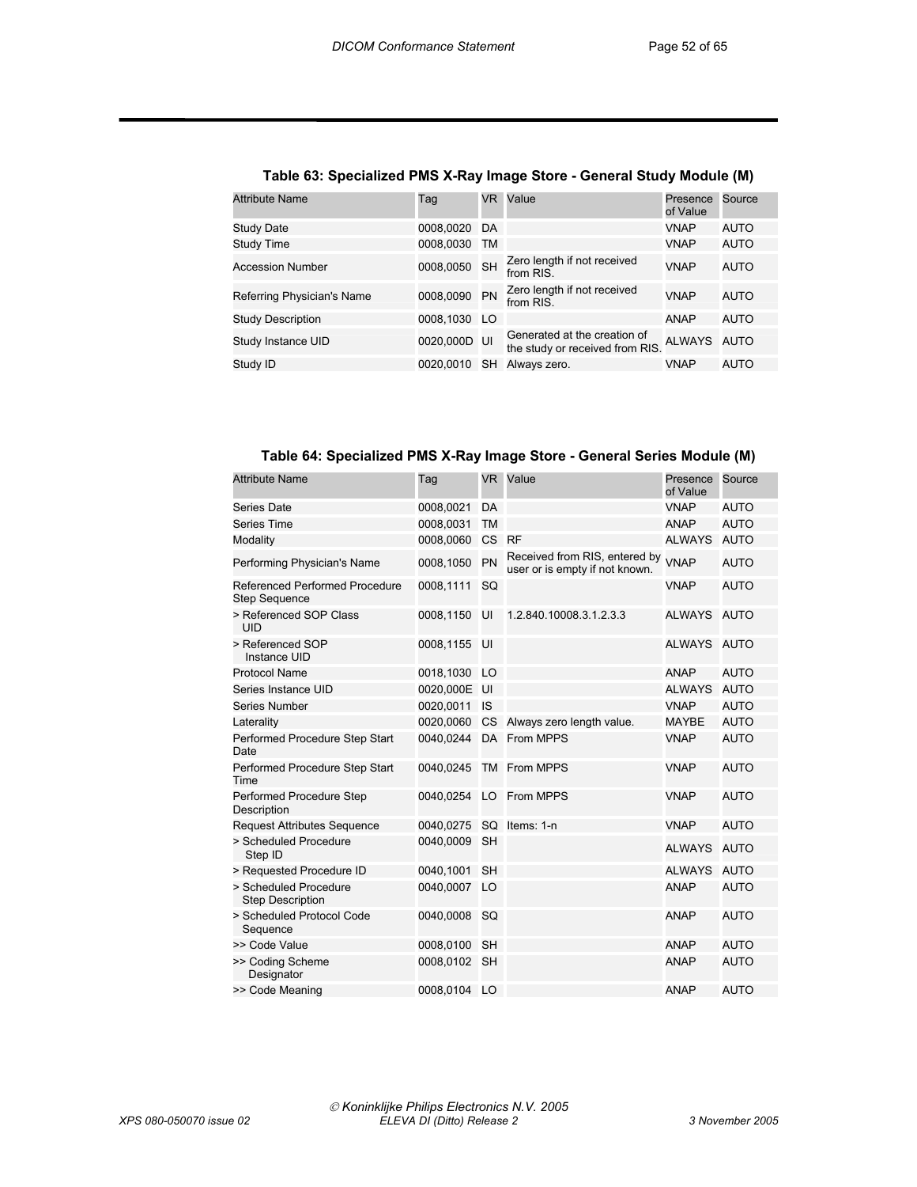**Table 63: Specialized PMS X-Ray Image Store - General Study Module (M)**

| Attribute Name | Tag | VR | Value | Presence of Value | Source |
|---|---|---|---|---|---|
| Study Date | 0008,0020 | DA | | VNAP | AUTO |
| Study Time | 0008,0030 | TM | | VNAP | AUTO |
| Accession Number | 0008,0050 | SH | Zero length if not received from RIS. | VNAP | AUTO |
| Referring Physician's Name | 0008,0090 | PN | Zero length if not received from RIS. | VNAP | AUTO |
| Study Description | 0008,1030 | LO | | ANAP | AUTO |
| Study Instance UID | 0020,000D | UI | Generated at the creation of the study or received from RIS. | ALWAYS | AUTO |
| Study ID | 0020,0010 | SH | Always zero. | VNAP | AUTO |

**Table 64: Specialized PMS X-Ray Image Store - General Series Module (M)**

| Attribute Name | Tag | VR | Value | Presence of Value | Source |
|---|---|---|---|---|---|
| Series Date | 0008,0021 | DA | | VNAP | AUTO |
| Series Time | 0008,0031 | TM | | ANAP | AUTO |
| Modality | 0008,0060 | CS | RF | ALWAYS | AUTO |
| Performing Physician's Name | 0008,1050 | PN | Received from RIS, entered by user or is empty if not known. | VNAP | AUTO |
| Referenced Performed Procedure Step Sequence | 0008,1111 | SQ | | VNAP | AUTO |
| > Referenced SOP Class UID | 0008,1150 | UI | 1.2.840.10008.3.1.2.3.3 | ALWAYS | AUTO |
| > Referenced SOP Instance UID | 0008,1155 | UI | | ALWAYS | AUTO |
| Protocol Name | 0018,1030 | LO | | ANAP | AUTO |
| Series Instance UID | 0020,000E | UI | | ALWAYS | AUTO |
| Series Number | 0020,0011 | IS | | VNAP | AUTO |
| Laterality | 0020,0060 | CS | Always zero length value. | MAYBE | AUTO |
| Performed Procedure Step Start Date | 0040,0244 | DA | From MPPS | VNAP | AUTO |
| Performed Procedure Step Start Time | 0040,0245 | TM | From MPPS | VNAP | AUTO |
| Performed Procedure Step Description | 0040,0254 | LO | From MPPS | VNAP | AUTO |
| Request Attributes Sequence | 0040,0275 | SQ | Items: 1-n | VNAP | AUTO |
| > Scheduled Procedure Step ID | 0040,0009 | SH | | ALWAYS | AUTO |
| > Requested Procedure ID | 0040,1001 | SH | | ALWAYS | AUTO |
| > Scheduled Procedure Step Description | 0040,0007 | LO | | ANAP | AUTO |
| > Scheduled Protocol Code Sequence | 0040,0008 | SQ | | ANAP | AUTO |
| >> Code Value | 0008,0100 | SH | | ANAP | AUTO |
| >> Coding Scheme Designator | 0008,0102 | SH | | ANAP | AUTO |
| >> Code Meaning | 0008,0104 | LO | | ANAP | AUTO |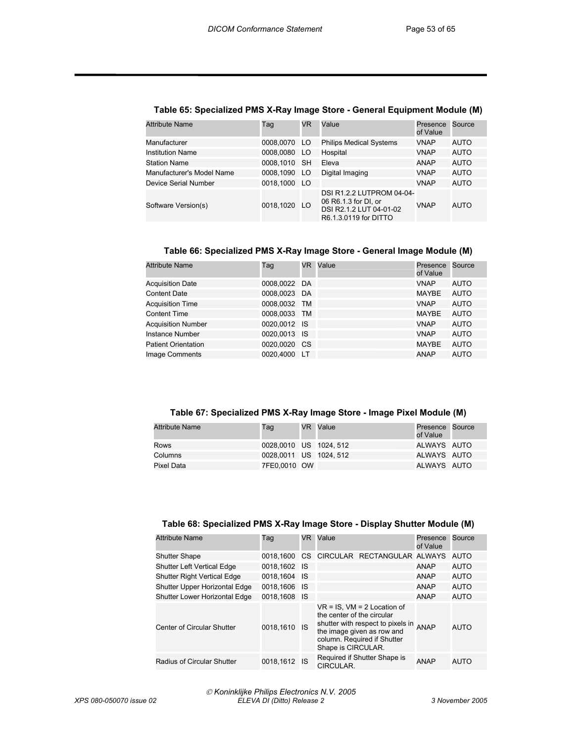**Table 65: Specialized PMS X-Ray Image Store - General Equipment Module (M)**

| Attribute Name | Tag | VR | Value | Presence of Value | Source |
|---|---|---|---|---|---|
| Manufacturer | 0008,0070 | LO | Philips Medical Systems | VNAP | AUTO |
| Institution Name | 0008,0080 | LO | Hospital | VNAP | AUTO |
| Station Name | 0008,1010 | SH | Eleva | ANAP | AUTO |
| Manufacturer's Model Name | 0008,1090 | LO | Digital Imaging | VNAP | AUTO |
| Device Serial Number | 0018,1000 | LO | | VNAP | AUTO |
| Software Version(s) | 0018,1020 | LO | DSI R1.2.2 LUTPROM 04-04-06 R6.1.3 for DI, or DSI R2.1.2 LUT 04-01-02 R6.1.3.0119 for DITTO | VNAP | AUTO |

**Table 66: Specialized PMS X-Ray Image Store - General Image Module (M)**

| Attribute Name | Tag | VR | Value | Presence of Value | Source |
|---|---|---|---|---|---|
| Acquisition Date | 0008,0022 | DA | | VNAP | AUTO |
| Content Date | 0008,0023 | DA | | MAYBE | AUTO |
| Acquisition Time | 0008,0032 | TM | | VNAP | AUTO |
| Content Time | 0008,0033 | TM | | MAYBE | AUTO |
| Acquisition Number | 0020,0012 | IS | | VNAP | AUTO |
| Instance Number | 0020,0013 | IS | | VNAP | AUTO |
| Patient Orientation | 0020,0020 | CS | | MAYBE | AUTO |
| Image Comments | 0020,4000 | LT | | ANAP | AUTO |

**Table 67: Specialized PMS X-Ray Image Store - Image Pixel Module (M)**

| Attribute Name | Tag | VR | Value | Presence of Value | Source |
|---|---|---|---|---|---|
| Rows | 0028,0010 | US | 1024, 512 | ALWAYS | AUTO |
| Columns | 0028,0011 | US | 1024, 512 | ALWAYS | AUTO |
| Pixel Data | 7FE0,0010 | OW | | ALWAYS | AUTO |

**Table 68: Specialized PMS X-Ray Image Store - Display Shutter Module (M)**

| Attribute Name | Tag | VR | Value | Presence of Value | Source |
|---|---|---|---|---|---|
| Shutter Shape | 0018,1600 | CS | CIRCULAR RECTANGULAR | ALWAYS | AUTO |
| Shutter Left Vertical Edge | 0018,1602 | IS | | ANAP | AUTO |
| Shutter Right Vertical Edge | 0018,1604 | IS | | ANAP | AUTO |
| Shutter Upper Horizontal Edge | 0018,1606 | IS | | ANAP | AUTO |
| Shutter Lower Horizontal Edge | 0018,1608 | IS | | ANAP | AUTO |
| Center of Circular Shutter | 0018,1610 | IS | VR = IS, VM = 2 Location of the center of the circular shutter with respect to pixels in the image given as row and column. Required if Shutter Shape is CIRCULAR. | ANAP | AUTO |
| Radius of Circular Shutter | 0018,1612 | IS | Required if Shutter Shape is CIRCULAR. | ANAP | AUTO |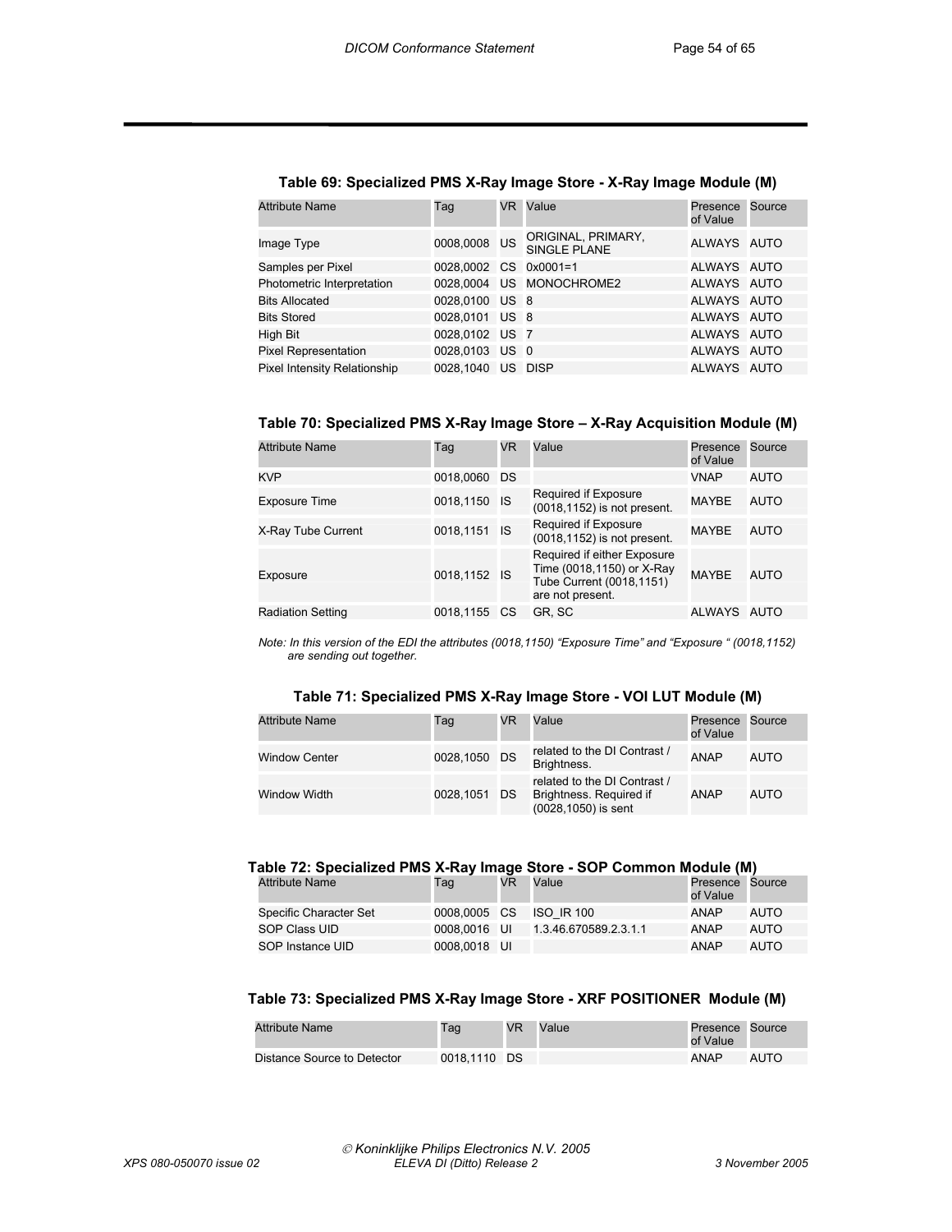### Table 69: Specialized PMS X-Ray Image Store - X-Ray Image Module (M)

| Attribute Name | Tag | VR | Value | Presence of Value | Source |
|---|---|---|---|---|---|
| Image Type | 0008,0008 | US | ORIGINAL, PRIMARY, SINGLE PLANE | ALWAYS | AUTO |
| Samples per Pixel | 0028,0002 | CS | 0x0001=1 | ALWAYS | AUTO |
| Photometric Interpretation | 0028,0004 | US | MONOCHROME2 | ALWAYS | AUTO |
| Bits Allocated | 0028,0100 | US | 8 | ALWAYS | AUTO |
| Bits Stored | 0028,0101 | US | 8 | ALWAYS | AUTO |
| High Bit | 0028,0102 | US | 7 | ALWAYS | AUTO |
| Pixel Representation | 0028,0103 | US | 0 | ALWAYS | AUTO |
| Pixel Intensity Relationship | 0028,1040 | US | DISP | ALWAYS | AUTO |

### Table 70: Specialized PMS X-Ray Image Store – X-Ray Acquisition Module (M)

| Attribute Name | Tag | VR | Value | Presence of Value | Source |
|---|---|---|---|---|---|
| KVP | 0018,0060 | DS | | VNAP | AUTO |
| Exposure Time | 0018,1150 | IS | Required if Exposure (0018,1152) is not present. | MAYBE | AUTO |
| X-Ray Tube Current | 0018,1151 | IS | Required if Exposure (0018,1152) is not present. | MAYBE | AUTO |
| Exposure | 0018,1152 | IS | Required if either Exposure Time (0018,1150) or X-Ray Tube Current (0018,1151) are not present. | MAYBE | AUTO |
| Radiation Setting | 0018,1155 | CS | GR, SC | ALWAYS | AUTO |

*Note: In this version of the EDI the attributes (0018,1150) “Exposure Time” and “Exposure “ (0018,1152) are sending out together.*

### Table 71: Specialized PMS X-Ray Image Store - VOI LUT Module (M)

| Attribute Name | Tag | VR | Value | Presence of Value | Source |
|---|---|---|---|---|---|
| Window Center | 0028,1050 | DS | related to the DI Contrast / Brightness. | ANAP | AUTO |
| Window Width | 0028,1051 | DS | related to the DI Contrast / Brightness. Required if (0028,1050) is sent | ANAP | AUTO |

### Table 72: Specialized PMS X-Ray Image Store - SOP Common Module (M)

| Attribute Name | Tag | VR | Value | Presence of Value | Source |
|---|---|---|---|---|---|
| Specific Character Set | 0008,0005 | CS | ISO_IR 100 | ANAP | AUTO |
| SOP Class UID | 0008,0016 | UI | 1.3.46.670589.2.3.1.1 | ANAP | AUTO |
| SOP Instance UID | 0008,0018 | UI | | ANAP | AUTO |

### Table 73: Specialized PMS X-Ray Image Store - XRF POSITIONER Module (M)

| Attribute Name | Tag | VR | Value | Presence of Value | Source |
|---|---|---|---|---|---|
| Distance Source to Detector | 0018,1110 | DS | | ANAP | AUTO |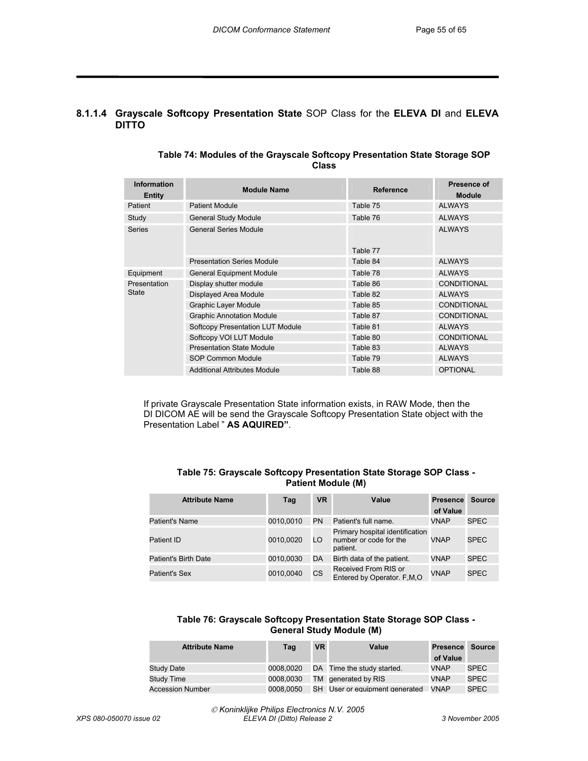#### 8.1.1.4 **Grayscale Softcopy Presentation State** SOP Class for the **ELEVA DI** and **ELEVA DITTO**

**Table 74: Modules of the Grayscale Softcopy Presentation State Storage SOP Class**

| Information Entity | Module Name | Reference | Presence of Module |
|---|---|---|---|
| Patient | Patient Module | Table 75 | ALWAYS |
| Study | General Study Module | Table 76 | ALWAYS |
| Series | General Series Module | Table 77 | ALWAYS |
| | Presentation Series Module | Table 84 | ALWAYS |
| Equipment | General Equipment Module | Table 78 | ALWAYS |
| Presentation State | Display shutter module | Table 86 | CONDITIONAL |
| | Displayed Area Module | Table 82 | ALWAYS |
| | Graphic Layer Module | Table 85 | CONDITIONAL |
| | Graphic Annotation Module | Table 87 | CONDITIONAL |
| | Softcopy Presentation LUT Module | Table 81 | ALWAYS |
| | Softcopy VOI LUT Module | Table 80 | CONDITIONAL |
| | Presentation State Module | Table 83 | ALWAYS |
| | SOP Common Module | Table 79 | ALWAYS |
| | Additional Attributes Module | Table 88 | OPTIONAL |

If private Grayscale Presentation State information exists, in RAW Mode, then the DI DICOM AE will be send the Grayscale Softcopy Presentation State object with the Presentation Label " **AS AQUIRED"**.

**Table 75: Grayscale Softcopy Presentation State Storage SOP Class - Patient Module (M)**

| Attribute Name | Tag | VR | Value | Presence of Value | Source |
|---|---|---|---|---|---|
| Patient's Name | 0010,0010 | PN | Patient's full name. | VNAP | SPEC |
| Patient ID | 0010,0020 | LO | Primary hospital identification number or code for the patient. | VNAP | SPEC |
| Patient's Birth Date | 0010,0030 | DA | Birth data of the patient. | VNAP | SPEC |
| Patient's Sex | 0010,0040 | CS | Received From RIS or Entered by Operator. F,M,O | VNAP | SPEC |

**Table 76: Grayscale Softcopy Presentation State Storage SOP Class - General Study Module (M)**

| Attribute Name | Tag | VR | Value | Presence of Value | Source |
|---|---|---|---|---|---|
| Study Date | 0008,0020 | DA | Time the study started. | VNAP | SPEC |
| Study Time | 0008,0030 | TM | generated by RIS | VNAP | SPEC |
| Accession Number | 0008,0050 | SH | User or equipment generated | VNAP | SPEC |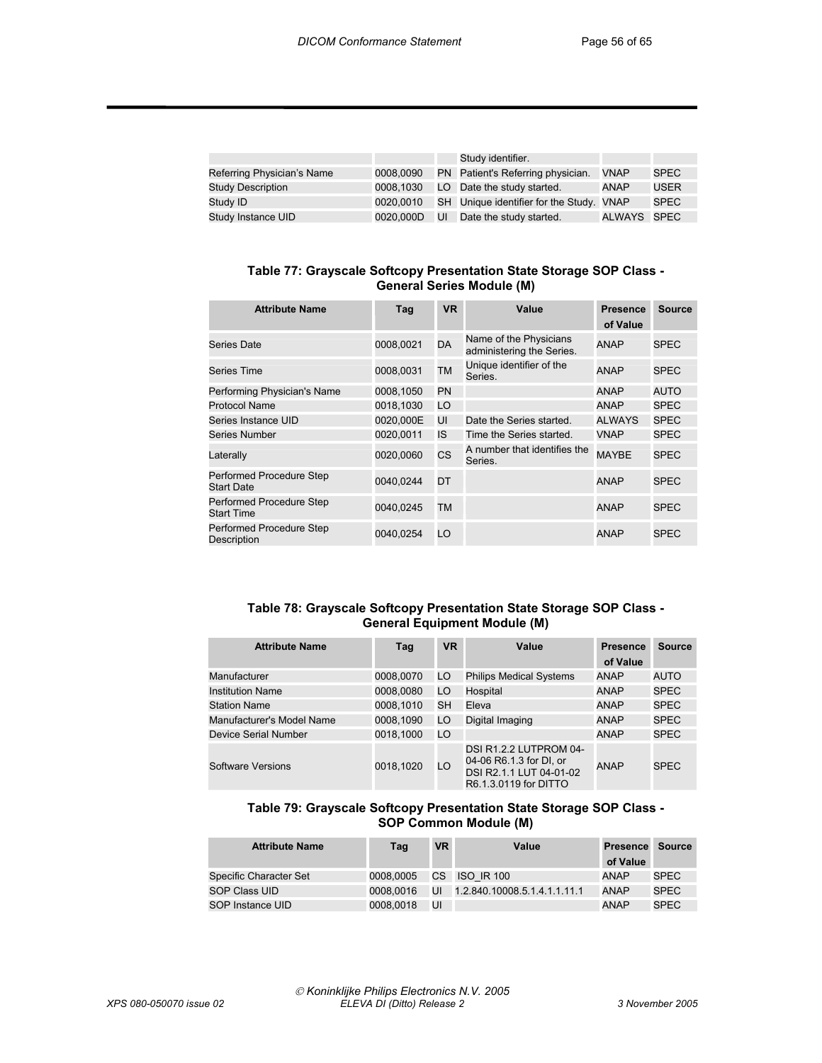| | | | | | |
|---|---|---|---|---|---|
| | | | Study identifier. | | |
| Referring Physician's Name | 0008,0090 | PN | Patient's Referring physician. | VNAP | SPEC |
| Study Description | 0008,1030 | LO | Date the study started. | ANAP | USER |
| Study ID | 0020,0010 | SH | Unique identifier for the Study. | VNAP | SPEC |
| Study Instance UID | 0020,000D | UI | Date the study started. | ALWAYS | SPEC |

**Table 77: Grayscale Softcopy Presentation State Storage SOP Class - General Series Module (M)**

| Attribute Name | Tag | VR | Value | Presence of Value | Source |
|---|---|---|---|---|---|
| Series Date | 0008,0021 | DA | Name of the Physicians administering the Series. | ANAP | SPEC |
| Series Time | 0008,0031 | TM | Unique identifier of the Series. | ANAP | SPEC |
| Performing Physician's Name | 0008,1050 | PN | | ANAP | AUTO |
| Protocol Name | 0018,1030 | LO | | ANAP | SPEC |
| Series Instance UID | 0020,000E | UI | Date the Series started. | ALWAYS | SPEC |
| Series Number | 0020,0011 | IS | Time the Series started. | VNAP | SPEC |
| Laterally | 0020,0060 | CS | A number that identifies the Series. | MAYBE | SPEC |
| Performed Procedure Step Start Date | 0040,0244 | DT | | ANAP | SPEC |
| Performed Procedure Step Start Time | 0040,0245 | TM | | ANAP | SPEC |
| Performed Procedure Step Description | 0040,0254 | LO | | ANAP | SPEC |

**Table 78: Grayscale Softcopy Presentation State Storage SOP Class - General Equipment Module (M)**

| Attribute Name | Tag | VR | Value | Presence of Value | Source |
|---|---|---|---|---|---|
| Manufacturer | 0008,0070 | LO | Philips Medical Systems | ANAP | AUTO |
| Institution Name | 0008,0080 | LO | Hospital | ANAP | SPEC |
| Station Name | 0008,1010 | SH | Eleva | ANAP | SPEC |
| Manufacturer's Model Name | 0008,1090 | LO | Digital Imaging | ANAP | SPEC |
| Device Serial Number | 0018,1000 | LO | | ANAP | SPEC |
| Software Versions | 0018,1020 | LO | DSI R1.2.2 LUTPROM 04-04-06 R6.1.3 for DI, or DSI R2.1.1 LUT 04-01-02 R6.1.3.0119 for DITTO | ANAP | SPEC |

**Table 79: Grayscale Softcopy Presentation State Storage SOP Class - SOP Common Module (M)**

| Attribute Name | Tag | VR | Value | Presence of Value | Source |
|---|---|---|---|---|---|
| Specific Character Set | 0008,0005 | CS | ISO_IR 100 | ANAP | SPEC |
| SOP Class UID | 0008,0016 | UI | 1.2.840.10008.5.1.4.1.1.11.1 | ANAP | SPEC |
| SOP Instance UID | 0008,0018 | UI | | ANAP | SPEC |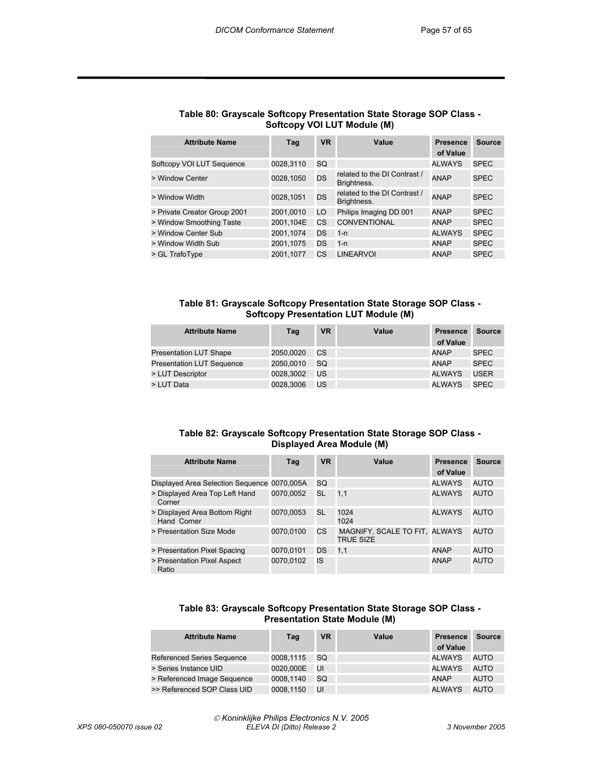**Table 80: Grayscale Softcopy Presentation State Storage SOP Class - Softcopy VOI LUT Module (M)**

| Attribute Name | Tag | VR | Value | Presence of Value | Source |
|---|---|---|---|---|---|
| Softcopy VOI LUT Sequence | 0028,3110 | SQ | | ALWAYS | SPEC |
| > Window Center | 0028,1050 | DS | related to the DI Contrast / Brightness. | ANAP | SPEC |
| > Window Width | 0028,1051 | DS | related to the DI Contrast / Brightness. | ANAP | SPEC |
| > Private Creator Group 2001 | 2001,0010 | LO | Philips Imaging DD 001 | ANAP | SPEC |
| > Window Smoothing Taste | 2001,104E | CS | CONVENTIONAL | ANAP | SPEC |
| > Window Center Sub | 2001,1074 | DS | 1-n | ALWAYS | SPEC |
| > Window Width Sub | 2001,1075 | DS | 1-n | ANAP | SPEC |
| > GL TrafoType | 2001,1077 | CS | LINEARVOI | ANAP | SPEC |

**Table 81: Grayscale Softcopy Presentation State Storage SOP Class - Softcopy Presentation LUT Module (M)**

| Attribute Name | Tag | VR | Value | Presence of Value | Source |
|---|---|---|---|---|---|
| Presentation LUT Shape | 2050,0020 | CS | | ANAP | SPEC |
| Presentation LUT Sequence | 2050,0010 | SQ | | ANAP | SPEC |
| > LUT Descriptor | 0028,3002 | US | | ALWAYS | USER |
| > LUT Data | 0028,3006 | US | | ALWAYS | SPEC |

**Table 82: Grayscale Softcopy Presentation State Storage SOP Class - Displayed Area Module (M)**

| Attribute Name | Tag | VR | Value | Presence of Value | Source |
|---|---|---|---|---|---|
| Displayed Area Selection Sequence | 0070,005A | SQ | | ALWAYS | AUTO |
| > Displayed Area Top Left Hand Corner | 0070,0052 | SL | 1,1 | ALWAYS | AUTO |
| > Displayed Area Bottom Right Hand Corner | 0070,0053 | SL | 1024 1024 | ALWAYS | AUTO |
| > Presentation Size Mode | 0070,0100 | CS | MAGNIFY, SCALE TO FIT, TRUE SIZE | ALWAYS | AUTO |
| > Presentation Pixel Spacing | 0070,0101 | DS | 1,1 | ANAP | AUTO |
| > Presentation Pixel Aspect Ratio | 0070,0102 | IS | | ANAP | AUTO |

**Table 83: Grayscale Softcopy Presentation State Storage SOP Class - Presentation State Module (M)**

| Attribute Name | Tag | VR | Value | Presence of Value | Source |
|---|---|---|---|---|---|
| Referenced Series Sequence | 0008,1115 | SQ | | ALWAYS | AUTO |
| > Series Instance UID | 0020,000E | UI | | ALWAYS | AUTO |
| > Referenced Image Sequence | 0008,1140 | SQ | | ANAP | AUTO |
| >> Referenced SOP Class UID | 0008,1150 | UI | | ALWAYS | AUTO |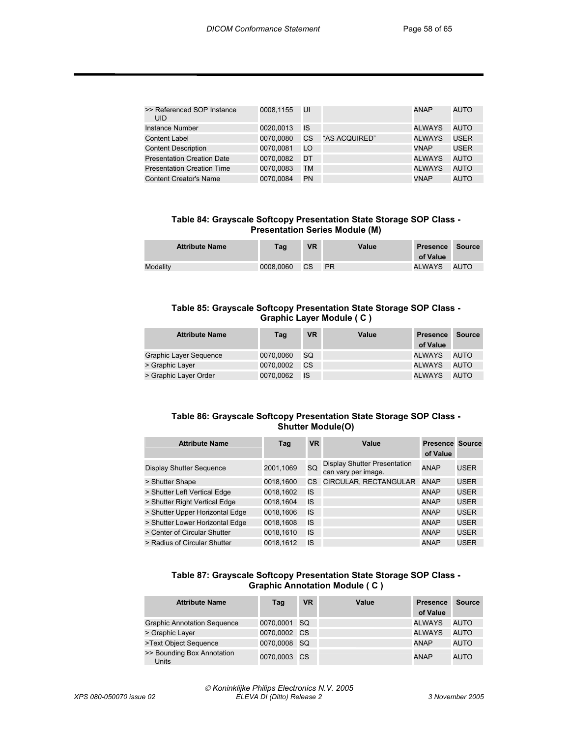| | | | | | |
|---|---|---|---|---|---|
| >> Referenced SOP Instance UID | 0008,1155 | UI | | ANAP | AUTO |
| Instance Number | 0020,0013 | IS | | ALWAYS | AUTO |
| Content Label | 0070,0080 | CS | "AS ACQUIRED" | ALWAYS | USER |
| Content Description | 0070,0081 | LO | | VNAP | USER |
| Presentation Creation Date | 0070,0082 | DT | | ALWAYS | AUTO |
| Presentation Creation Time | 0070,0083 | TM | | ALWAYS | AUTO |
| Content Creator's Name | 0070,0084 | PN | | VNAP | AUTO |

**Table 84: Grayscale Softcopy Presentation State Storage SOP Class - Presentation Series Module (M)**

| Attribute Name | Tag | VR | Value | Presence of Value | Source |
|---|---|---|---|---|---|
| Modality | 0008,0060 | CS | PR | ALWAYS | AUTO |

**Table 85: Grayscale Softcopy Presentation State Storage SOP Class - Graphic Layer Module ( C )**

| Attribute Name | Tag | VR | Value | Presence of Value | Source |
|---|---|---|---|---|---|
| Graphic Layer Sequence | 0070,0060 | SQ | | ALWAYS | AUTO |
| > Graphic Layer | 0070,0002 | CS | | ALWAYS | AUTO |
| > Graphic Layer Order | 0070,0062 | IS | | ALWAYS | AUTO |

**Table 86: Grayscale Softcopy Presentation State Storage SOP Class - Shutter Module(O)**

| Attribute Name | Tag | VR | Value | Presence of Value | Source |
|---|---|---|---|---|---|
| Display Shutter Sequence | 2001,1069 | SQ | Display Shutter Presentation can vary per image. | ANAP | USER |
| > Shutter Shape | 0018,1600 | CS | CIRCULAR, RECTANGULAR | ANAP | USER |
| > Shutter Left Vertical Edge | 0018,1602 | IS | | ANAP | USER |
| > Shutter Right Vertical Edge | 0018,1604 | IS | | ANAP | USER |
| > Shutter Upper Horizontal Edge | 0018,1606 | IS | | ANAP | USER |
| > Shutter Lower Horizontal Edge | 0018,1608 | IS | | ANAP | USER |
| > Center of Circular Shutter | 0018,1610 | IS | | ANAP | USER |
| > Radius of Circular Shutter | 0018,1612 | IS | | ANAP | USER |

**Table 87: Grayscale Softcopy Presentation State Storage SOP Class - Graphic Annotation Module ( C )**

| Attribute Name | Tag | VR | Value | Presence of Value | Source |
|---|---|---|---|---|---|
| Graphic Annotation Sequence | 0070,0001 | SQ | | ALWAYS | AUTO |
| > Graphic Layer | 0070,0002 | CS | | ALWAYS | AUTO |
| >Text Object Sequence | 0070,0008 | SQ | | ANAP | AUTO |
| >> Bounding Box Annotation Units | 0070,0003 | CS | | ANAP | AUTO |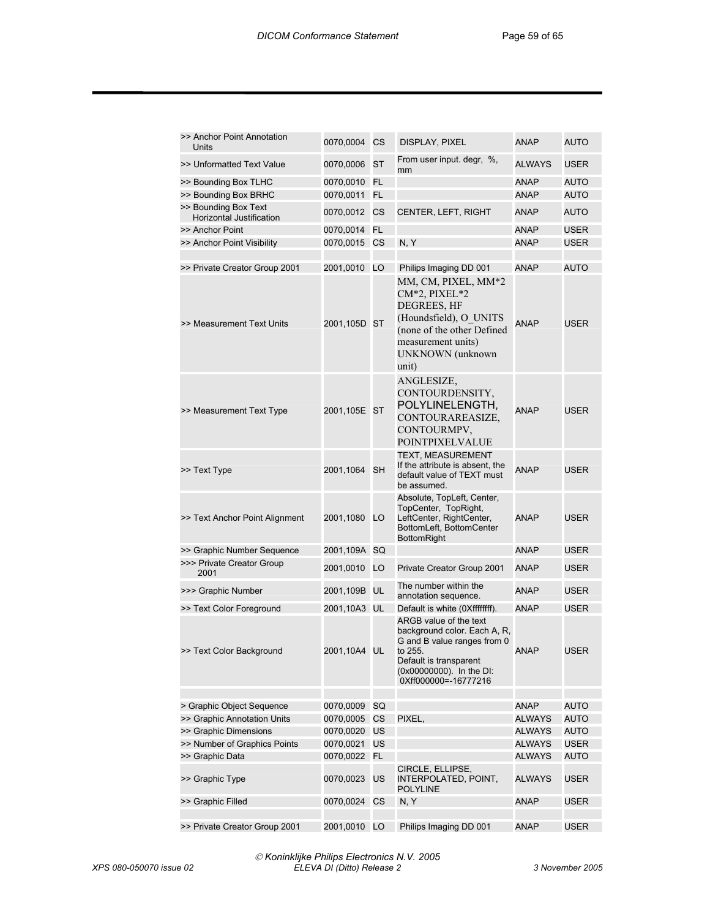| | | | | | |
|---|---|---|---|---|---|
| >> Anchor Point Annotation Units | 0070,0004 | CS | DISPLAY, PIXEL | ANAP | AUTO |
| >> Unformatted Text Value | 0070,0006 | ST | From user input. degr, %, mm | ALWAYS | USER |
| >> Bounding Box TLHC | 0070,0010 | FL | | ANAP | AUTO |
| >> Bounding Box BRHC | 0070,0011 | FL | | ANAP | AUTO |
| >> Bounding Box Text Horizontal Justification | 0070,0012 | CS | CENTER, LEFT, RIGHT | ANAP | AUTO |
| >> Anchor Point | 0070,0014 | FL | | ANAP | USER |
| >> Anchor Point Visibility | 0070,0015 | CS | N, Y | ANAP | USER |
| | | | | | |
| >> Private Creator Group 2001 | 2001,0010 | LO | Philips Imaging DD 001 | ANAP | AUTO |
| >> Measurement Text Units | 2001,105D | ST | MM, CM, PIXEL, MM*2 CM*2, PIXEL*2 DEGREES, HF (Houndsfield), O_UNITS (none of the other Defined measurement units) UNKNOWN (unknown unit) | ANAP | USER |
| >> Measurement Text Type | 2001,105E | ST | ANGLESIZE, CONTOURDENSITY, POLYLINELENGTH, CONTOURAREASIZE, CONTOURMPV, POINTPIXELVALUE | ANAP | USER |
| >> Text Type | 2001,1064 | SH | TEXT, MEASUREMENT If the attribute is absent, the default value of TEXT must be assumed. | ANAP | USER |
| >> Text Anchor Point Alignment | 2001,1080 | LO | Absolute, TopLeft, Center, TopCenter, TopRight, LeftCenter, RightCenter, BottomLeft, BottomCenter BottomRight | ANAP | USER |
| >> Graphic Number Sequence | 2001,109A | SQ | | ANAP | USER |
| >>> Private Creator Group 2001 | 2001,0010 | LO | Private Creator Group 2001 | ANAP | USER |
| >>> Graphic Number | 2001,109B | UL | The number within the annotation sequence. | ANAP | USER |
| >> Text Color Foreground | 2001,10A3 | UL | Default is white (0Xffffffff). | ANAP | USER |
| >> Text Color Background | 2001,10A4 | UL | ARGB value of the text background color. Each A, R, G and B value ranges from 0 to 255. Default is transparent (0x00000000). In the DI: 0Xff000000=-16777216 | ANAP | USER |
| | | | | | |
| > Graphic Object Sequence | 0070,0009 | SQ | | ANAP | AUTO |
| >> Graphic Annotation Units | 0070,0005 | CS | PIXEL, | ALWAYS | AUTO |
| >> Graphic Dimensions | 0070,0020 | US | | ALWAYS | AUTO |
| >> Number of Graphics Points | 0070,0021 | US | | ALWAYS | USER |
| >> Graphic Data | 0070,0022 | FL | | ALWAYS | AUTO |
| >> Graphic Type | 0070,0023 | US | CIRCLE, ELLIPSE, INTERPOLATED, POINT, POLYLINE | ALWAYS | USER |
| >> Graphic Filled | 0070,0024 | CS | N, Y | ANAP | USER |
| | | | | | |
| >> Private Creator Group 2001 | 2001,0010 | LO | Philips Imaging DD 001 | ANAP | USER |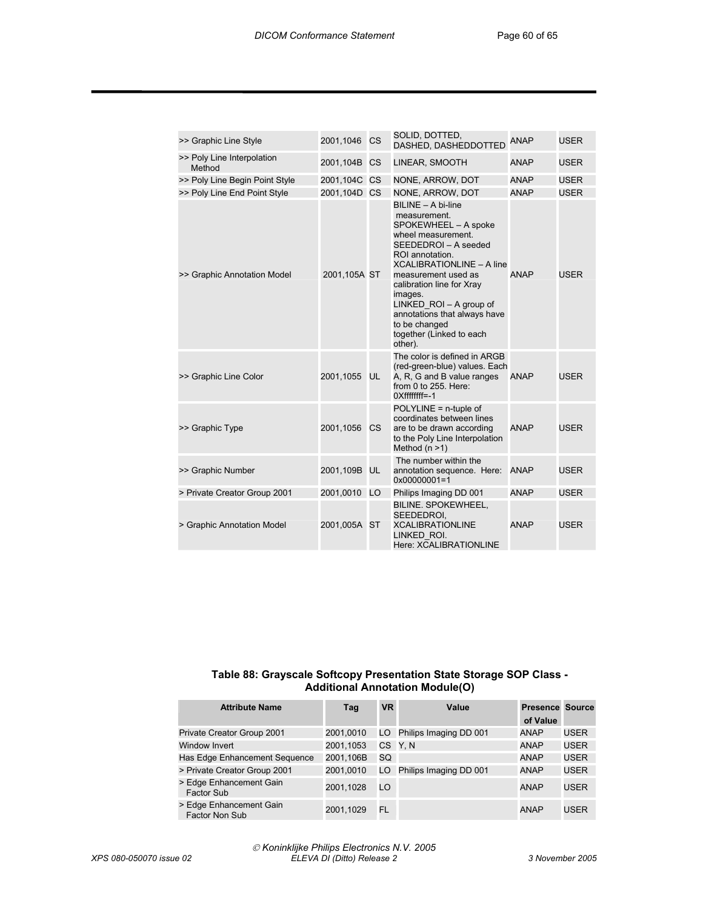| | | | | | |
|---|---|---|---|---|---|
| >> Graphic Line Style | 2001,1046 | CS | SOLID, DOTTED, DASHED, DASHEDDOTTED | ANAP | USER |
| >> Poly Line Interpolation Method | 2001,104B | CS | LINEAR, SMOOTH | ANAP | USER |
| >> Poly Line Begin Point Style | 2001,104C | CS | NONE, ARROW, DOT | ANAP | USER |
| >> Poly Line End Point Style | 2001,104D | CS | NONE, ARROW, DOT | ANAP | USER |
| >> Graphic Annotation Model | 2001,105A | ST | BILINE – A bi-line measurement. SPOKEWHEEL – A spoke wheel measurement. SEEDEDROI – A seeded ROI annotation. XCALIBRATIONLINE – A line measurement used as calibration line for Xray images. LINKED_ROI – A group of annotations that always have to be changed together (Linked to each other). | ANAP | USER |
| >> Graphic Line Color | 2001,1055 | UL | The color is defined in ARGB (red-green-blue) values. Each A, R, G and B value ranges from 0 to 255. Here: 0Xffffffff=-1 | ANAP | USER |
| >> Graphic Type | 2001,1056 | CS | POLYLINE = n-tuple of coordinates between lines are to be drawn according to the Poly Line Interpolation Method (n >1) | ANAP | USER |
| >> Graphic Number | 2001,109B | UL | The number within the annotation sequence. Here: 0x00000001=1 | ANAP | USER |
| > Private Creator Group 2001 | 2001,0010 | LO | Philips Imaging DD 001 | ANAP | USER |
| > Graphic Annotation Model | 2001,005A | ST | BILINE. SPOKEWHEEL, SEEDEDROI, XCALIBRATIONLINE LINKED_ROI. Here: XCALIBRATIONLINE | ANAP | USER |

**Table 88: Grayscale Softcopy Presentation State Storage SOP Class - Additional Annotation Module(O)**

| Attribute Name | Tag | VR | Value | Presence of Value | Source |
|---|---|---|---|---|---|
| Private Creator Group 2001 | 2001,0010 | LO | Philips Imaging DD 001 | ANAP | USER |
| Window Invert | 2001,1053 | CS | Y, N | ANAP | USER |
| Has Edge Enhancement Sequence | 2001,106B | SQ | | ANAP | USER |
| > Private Creator Group 2001 | 2001,0010 | LO | Philips Imaging DD 001 | ANAP | USER |
| > Edge Enhancement Gain Factor Sub | 2001,1028 | LO | | ANAP | USER |
| > Edge Enhancement Gain Factor Non Sub | 2001,1029 | FL | | ANAP | USER |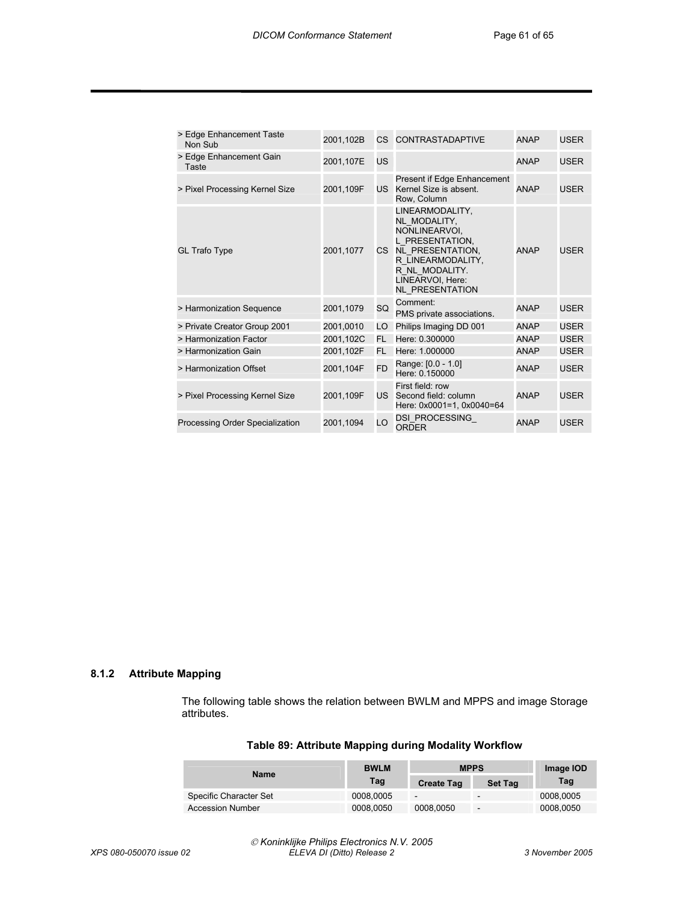| > Edge Enhancement Taste Non Sub | 2001,102B | CS | CONTRASTADAPTIVE | ANAP | USER |
|---|---|---|---|---|---|
| > Edge Enhancement Gain Taste | 2001,107E | US | | ANAP | USER |
| > Pixel Processing Kernel Size | 2001,109F | US | Present if Edge Enhancement Kernel Size is absent. Row, Column | ANAP | USER |
| GL Trafo Type | 2001,1077 | CS | LINEARMODALITY, NL_MODALITY, NONLINEARVOI, L_PRESENTATION, NL_PRESENTATION, R_LINEARMODALITY, R_NL_MODALITY. LINEARVOI, Here: NL_PRESENTATION | ANAP | USER |
| > Harmonization Sequence | 2001,1079 | SQ | Comment: PMS private associations. | ANAP | USER |
| > Private Creator Group 2001 | 2001,0010 | LO | Philips Imaging DD 001 | ANAP | USER |
| > Harmonization Factor | 2001,102C | FL | Here: 0.300000 | ANAP | USER |
| > Harmonization Gain | 2001,102F | FL | Here: 1.000000 | ANAP | USER |
| > Harmonization Offset | 2001,104F | FD | Range: [0.0 - 1.0] Here: 0.150000 | ANAP | USER |
| > Pixel Processing Kernel Size | 2001,109F | US | First field: row Second field: column Here: 0x0001=1, 0x0040=64 | ANAP | USER |
| Processing Order Specialization | 2001,1094 | LO | DSI_PROCESSING_ ORDER | ANAP | USER |

### 8.1.2 Attribute Mapping

The following table shows the relation between BWLM and MPPS and image Storage attributes.

**Table 89: Attribute Mapping during Modality Workflow**

| Name | BWLM | MPPS | | Image IOD |
|---|---|---|---|---|
| | Tag | Create Tag | Set Tag | Tag |
| Specific Character Set | 0008,0005 | - | - | 0008,0005 |
| Accession Number | 0008,0050 | 0008,0050 | - | 0008,0050 |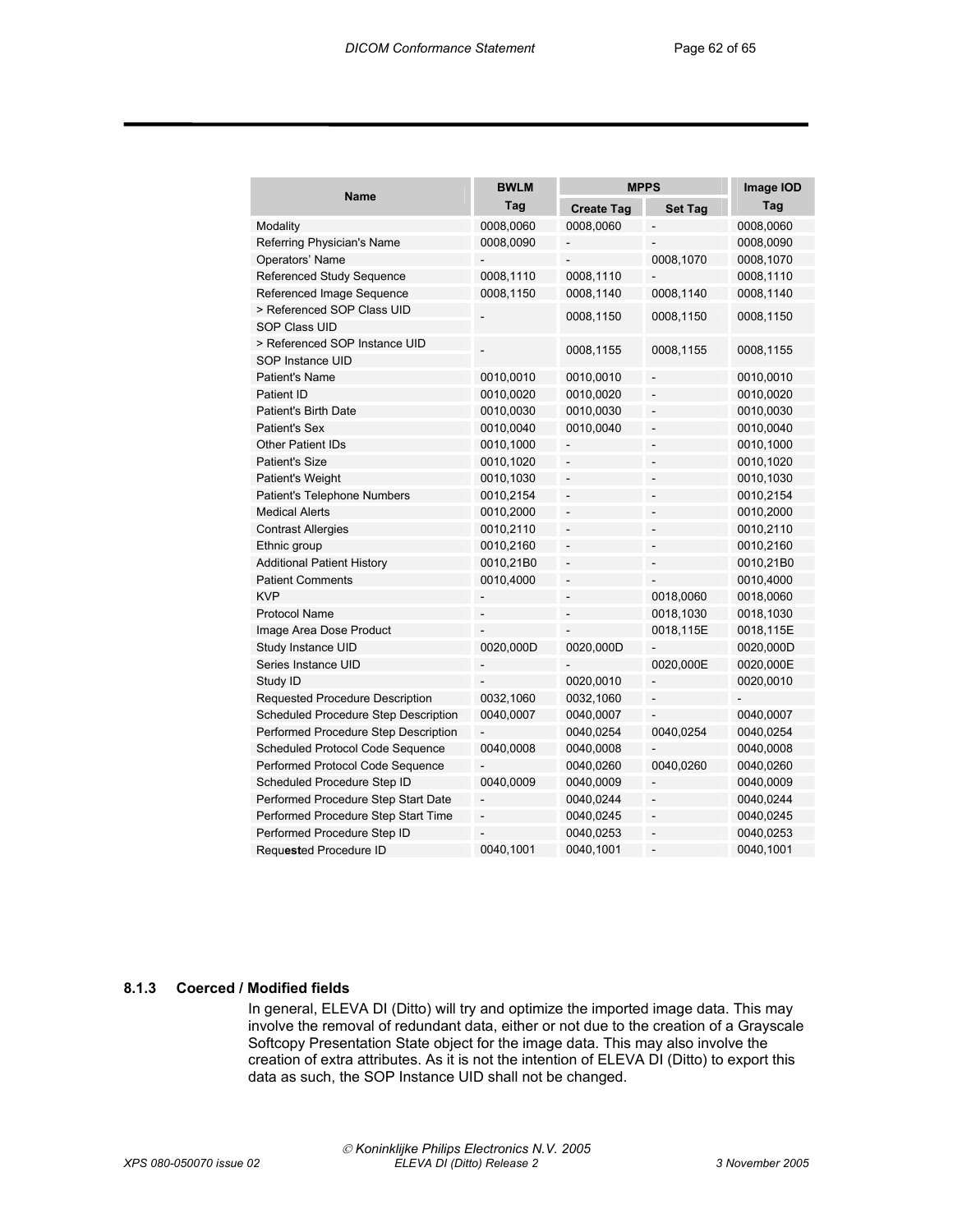| Name | BWLM | MPPS | | Image IOD |
|---|---|---|---|---|
| | Tag | Create Tag | Set Tag | Tag |
| Modality | 0008,0060 | 0008,0060 | - | 0008,0060 |
| Referring Physician's Name | 0008,0090 | - | - | 0008,0090 |
| Operators' Name | - | - | 0008,1070 | 0008,1070 |
| Referenced Study Sequence | 0008,1110 | 0008,1110 | - | 0008,1110 |
| Referenced Image Sequence | 0008,1150 | 0008,1140 | 0008,1140 | 0008,1140 |
| > Referenced SOP Class UID<br>SOP Class UID | - | 0008,1150 | 0008,1150 | 0008,1150 |
| > Referenced SOP Instance UID<br>SOP Instance UID | - | 0008,1155 | 0008,1155 | 0008,1155 |
| Patient's Name | 0010,0010 | 0010,0010 | - | 0010,0010 |
| Patient ID | 0010,0020 | 0010,0020 | - | 0010,0020 |
| Patient's Birth Date | 0010,0030 | 0010,0030 | - | 0010,0030 |
| Patient's Sex | 0010,0040 | 0010,0040 | - | 0010,0040 |
| Other Patient IDs | 0010,1000 | - | - | 0010,1000 |
| Patient's Size | 0010,1020 | - | - | 0010,1020 |
| Patient's Weight | 0010,1030 | - | - | 0010,1030 |
| Patient's Telephone Numbers | 0010,2154 | - | - | 0010,2154 |
| Medical Alerts | 0010,2000 | - | - | 0010,2000 |
| Contrast Allergies | 0010,2110 | - | - | 0010,2110 |
| Ethnic group | 0010,2160 | - | - | 0010,2160 |
| Additional Patient History | 0010,21B0 | - | - | 0010,21B0 |
| Patient Comments | 0010,4000 | - | - | 0010,4000 |
| KVP | - | - | 0018,0060 | 0018,0060 |
| Protocol Name | - | - | 0018,1030 | 0018,1030 |
| Image Area Dose Product | - | - | 0018,115E | 0018,115E |
| Study Instance UID | 0020,000D | 0020,000D | - | 0020,000D |
| Series Instance UID | - | - | 0020,000E | 0020,000E |
| Study ID | - | 0020,0010 | - | 0020,0010 |
| Requested Procedure Description | 0032,1060 | 0032,1060 | - | - |
| Scheduled Procedure Step Description | 0040,0007 | 0040,0007 | - | 0040,0007 |
| Performed Procedure Step Description | - | 0040,0254 | 0040,0254 | 0040,0254 |
| Scheduled Protocol Code Sequence | 0040,0008 | 0040,0008 | - | 0040,0008 |
| Performed Protocol Code Sequence | - | 0040,0260 | 0040,0260 | 0040,0260 |
| Scheduled Procedure Step ID | 0040,0009 | 0040,0009 | - | 0040,0009 |
| Performed Procedure Step Start Date | - | 0040,0244 | - | 0040,0244 |
| Performed Procedure Step Start Time | - | 0040,0245 | - | 0040,0245 |
| Performed Procedure Step ID | - | 0040,0253 | - | 0040,0253 |
| Requ**est**ed Procedure ID | 0040,1001 | 0040,1001 | - | 0040,1001 |

### 8.1.3 Coerced / Modified fields

In general, ELEVA DI (Ditto) will try and optimize the imported image data. This may involve the removal of redundant data, either or not due to the creation of a Grayscale Softcopy Presentation State object for the image data. This may also involve the creation of extra attributes. As it is not the intention of ELEVA DI (Ditto) to export this data as such, the SOP Instance UID shall not be changed.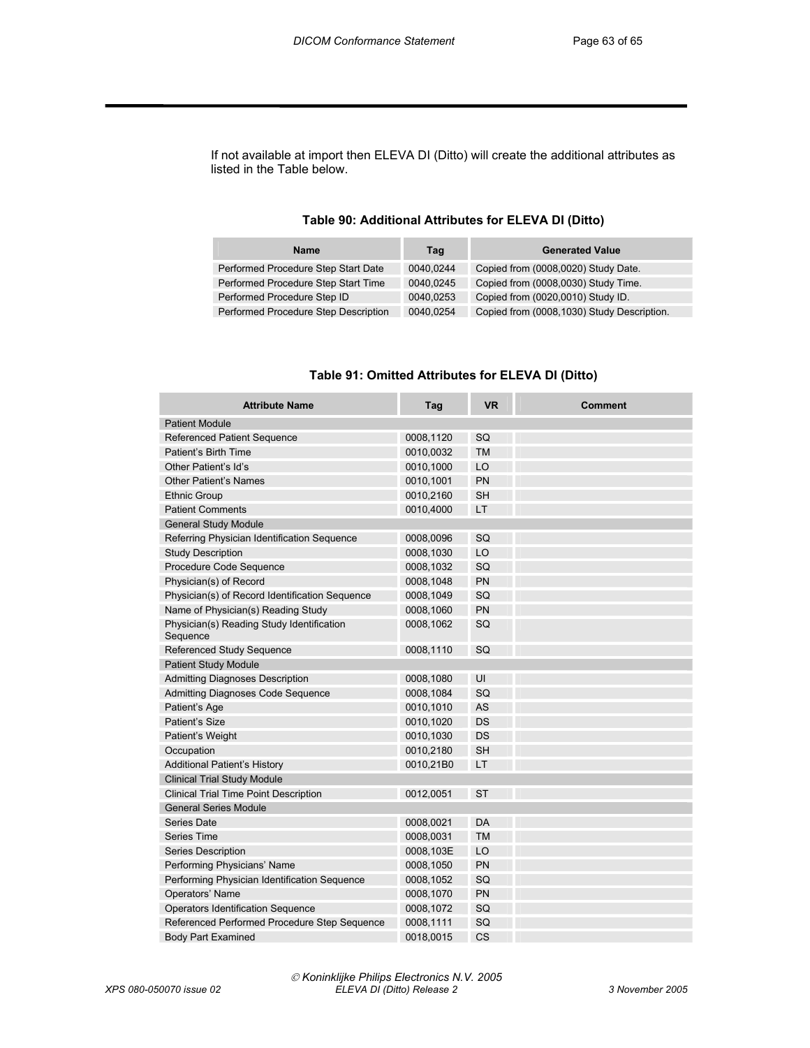If not available at import then ELEVA DI (Ditto) will create the additional attributes as listed in the Table below.

**Table 90: Additional Attributes for ELEVA DI (Ditto)**

| Name | Tag | Generated Value |
|---|---|---|
| Performed Procedure Step Start Date | 0040,0244 | Copied from (0008,0020) Study Date. |
| Performed Procedure Step Start Time | 0040,0245 | Copied from (0008,0030) Study Time. |
| Performed Procedure Step ID | 0040,0253 | Copied from (0020,0010) Study ID. |
| Performed Procedure Step Description | 0040,0254 | Copied from (0008,1030) Study Description. |

**Table 91: Omitted Attributes for ELEVA DI (Ditto)**

| Attribute Name | Tag | VR | Comment |
|---|---|---|---|
| Patient Module | | | |
| Referenced Patient Sequence | 0008,1120 | SQ | |
| Patient's Birth Time | 0010,0032 | TM | |
| Other Patient's Id's | 0010,1000 | LO | |
| Other Patient's Names | 0010,1001 | PN | |
| Ethnic Group | 0010,2160 | SH | |
| Patient Comments | 0010,4000 | LT | |
| General Study Module | | | |
| Referring Physician Identification Sequence | 0008,0096 | SQ | |
| Study Description | 0008,1030 | LO | |
| Procedure Code Sequence | 0008,1032 | SQ | |
| Physician(s) of Record | 0008,1048 | PN | |
| Physician(s) of Record Identification Sequence | 0008,1049 | SQ | |
| Name of Physician(s) Reading Study | 0008,1060 | PN | |
| Physician(s) Reading Study Identification Sequence | 0008,1062 | SQ | |
| Referenced Study Sequence | 0008,1110 | SQ | |
| Patient Study Module | | | |
| Admitting Diagnoses Description | 0008,1080 | UI | |
| Admitting Diagnoses Code Sequence | 0008,1084 | SQ | |
| Patient's Age | 0010,1010 | AS | |
| Patient's Size | 0010,1020 | DS | |
| Patient's Weight | 0010,1030 | DS | |
| Occupation | 0010,2180 | SH | |
| Additional Patient's History | 0010,21B0 | LT | |
| Clinical Trial Study Module | | | |
| Clinical Trial Time Point Description | 0012,0051 | ST | |
| General Series Module | | | |
| Series Date | 0008,0021 | DA | |
| Series Time | 0008,0031 | TM | |
| Series Description | 0008,103E | LO | |
| Performing Physicians' Name | 0008,1050 | PN | |
| Performing Physician Identification Sequence | 0008,1052 | SQ | |
| Operators' Name | 0008,1070 | PN | |
| Operators Identification Sequence | 0008,1072 | SQ | |
| Referenced Performed Procedure Step Sequence | 0008,1111 | SQ | |
| Body Part Examined | 0018,0015 | CS | |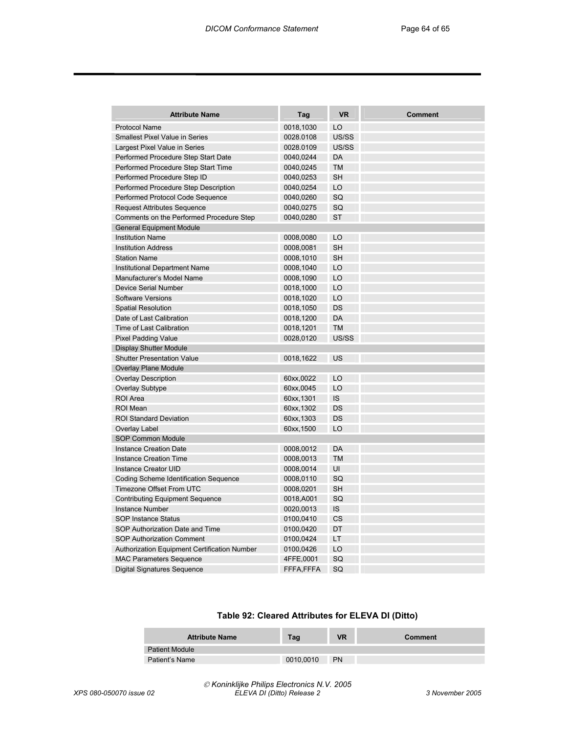| Attribute Name | Tag | VR | Comment |
|---|---|---|---|
| Protocol Name | 0018,1030 | LO | |
| Smallest Pixel Value in Series | 0028.0108 | US/SS | |
| Largest Pixel Value in Series | 0028.0109 | US/SS | |
| Performed Procedure Step Start Date | 0040,0244 | DA | |
| Performed Procedure Step Start Time | 0040,0245 | TM | |
| Performed Procedure Step ID | 0040,0253 | SH | |
| Performed Procedure Step Description | 0040,0254 | LO | |
| Performed Protocol Code Sequence | 0040,0260 | SQ | |
| Request Attributes Sequence | 0040,0275 | SQ | |
| Comments on the Performed Procedure Step | 0040,0280 | ST | |
| General Equipment Module | | | |
| Institution Name | 0008,0080 | LO | |
| Institution Address | 0008,0081 | SH | |
| Station Name | 0008,1010 | SH | |
| Institutional Department Name | 0008,1040 | LO | |
| Manufacturer's Model Name | 0008,1090 | LO | |
| Device Serial Number | 0018,1000 | LO | |
| Software Versions | 0018,1020 | LO | |
| Spatial Resolution | 0018,1050 | DS | |
| Date of Last Calibration | 0018,1200 | DA | |
| Time of Last Calibration | 0018,1201 | TM | |
| Pixel Padding Value | 0028,0120 | US/SS | |
| Display Shutter Module | | | |
| Shutter Presentation Value | 0018,1622 | US | |
| Overlay Plane Module | | | |
| Overlay Description | 60xx,0022 | LO | |
| Overlay Subtype | 60xx,0045 | LO | |
| ROI Area | 60xx,1301 | IS | |
| ROI Mean | 60xx,1302 | DS | |
| ROI Standard Deviation | 60xx,1303 | DS | |
| Overlay Label | 60xx,1500 | LO | |
| SOP Common Module | | | |
| Instance Creation Date | 0008,0012 | DA | |
| Instance Creation Time | 0008,0013 | TM | |
| Instance Creator UID | 0008,0014 | UI | |
| Coding Scheme Identification Sequence | 0008,0110 | SQ | |
| Timezone Offset From UTC | 0008,0201 | SH | |
| Contributing Equipment Sequence | 0018,A001 | SQ | |
| Instance Number | 0020,0013 | IS | |
| SOP Instance Status | 0100,0410 | CS | |
| SOP Authorization Date and Time | 0100,0420 | DT | |
| SOP Authorization Comment | 0100,0424 | LT | |
| Authorization Equipment Certification Number | 0100,0426 | LO | |
| MAC Parameters Sequence | 4FFE,0001 | SQ | |
| Digital Signatures Sequence | FFFA,FFFA | SQ | |

**Table 92: Cleared Attributes for ELEVA DI (Ditto)**

| Attribute Name | Tag | VR | Comment |
|---|---|---|---|
| Patient Module | | | |
| Patient's Name | 0010,0010 | PN | |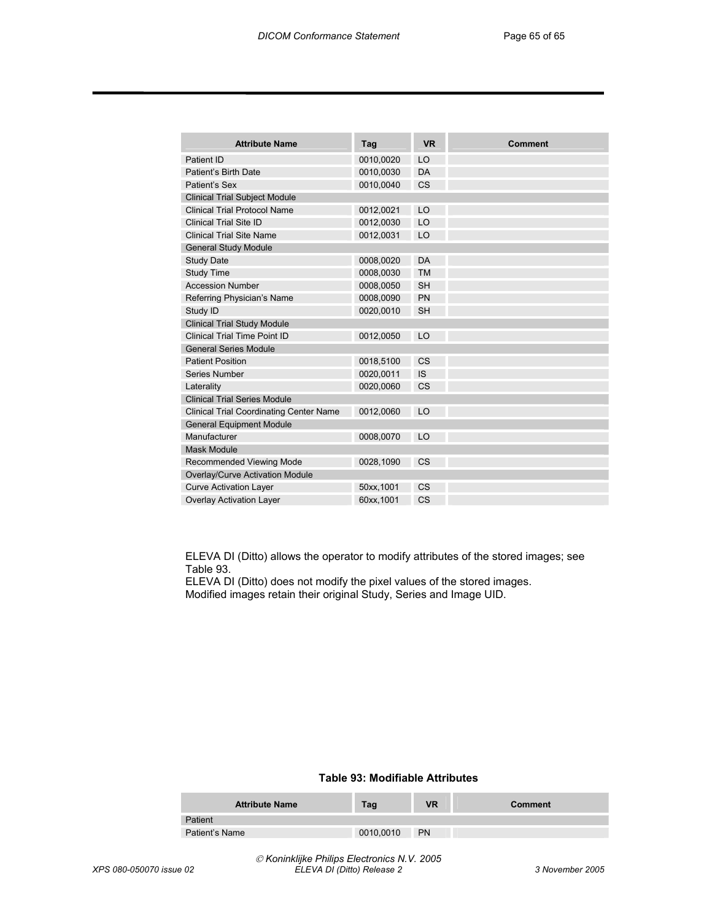| Attribute Name | Tag | VR | Comment |
|---|---|---|---|
| Patient ID | 0010,0020 | LO | |
| Patient's Birth Date | 0010,0030 | DA | |
| Patient's Sex | 0010,0040 | CS | |
| Clinical Trial Subject Module | | | |
| Clinical Trial Protocol Name | 0012,0021 | LO | |
| Clinical Trial Site ID | 0012,0030 | LO | |
| Clinical Trial Site Name | 0012,0031 | LO | |
| General Study Module | | | |
| Study Date | 0008,0020 | DA | |
| Study Time | 0008,0030 | TM | |
| Accession Number | 0008,0050 | SH | |
| Referring Physician's Name | 0008,0090 | PN | |
| Study ID | 0020,0010 | SH | |
| Clinical Trial Study Module | | | |
| Clinical Trial Time Point ID | 0012,0050 | LO | |
| General Series Module | | | |
| Patient Position | 0018,5100 | CS | |
| Series Number | 0020,0011 | IS | |
| Laterality | 0020,0060 | CS | |
| Clinical Trial Series Module | | | |
| Clinical Trial Coordinating Center Name | 0012,0060 | LO | |
| General Equipment Module | | | |
| Manufacturer | 0008,0070 | LO | |
| Mask Module | | | |
| Recommended Viewing Mode | 0028,1090 | CS | |
| Overlay/Curve Activation Module | | | |
| Curve Activation Layer | 50xx,1001 | CS | |
| Overlay Activation Layer | 60xx,1001 | CS | |

ELEVA DI (Ditto) allows the operator to modify attributes of the stored images; see Table 93.
ELEVA DI (Ditto) does not modify the pixel values of the stored images.
Modified images retain their original Study, Series and Image UID.

**Table 93: Modifiable Attributes**

| Attribute Name | Tag | VR | Comment |
|---|---|---|---|
| Patient | | | |
| Patient's Name | 0010,0010 | PN | |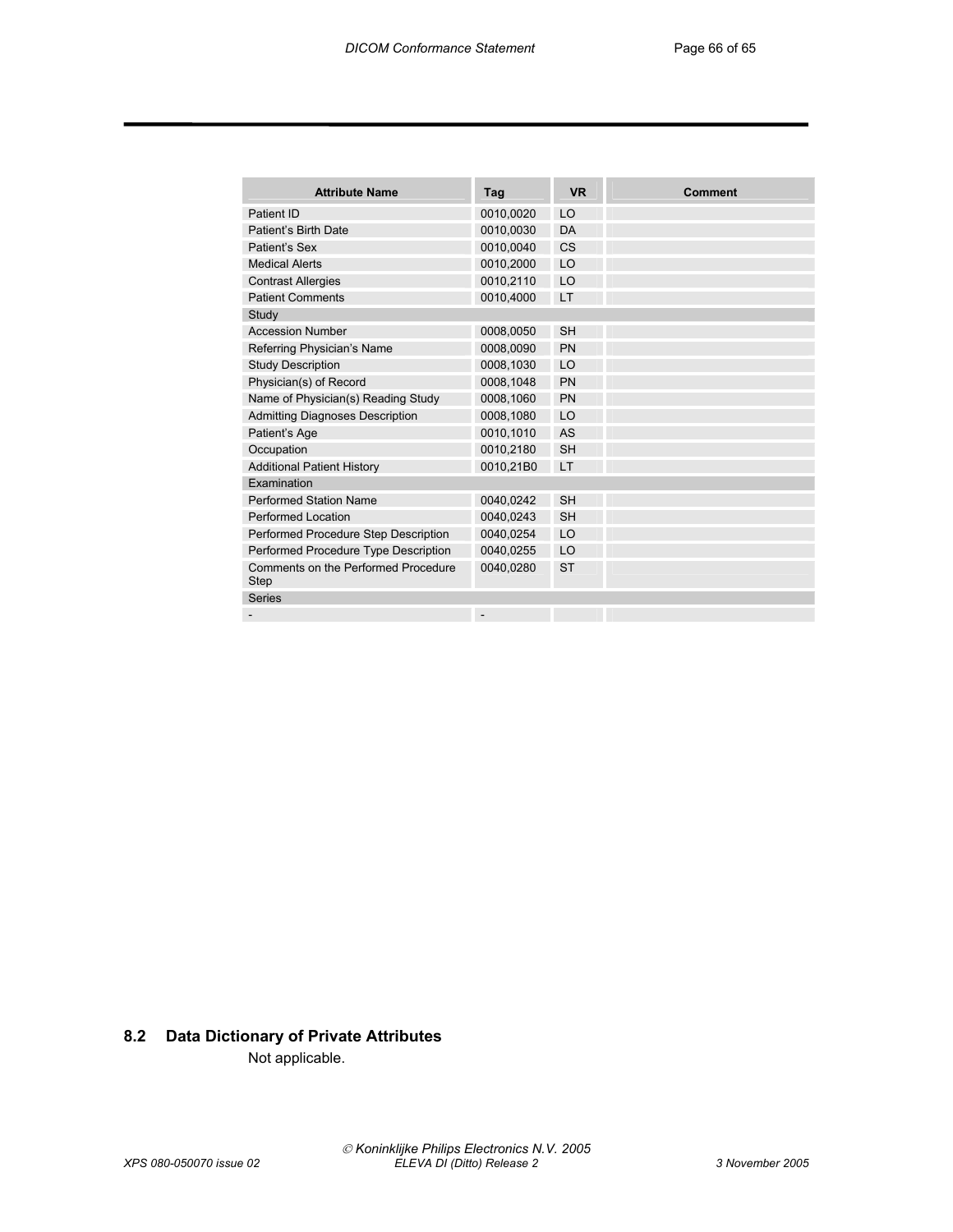| Attribute Name | Tag | VR | Comment |
|---|---|---|---|
| Patient ID | 0010,0020 | LO | |
| Patient's Birth Date | 0010,0030 | DA | |
| Patient's Sex | 0010,0040 | CS | |
| Medical Alerts | 0010,2000 | LO | |
| Contrast Allergies | 0010,2110 | LO | |
| Patient Comments | 0010,4000 | LT | |
| Study | | | |
| Accession Number | 0008,0050 | SH | |
| Referring Physician's Name | 0008,0090 | PN | |
| Study Description | 0008,1030 | LO | |
| Physician(s) of Record | 0008,1048 | PN | |
| Name of Physician(s) Reading Study | 0008,1060 | PN | |
| Admitting Diagnoses Description | 0008,1080 | LO | |
| Patient's Age | 0010,1010 | AS | |
| Occupation | 0010,2180 | SH | |
| Additional Patient History | 0010,21B0 | LT | |
| Examination | | | |
| Performed Station Name | 0040,0242 | SH | |
| Performed Location | 0040,0243 | SH | |
| Performed Procedure Step Description | 0040,0254 | LO | |
| Performed Procedure Type Description | 0040,0255 | LO | |
| Comments on the Performed Procedure Step | 0040,0280 | ST | |
| Series | | | |
| - | - | | |

## 8.2 Data Dictionary of Private Attributes

Not applicable.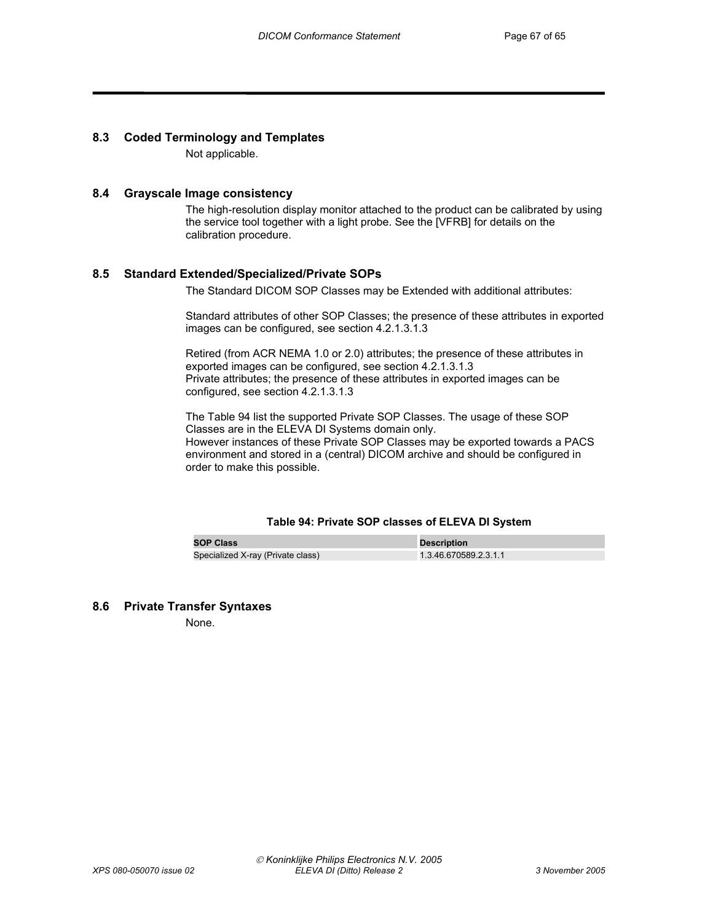### 8.3 Coded Terminology and Templates

Not applicable.

### 8.4 Grayscale Image consistency

The high-resolution display monitor attached to the product can be calibrated by using the service tool together with a light probe. See the [VFRB] for details on the calibration procedure.

### 8.5 Standard Extended/Specialized/Private SOPs

The Standard DICOM SOP Classes may be Extended with additional attributes:

Standard attributes of other SOP Classes; the presence of these attributes in exported images can be configured, see section 4.2.1.3.1.3

Retired (from ACR NEMA 1.0 or 2.0) attributes; the presence of these attributes in exported images can be configured, see section 4.2.1.3.1.3
Private attributes; the presence of these attributes in exported images can be configured, see section 4.2.1.3.1.3

The Table 94 list the supported Private SOP Classes. The usage of these SOP Classes are in the ELEVA DI Systems domain only.
However instances of these Private SOP Classes may be exported towards a PACS environment and stored in a (central) DICOM archive and should be configured in order to make this possible.

**Table 94: Private SOP classes of ELEVA DI System**

| SOP Class | Description |
|---|---|
| Specialized X-ray (Private class) | 1.3.46.670589.2.3.1.1 |

### 8.6 Private Transfer Syntaxes

None.